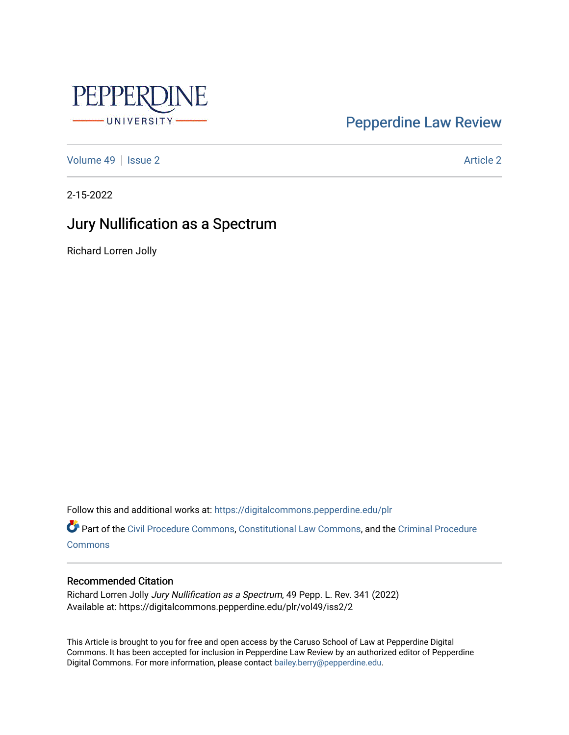Pepperdine Law Review

Volume 49 | Issue 2 | Article 2

2-15-2022

# Jury Nullification as a Spectrum

Richard Lorren Jolly

Follow this and additional works at: https://digitalcommons.pepperdine.edu/plr

Part of the Civil Procedure Commons, Constitutional Law Commons, and the Criminal Procedure Commons

## Recommended Citation

Richard Lorren Jolly *Jury Nullification as a Spectrum*, 49 Pepp. L. Rev. 341 (2022)
Available at: https://digitalcommons.pepperdine.edu/plr/vol49/iss2/2

This Article is brought to you for free and open access by the Caruso School of Law at Pepperdine Digital Commons. It has been accepted for inclusion in Pepperdine Law Review by an authorized editor of Pepperdine Digital Commons. For more information, please contact bailey.berry@pepperdine.edu.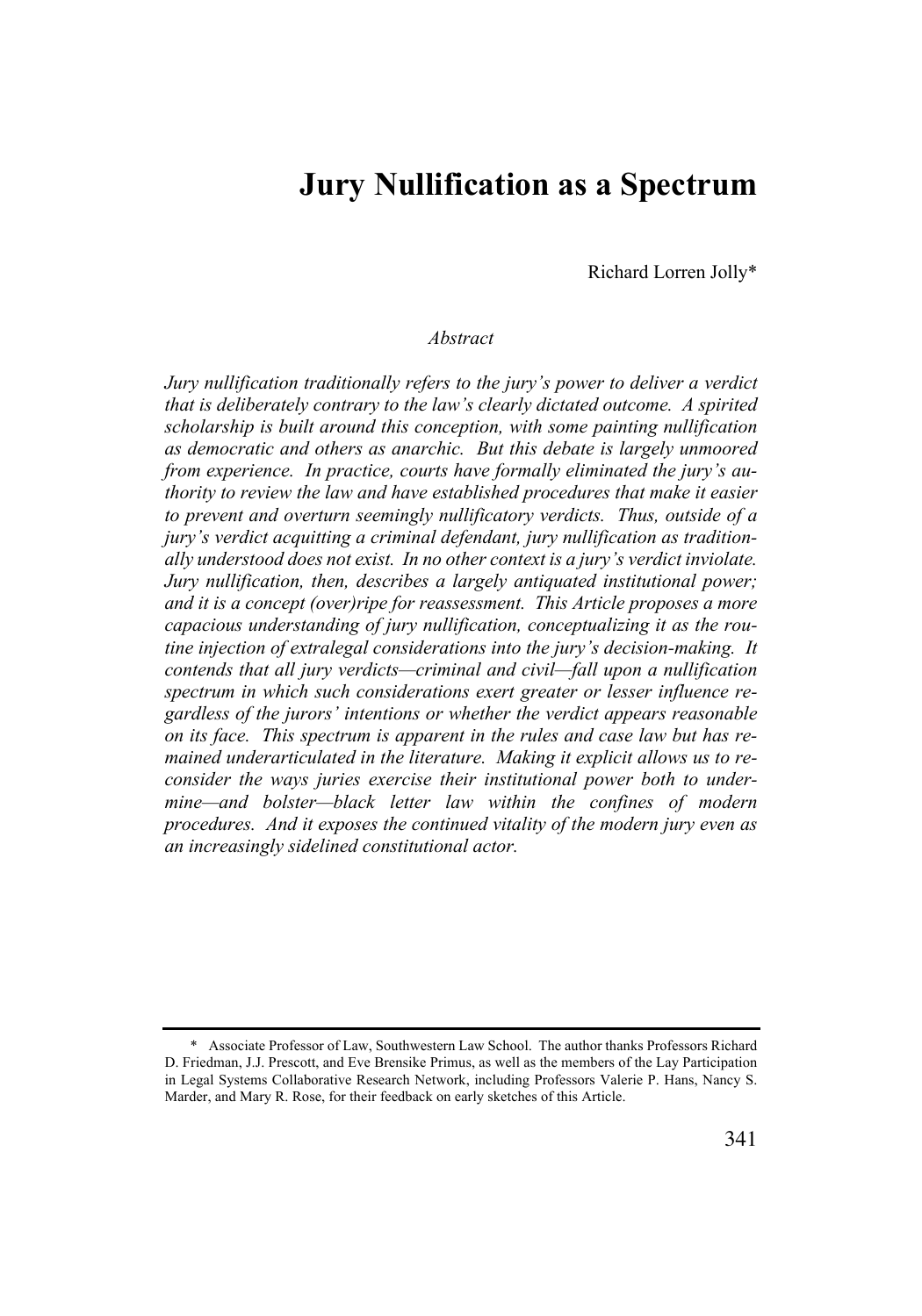# Jury Nullification as a Spectrum

Richard Lorren Jolly*

*Abstract*

*Jury nullification traditionally refers to the jury's power to deliver a verdict that is deliberately contrary to the law's clearly dictated outcome. A spirited scholarship is built around this conception, with some painting nullification as democratic and others as anarchic. But this debate is largely unmoored from experience. In practice, courts have formally eliminated the jury's authority to review the law and have established procedures that make it easier to prevent and overturn seemingly nullificatory verdicts. Thus, outside of a jury's verdict acquitting a criminal defendant, jury nullification as traditionally understood does not exist. In no other context is a jury's verdict inviolate. Jury nullification, then, describes a largely antiquated institutional power; and it is a concept (over)ripe for reassessment. This Article proposes a more capacious understanding of jury nullification, conceptualizing it as the routine injection of extralegal considerations into the jury's decision-making. It contends that all jury verdicts—criminal and civil—fall upon a nullification spectrum in which such considerations exert greater or lesser influence regardless of the jurors' intentions or whether the verdict appears reasonable on its face. This spectrum is apparent in the rules and case law but has remained underarticulated in the literature. Making it explicit allows us to reconsider the ways juries exercise their institutional power both to undermine—and bolster—black letter law within the confines of modern procedures. And it exposes the continued vitality of the modern jury even as an increasingly sidelined constitutional actor.*

---

\* Associate Professor of Law, Southwestern Law School. The author thanks Professors Richard D. Friedman, J.J. Prescott, and Eve Brensike Primus, as well as the members of the Lay Participation in Legal Systems Collaborative Research Network, including Professors Valerie P. Hans, Nancy S. Marder, and Mary R. Rose, for their feedback on early sketches of this Article.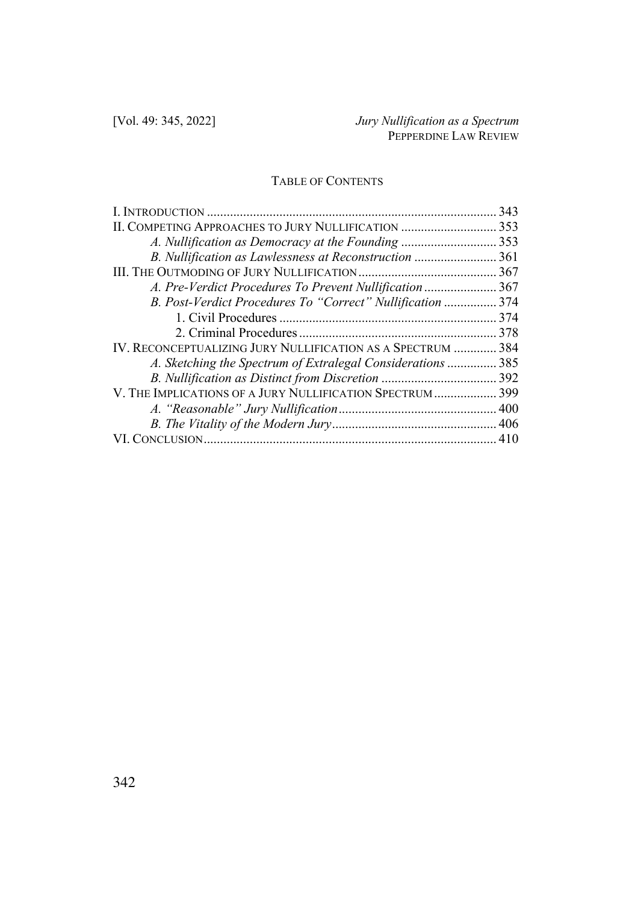## TABLE OF CONTENTS

I. INTRODUCTION ........................................................................................ 343
II. COMPETING APPROACHES TO JURY NULLIFICATION ............................. 353
    *A. Nullification as Democracy at the Founding* ............................. 353
    *B. Nullification as Lawlessness at Reconstruction* ......................... 361
III. THE OUTMODING OF JURY NULLIFICATION .......................................... 367
    *A. Pre-Verdict Procedures To Prevent Nullification* ...................... 367
    *B. Post-Verdict Procedures To "Correct" Nullification* ................ 374
        1. Civil Procedures .................................................................. 374
        2. Criminal Procedures ............................................................ 378
IV. RECONCEPTUALIZING JURY NULLIFICATION AS A SPECTRUM ............. 384
    *A. Sketching the Spectrum of Extralegal Considerations* ............... 385
    *B. Nullification as Distinct from Discretion* ................................... 392
V. THE IMPLICATIONS OF A JURY NULLIFICATION SPECTRUM ................... 399
    *A. "Reasonable" Jury Nullification* ................................................ 400
    *B. The Vitality of the Modern Jury* .................................................. 406
VI. CONCLUSION ......................................................................................... 410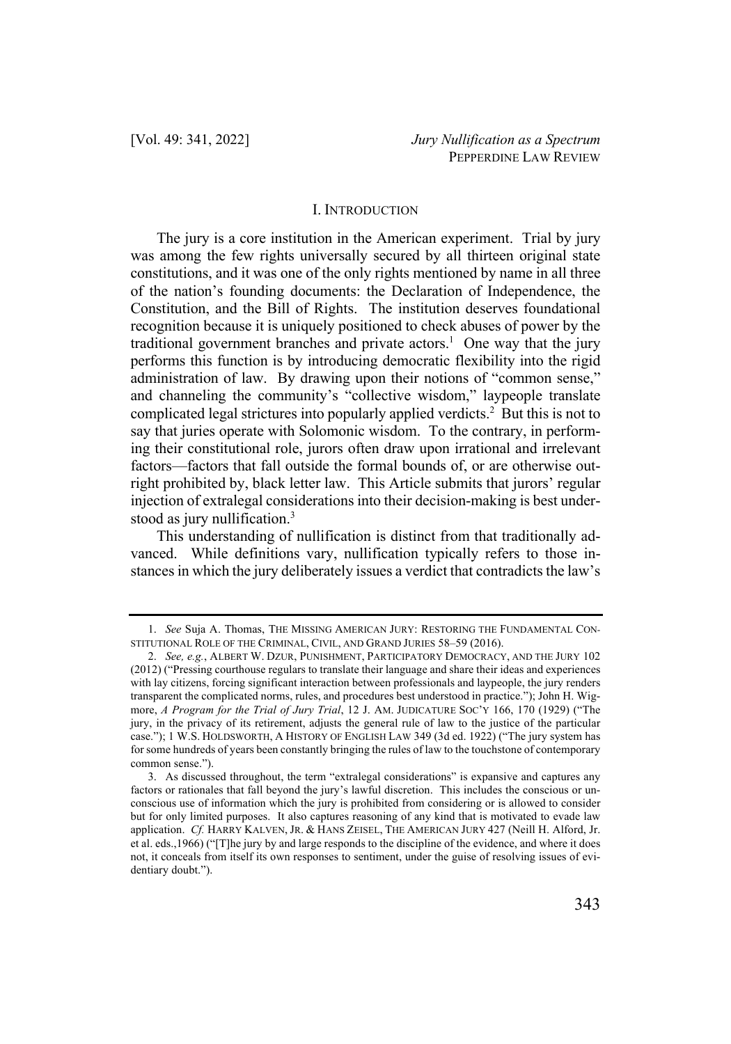## I. INTRODUCTION

The jury is a core institution in the American experiment. Trial by jury was among the few rights universally secured by all thirteen original state constitutions, and it was one of the only rights mentioned by name in all three of the nation's founding documents: the Declaration of Independence, the Constitution, and the Bill of Rights. The institution deserves foundational recognition because it is uniquely positioned to check abuses of power by the traditional government branches and private actors.[1] One way that the jury performs this function is by introducing democratic flexibility into the rigid administration of law. By drawing upon their notions of "common sense," and channeling the community's "collective wisdom," laypeople translate complicated legal strictures into popularly applied verdicts.[2] But this is not to say that juries operate with Solomonic wisdom. To the contrary, in performing their constitutional role, jurors often draw upon irrational and irrelevant factors—factors that fall outside the formal bounds of, or are otherwise outright prohibited by, black letter law. This Article submits that jurors' regular injection of extralegal considerations into their decision-making is best understood as jury nullification.[3]

This understanding of nullification is distinct from that traditionally advanced. While definitions vary, nullification typically refers to those instances in which the jury deliberately issues a verdict that contradicts the law's

---

1. *See* Suja A. Thomas, THE MISSING AMERICAN JURY: RESTORING THE FUNDAMENTAL CONSTITUTIONAL ROLE OF THE CRIMINAL, CIVIL, AND GRAND JURIES 58–59 (2016).

2. *See, e.g.*, ALBERT W. DZUR, PUNISHMENT, PARTICIPATORY DEMOCRACY, AND THE JURY 102 (2012) ("Pressing courthouse regulars to translate their language and share their ideas and experiences with lay citizens, forcing significant interaction between professionals and laypeople, the jury renders transparent the complicated norms, rules, and procedures best understood in practice."); John H. Wigmore, *A Program for the Trial of Jury Trial*, 12 J. AM. JUDICATURE SOC'Y 166, 170 (1929) ("The jury, in the privacy of its retirement, adjusts the general rule of law to the justice of the particular case."); 1 W.S. HOLDSWORTH, A HISTORY OF ENGLISH LAW 349 (3d ed. 1922) ("The jury system has for some hundreds of years been constantly bringing the rules of law to the touchstone of contemporary common sense.").

3. As discussed throughout, the term "extralegal considerations" is expansive and captures any factors or rationales that fall beyond the jury's lawful discretion. This includes the conscious or unconscious use of information which the jury is prohibited from considering or is allowed to consider but for only limited purposes. It also captures reasoning of any kind that is motivated to evade law application. *Cf.* HARRY KALVEN, JR. & HANS ZEISEL, THE AMERICAN JURY 427 (Neill H. Alford, Jr. et al. eds.,1966) ("[T]he jury by and large responds to the discipline of the evidence, and where it does not, it conceals from itself its own responses to sentiment, under the guise of resolving issues of evidentiary doubt.").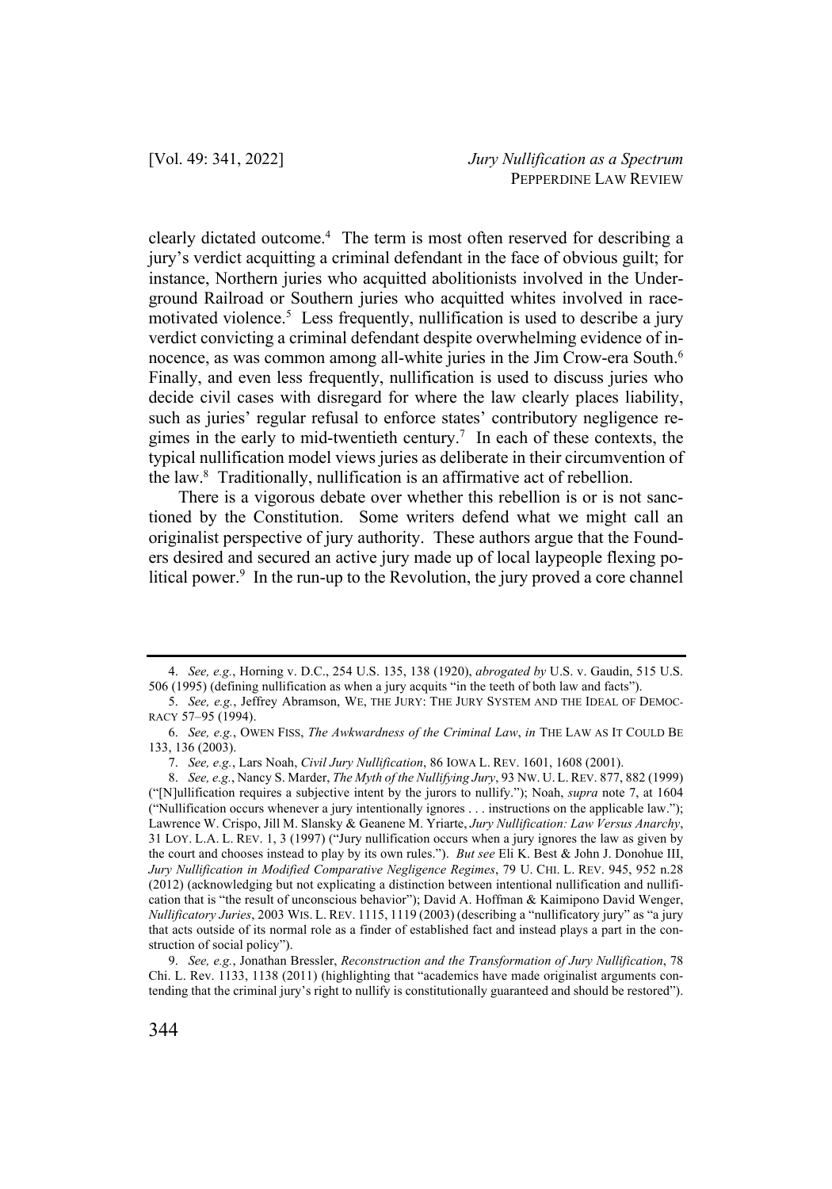clearly dictated outcome.[4] The term is most often reserved for describing a jury's verdict acquitting a criminal defendant in the face of obvious guilt; for instance, Northern juries who acquitted abolitionists involved in the Underground Railroad or Southern juries who acquitted whites involved in race-motivated violence.[5] Less frequently, nullification is used to describe a jury verdict convicting a criminal defendant despite overwhelming evidence of innocence, as was common among all-white juries in the Jim Crow-era South.[6] Finally, and even less frequently, nullification is used to discuss juries who decide civil cases with disregard for where the law clearly places liability, such as juries' regular refusal to enforce states' contributory negligence regimes in the early to mid-twentieth century.[7] In each of these contexts, the typical nullification model views juries as deliberate in their circumvention of the law.[8] Traditionally, nullification is an affirmative act of rebellion.

There is a vigorous debate over whether this rebellion is or is not sanctioned by the Constitution. Some writers defend what we might call an originalist perspective of jury authority. These authors argue that the Founders desired and secured an active jury made up of local laypeople flexing political power.[9] In the run-up to the Revolution, the jury proved a core channel

---

4. *See, e.g.*, Horning v. D.C., 254 U.S. 135, 138 (1920), *abrogated by* U.S. v. Gaudin, 515 U.S. 506 (1995) (defining nullification as when a jury acquits "in the teeth of both law and facts").

5. *See, e.g.*, Jeffrey Abramson, WE, THE JURY: THE JURY SYSTEM AND THE IDEAL OF DEMOCRACY 57–95 (1994).

6. *See, e.g.*, OWEN FISS, *The Awkwardness of the Criminal Law*, *in* THE LAW AS IT COULD BE 133, 136 (2003).

7. *See, e.g.*, Lars Noah, *Civil Jury Nullification*, 86 IOWA L. REV. 1601, 1608 (2001).

8. *See, e.g.*, Nancy S. Marder, *The Myth of the Nullifying Jury*, 93 NW. U. L. REV. 877, 882 (1999) ("[N]ullification requires a subjective intent by the jurors to nullify."); Noah, *supra* note 7, at 1604 ("Nullification occurs whenever a jury intentionally ignores . . . instructions on the applicable law."); Lawrence W. Crispo, Jill M. Slansky & Geanene M. Yriarte, *Jury Nullification: Law Versus Anarchy*, 31 LOY. L.A. L. REV. 1, 3 (1997) ("Jury nullification occurs when a jury ignores the law as given by the court and chooses instead to play by its own rules."). *But see* Eli K. Best & John J. Donohue III, *Jury Nullification in Modified Comparative Negligence Regimes*, 79 U. CHI. L. REV. 945, 952 n.28 (2012) (acknowledging but not explicating a distinction between intentional nullification and nullification that is "the result of unconscious behavior"); David A. Hoffman & Kaimipono David Wenger, *Nullificatory Juries*, 2003 WIS. L. REV. 1115, 1119 (2003) (describing a "nullificatory jury" as "a jury that acts outside of its normal role as a finder of established fact and instead plays a part in the construction of social policy").

9. *See, e.g.*, Jonathan Bressler, *Reconstruction and the Transformation of Jury Nullification*, 78 Chi. L. Rev. 1133, 1138 (2011) (highlighting that "academics have made originalist arguments contending that the criminal jury's right to nullify is constitutionally guaranteed and should be restored").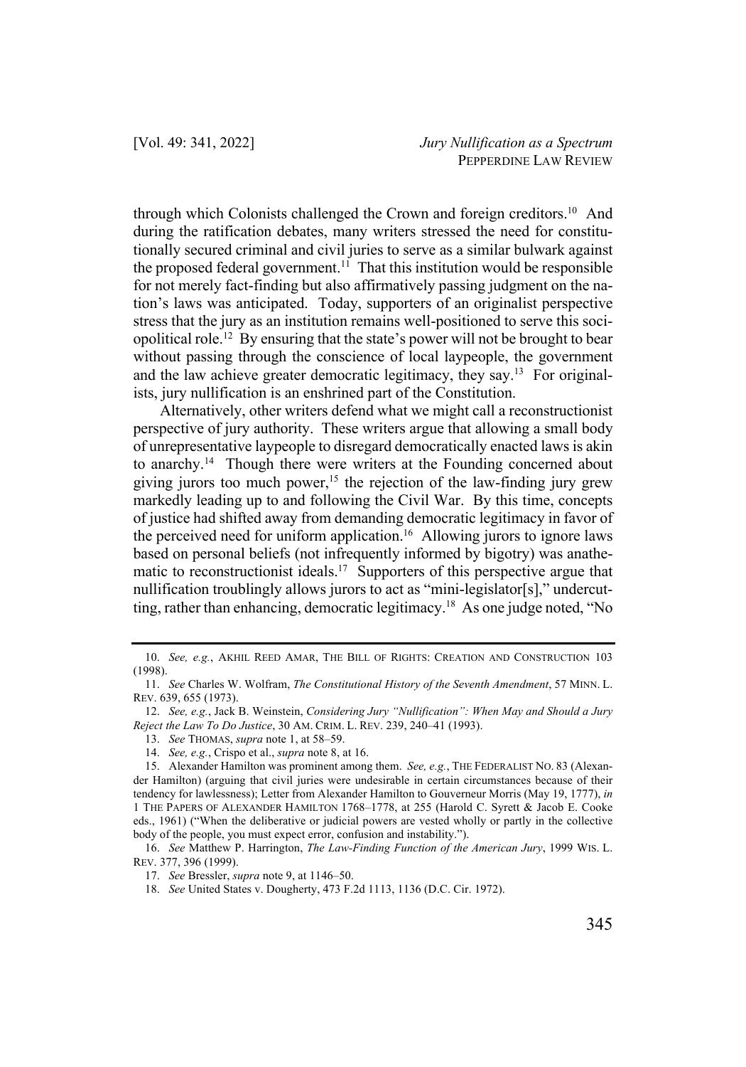through which Colonists challenged the Crown and foreign creditors.[10] And during the ratification debates, many writers stressed the need for constitutionally secured criminal and civil juries to serve as a similar bulwark against the proposed federal government.[11] That this institution would be responsible for not merely fact-finding but also affirmatively passing judgment on the nation's laws was anticipated. Today, supporters of an originalist perspective stress that the jury as an institution remains well-positioned to serve this sociopolitical role.[12] By ensuring that the state's power will not be brought to bear without passing through the conscience of local laypeople, the government and the law achieve greater democratic legitimacy, they say.[13] For originalists, jury nullification is an enshrined part of the Constitution.

Alternatively, other writers defend what we might call a reconstructionist perspective of jury authority. These writers argue that allowing a small body of unrepresentative laypeople to disregard democratically enacted laws is akin to anarchy.[14] Though there were writers at the Founding concerned about giving jurors too much power,[15] the rejection of the law-finding jury grew markedly leading up to and following the Civil War. By this time, concepts of justice had shifted away from demanding democratic legitimacy in favor of the perceived need for uniform application.[16] Allowing jurors to ignore laws based on personal beliefs (not infrequently informed by bigotry) was anathematic to reconstructionist ideals.[17] Supporters of this perspective argue that nullification troublingly allows jurors to act as "mini-legislator[s]," undercutting, rather than enhancing, democratic legitimacy.[18] As one judge noted, "No

---

10. *See, e.g.*, AKHIL REED AMAR, THE BILL OF RIGHTS: CREATION AND CONSTRUCTION 103 (1998).

11. *See* Charles W. Wolfram, *The Constitutional History of the Seventh Amendment*, 57 MINN. L. REV. 639, 655 (1973).

12. *See, e.g.*, Jack B. Weinstein, *Considering Jury "Nullification": When May and Should a Jury Reject the Law To Do Justice*, 30 AM. CRIM. L. REV. 239, 240–41 (1993).

13. *See* THOMAS, *supra* note 1, at 58–59.

14. *See, e.g.*, Crispo et al., *supra* note 8, at 16.

15. Alexander Hamilton was prominent among them. *See, e.g.*, THE FEDERALIST NO. 83 (Alexander Hamilton) (arguing that civil juries were undesirable in certain circumstances because of their tendency for lawlessness); Letter from Alexander Hamilton to Gouverneur Morris (May 19, 1777), *in* 1 THE PAPERS OF ALEXANDER HAMILTON 1768–1778, at 255 (Harold C. Syrett & Jacob E. Cooke eds., 1961) ("When the deliberative or judicial powers are vested wholly or partly in the collective body of the people, you must expect error, confusion and instability.").

16. *See* Matthew P. Harrington, *The Law-Finding Function of the American Jury*, 1999 WIS. L. REV. 377, 396 (1999).

17. *See* Bressler, *supra* note 9, at 1146–50.

18. *See* United States v. Dougherty, 473 F.2d 1113, 1136 (D.C. Cir. 1972).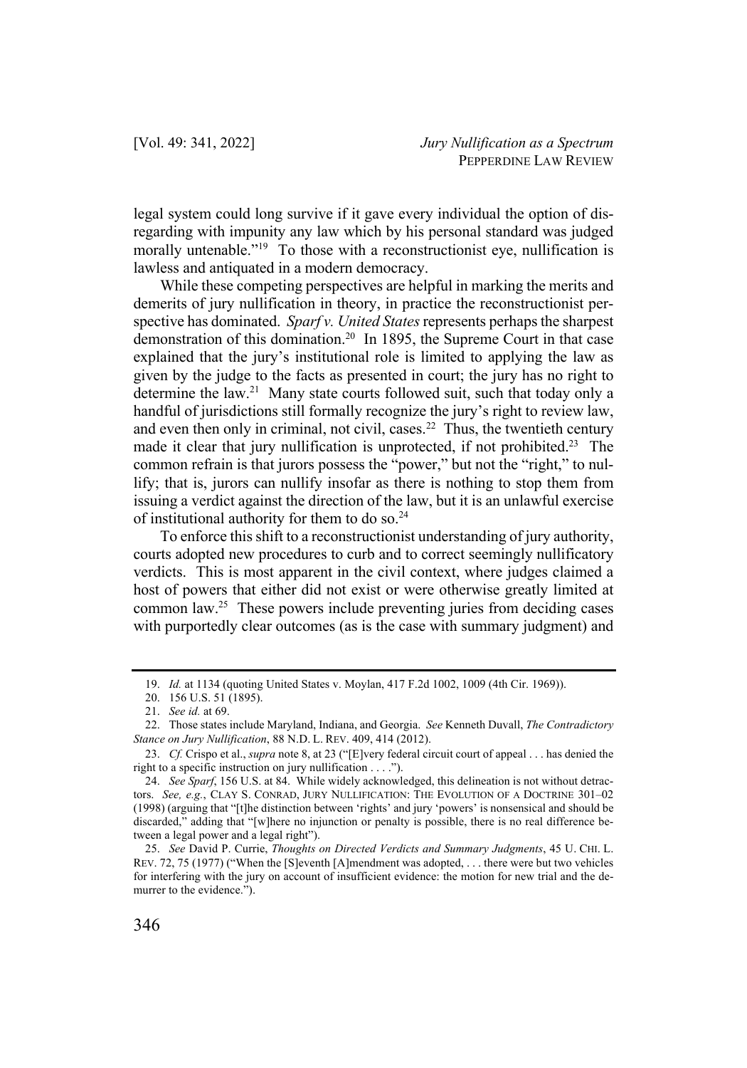legal system could long survive if it gave every individual the option of disregarding with impunity any law which by his personal standard was judged morally untenable."[19] To those with a reconstructionist eye, nullification is lawless and antiquated in a modern democracy.

While these competing perspectives are helpful in marking the merits and demerits of jury nullification in theory, in practice the reconstructionist perspective has dominated. *Sparf v. United States* represents perhaps the sharpest demonstration of this domination.[20] In 1895, the Supreme Court in that case explained that the jury's institutional role is limited to applying the law as given by the judge to the facts as presented in court; the jury has no right to determine the law.[21] Many state courts followed suit, such that today only a handful of jurisdictions still formally recognize the jury's right to review law, and even then only in criminal, not civil, cases.[22] Thus, the twentieth century made it clear that jury nullification is unprotected, if not prohibited.[23] The common refrain is that jurors possess the "power," but not the "right," to nullify; that is, jurors can nullify insofar as there is nothing to stop them from issuing a verdict against the direction of the law, but it is an unlawful exercise of institutional authority for them to do so.[24]

To enforce this shift to a reconstructionist understanding of jury authority, courts adopted new procedures to curb and to correct seemingly nullificatory verdicts. This is most apparent in the civil context, where judges claimed a host of powers that either did not exist or were otherwise greatly limited at common law.[25] These powers include preventing juries from deciding cases with purportedly clear outcomes (as is the case with summary judgment) and

---

19. *Id.* at 1134 (quoting United States v. Moylan, 417 F.2d 1002, 1009 (4th Cir. 1969)).

20. 156 U.S. 51 (1895).

21. *See id.* at 69.

22. Those states include Maryland, Indiana, and Georgia. *See* Kenneth Duvall, *The Contradictory Stance on Jury Nullification*, 88 N.D. L. REV. 409, 414 (2012).

23. *Cf.* Crispo et al., *supra* note 8, at 23 ("[E]very federal circuit court of appeal . . . has denied the right to a specific instruction on jury nullification . . . .").

24. *See Sparf*, 156 U.S. at 84. While widely acknowledged, this delineation is not without detractors. *See, e.g.*, CLAY S. CONRAD, JURY NULLIFICATION: THE EVOLUTION OF A DOCTRINE 301–02 (1998) (arguing that "[t]he distinction between 'rights' and jury 'powers' is nonsensical and should be discarded," adding that "[w]here no injunction or penalty is possible, there is no real difference between a legal power and a legal right").

25. *See* David P. Currie, *Thoughts on Directed Verdicts and Summary Judgments*, 45 U. CHI. L. REV. 72, 75 (1977) ("When the [S]eventh [A]mendment was adopted, . . . there were but two vehicles for interfering with the jury on account of insufficient evidence: the motion for new trial and the demurrer to the evidence.").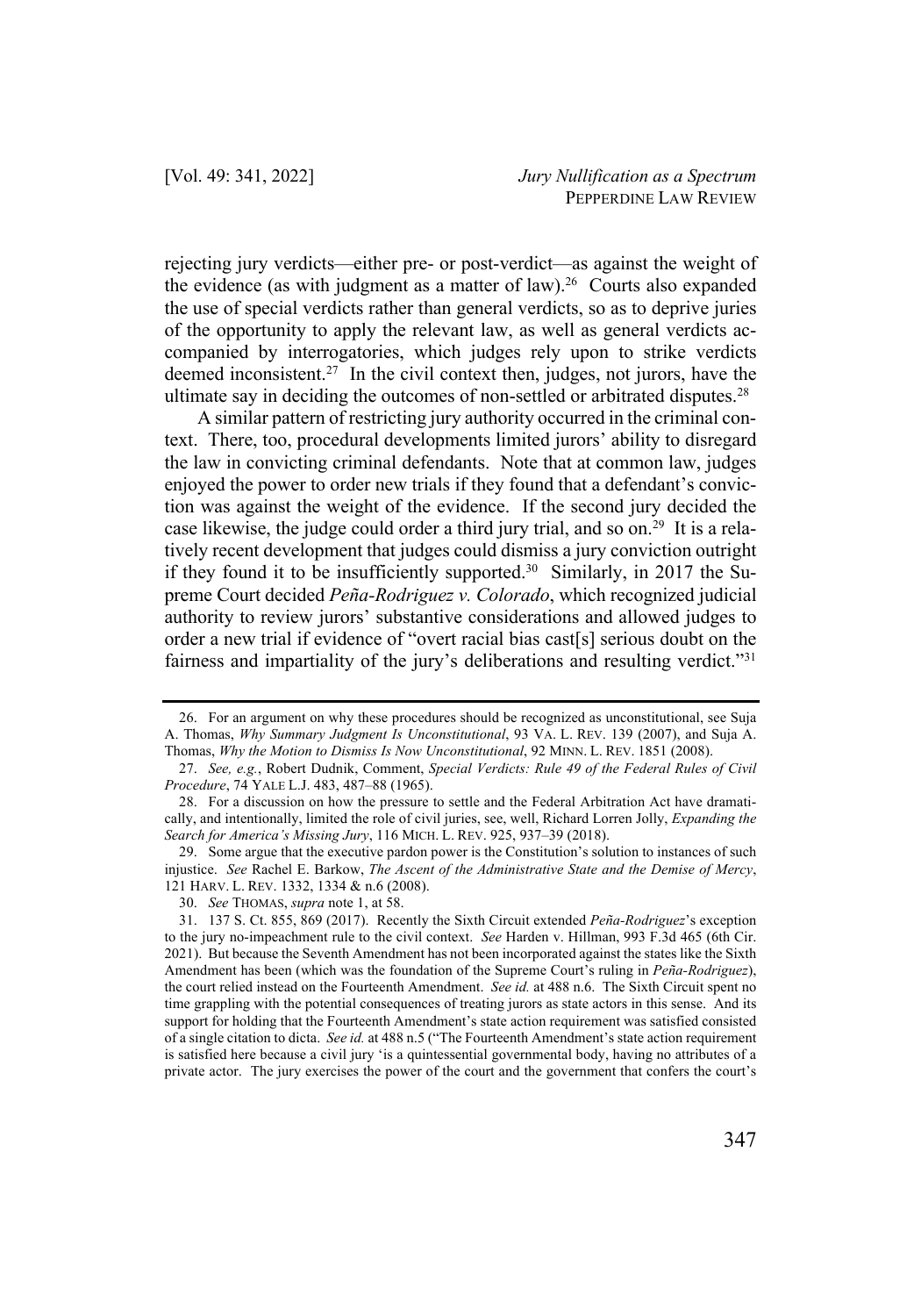rejecting jury verdicts—either pre- or post-verdict—as against the weight of the evidence (as with judgment as a matter of law).[26] Courts also expanded the use of special verdicts rather than general verdicts, so as to deprive juries of the opportunity to apply the relevant law, as well as general verdicts accompanied by interrogatories, which judges rely upon to strike verdicts deemed inconsistent.[27] In the civil context then, judges, not jurors, have the ultimate say in deciding the outcomes of non-settled or arbitrated disputes.[28]

A similar pattern of restricting jury authority occurred in the criminal context. There, too, procedural developments limited jurors' ability to disregard the law in convicting criminal defendants. Note that at common law, judges enjoyed the power to order new trials if they found that a defendant's conviction was against the weight of the evidence. If the second jury decided the case likewise, the judge could order a third jury trial, and so on.[29] It is a relatively recent development that judges could dismiss a jury conviction outright if they found it to be insufficiently supported.[30] Similarly, in 2017 the Supreme Court decided *Peña-Rodriguez v. Colorado*, which recognized judicial authority to review jurors' substantive considerations and allowed judges to order a new trial if evidence of "overt racial bias cast[s] serious doubt on the fairness and impartiality of the jury's deliberations and resulting verdict."[31]

---

26. For an argument on why these procedures should be recognized as unconstitutional, see Suja A. Thomas, *Why Summary Judgment Is Unconstitutional*, 93 VA. L. REV. 139 (2007), and Suja A. Thomas, *Why the Motion to Dismiss Is Now Unconstitutional*, 92 MINN. L. REV. 1851 (2008).

27. *See, e.g.*, Robert Dudnik, Comment, *Special Verdicts: Rule 49 of the Federal Rules of Civil Procedure*, 74 YALE L.J. 483, 487–88 (1965).

28. For a discussion on how the pressure to settle and the Federal Arbitration Act have dramatically, and intentionally, limited the role of civil juries, see, well, Richard Lorren Jolly, *Expanding the Search for America's Missing Jury*, 116 MICH. L. REV. 925, 937–39 (2018).

29. Some argue that the executive pardon power is the Constitution's solution to instances of such injustice. *See* Rachel E. Barkow, *The Ascent of the Administrative State and the Demise of Mercy*, 121 HARV. L. REV. 1332, 1334 & n.6 (2008).

30. *See* THOMAS, *supra* note 1, at 58.

31. 137 S. Ct. 855, 869 (2017). Recently the Sixth Circuit extended *Peña-Rodriguez*'s exception to the jury no-impeachment rule to the civil context. *See* Harden v. Hillman, 993 F.3d 465 (6th Cir. 2021). But because the Seventh Amendment has not been incorporated against the states like the Sixth Amendment has been (which was the foundation of the Supreme Court's ruling in *Peña-Rodriguez*), the court relied instead on the Fourteenth Amendment. *See id.* at 488 n.6. The Sixth Circuit spent no time grappling with the potential consequences of treating jurors as state actors in this sense. And its support for holding that the Fourteenth Amendment's state action requirement was satisfied consisted of a single citation to dicta. *See id.* at 488 n.5 ("The Fourteenth Amendment's state action requirement is satisfied here because a civil jury 'is a quintessential governmental body, having no attributes of a private actor. The jury exercises the power of the court and the government that confers the court's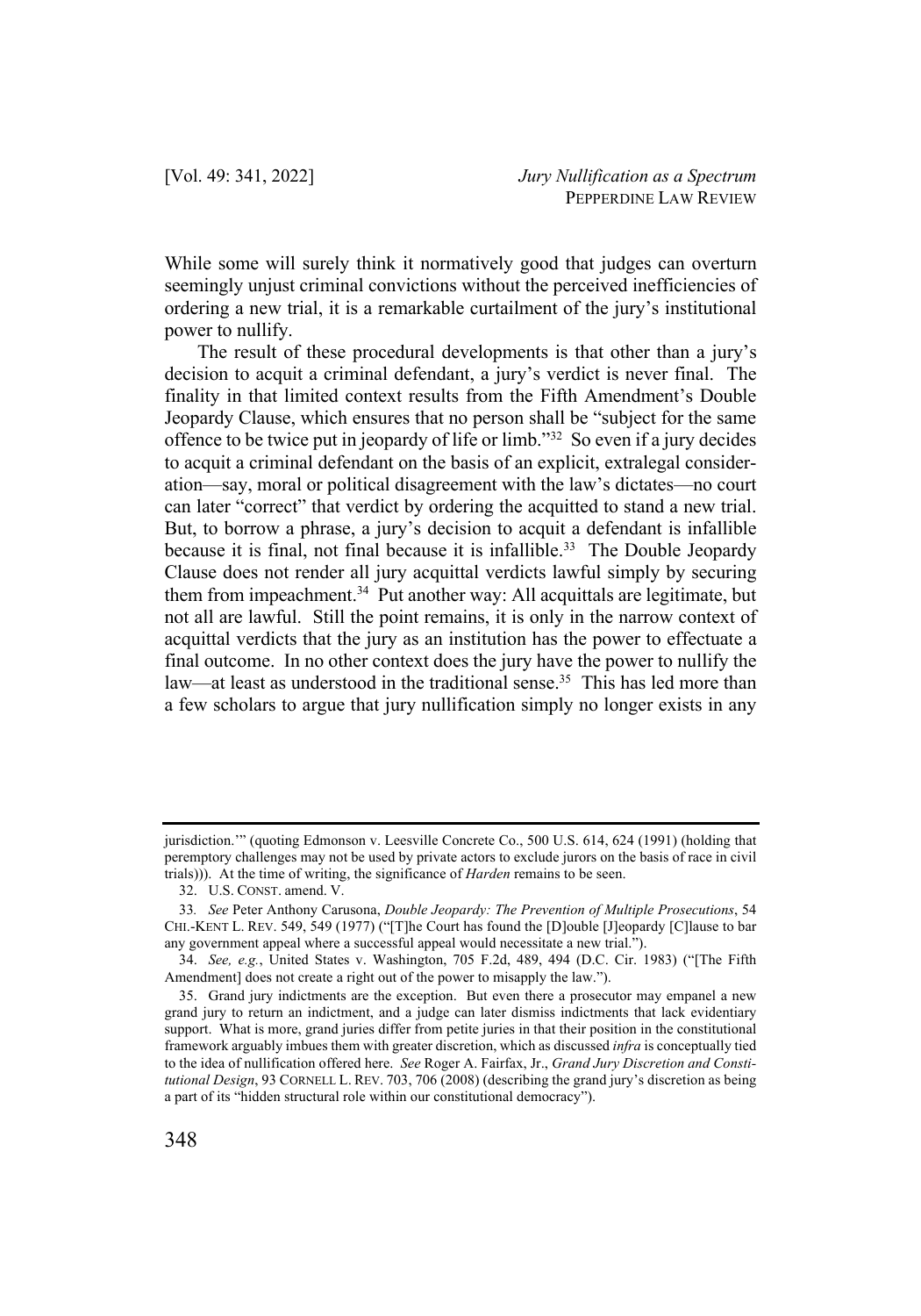While some will surely think it normatively good that judges can overturn seemingly unjust criminal convictions without the perceived inefficiencies of ordering a new trial, it is a remarkable curtailment of the jury's institutional power to nullify.

The result of these procedural developments is that other than a jury's decision to acquit a criminal defendant, a jury's verdict is never final. The finality in that limited context results from the Fifth Amendment's Double Jeopardy Clause, which ensures that no person shall be "subject for the same offence to be twice put in jeopardy of life or limb."[32] So even if a jury decides to acquit a criminal defendant on the basis of an explicit, extralegal consideration—say, moral or political disagreement with the law's dictates—no court can later "correct" that verdict by ordering the acquitted to stand a new trial. But, to borrow a phrase, a jury's decision to acquit a defendant is infallible because it is final, not final because it is infallible.[33] The Double Jeopardy Clause does not render all jury acquittal verdicts lawful simply by securing them from impeachment.[34] Put another way: All acquittals are legitimate, but not all are lawful. Still the point remains, it is only in the narrow context of acquittal verdicts that the jury as an institution has the power to effectuate a final outcome. In no other context does the jury have the power to nullify the law—at least as understood in the traditional sense.[35] This has led more than a few scholars to argue that jury nullification simply no longer exists in any

---

jurisdiction.'" (quoting Edmonson v. Leesville Concrete Co., 500 U.S. 614, 624 (1991) (holding that peremptory challenges may not be used by private actors to exclude jurors on the basis of race in civil trials))). At the time of writing, the significance of *Harden* remains to be seen.

32. U.S. CONST. amend. V.

33. *See* Peter Anthony Carusona, *Double Jeopardy: The Prevention of Multiple Prosecutions*, 54 CHI.-KENT L. REV. 549, 549 (1977) ("[T]he Court has found the [D]ouble [J]eopardy [C]lause to bar any government appeal where a successful appeal would necessitate a new trial.").

34. *See, e.g.*, United States v. Washington, 705 F.2d, 489, 494 (D.C. Cir. 1983) ("[The Fifth Amendment] does not create a right out of the power to misapply the law.").

35. Grand jury indictments are the exception. But even there a prosecutor may empanel a new grand jury to return an indictment, and a judge can later dismiss indictments that lack evidentiary support. What is more, grand juries differ from petite juries in that their position in the constitutional framework arguably imbues them with greater discretion, which as discussed *infra* is conceptually tied to the idea of nullification offered here. *See* Roger A. Fairfax, Jr., *Grand Jury Discretion and Constitutional Design*, 93 CORNELL L. REV. 703, 706 (2008) (describing the grand jury's discretion as being a part of its "hidden structural role within our constitutional democracy").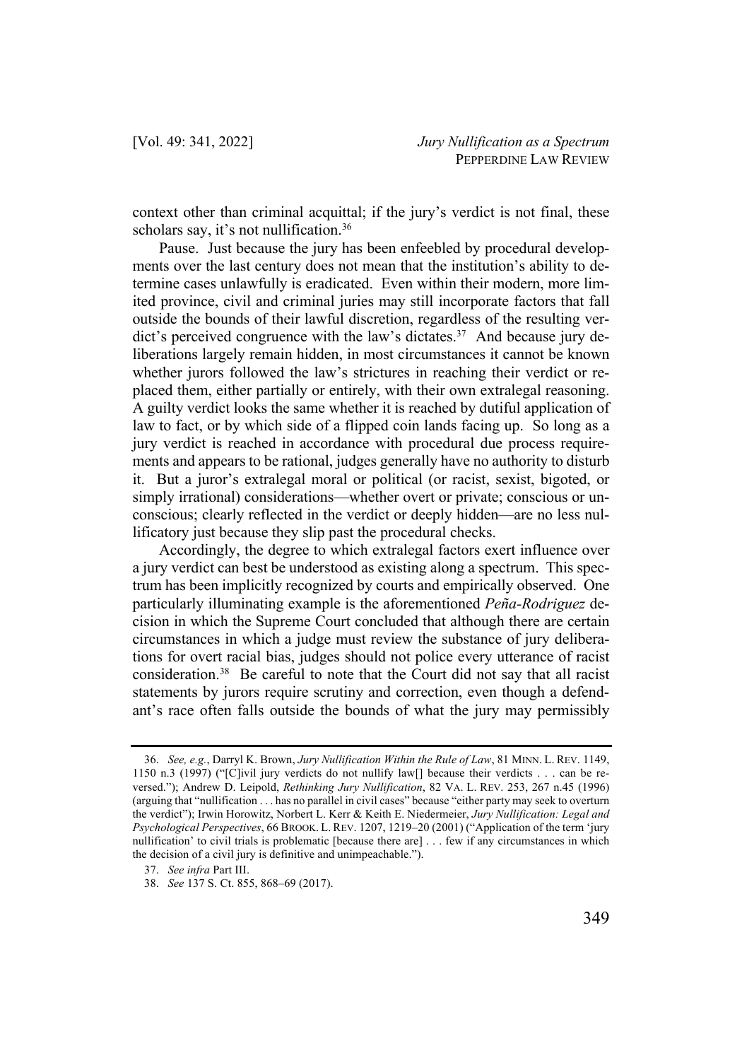context other than criminal acquittal; if the jury's verdict is not final, these scholars say, it's not nullification.[36]

Pause. Just because the jury has been enfeebled by procedural developments over the last century does not mean that the institution's ability to determine cases unlawfully is eradicated. Even within their modern, more limited province, civil and criminal juries may still incorporate factors that fall outside the bounds of their lawful discretion, regardless of the resulting verdict's perceived congruence with the law's dictates.[37] And because jury deliberations largely remain hidden, in most circumstances it cannot be known whether jurors followed the law's strictures in reaching their verdict or replaced them, either partially or entirely, with their own extralegal reasoning. A guilty verdict looks the same whether it is reached by dutiful application of law to fact, or by which side of a flipped coin lands facing up. So long as a jury verdict is reached in accordance with procedural due process requirements and appears to be rational, judges generally have no authority to disturb it. But a juror's extralegal moral or political (or racist, sexist, bigoted, or simply irrational) considerations—whether overt or private; conscious or unconscious; clearly reflected in the verdict or deeply hidden—are no less nullificatory just because they slip past the procedural checks.

Accordingly, the degree to which extralegal factors exert influence over a jury verdict can best be understood as existing along a spectrum. This spectrum has been implicitly recognized by courts and empirically observed. One particularly illuminating example is the aforementioned *Peña-Rodriguez* decision in which the Supreme Court concluded that although there are certain circumstances in which a judge must review the substance of jury deliberations for overt racial bias, judges should not police every utterance of racist consideration.[38] Be careful to note that the Court did not say that all racist statements by jurors require scrutiny and correction, even though a defendant's race often falls outside the bounds of what the jury may permissibly

---

36. *See, e.g.*, Darryl K. Brown, *Jury Nullification Within the Rule of Law*, 81 MINN. L. REV. 1149, 1150 n.3 (1997) ("[C]ivil jury verdicts do not nullify law[] because their verdicts . . . can be reversed."); Andrew D. Leipold, *Rethinking Jury Nullification*, 82 VA. L. REV. 253, 267 n.45 (1996) (arguing that "nullification . . . has no parallel in civil cases" because "either party may seek to overturn the verdict"); Irwin Horowitz, Norbert L. Kerr & Keith E. Niedermeier, *Jury Nullification: Legal and Psychological Perspectives*, 66 BROOK. L. REV. 1207, 1219–20 (2001) ("Application of the term 'jury nullification' to civil trials is problematic [because there are] . . . few if any circumstances in which the decision of a civil jury is definitive and unimpeachable.").

37. *See infra* Part III.

38. *See* 137 S. Ct. 855, 868–69 (2017).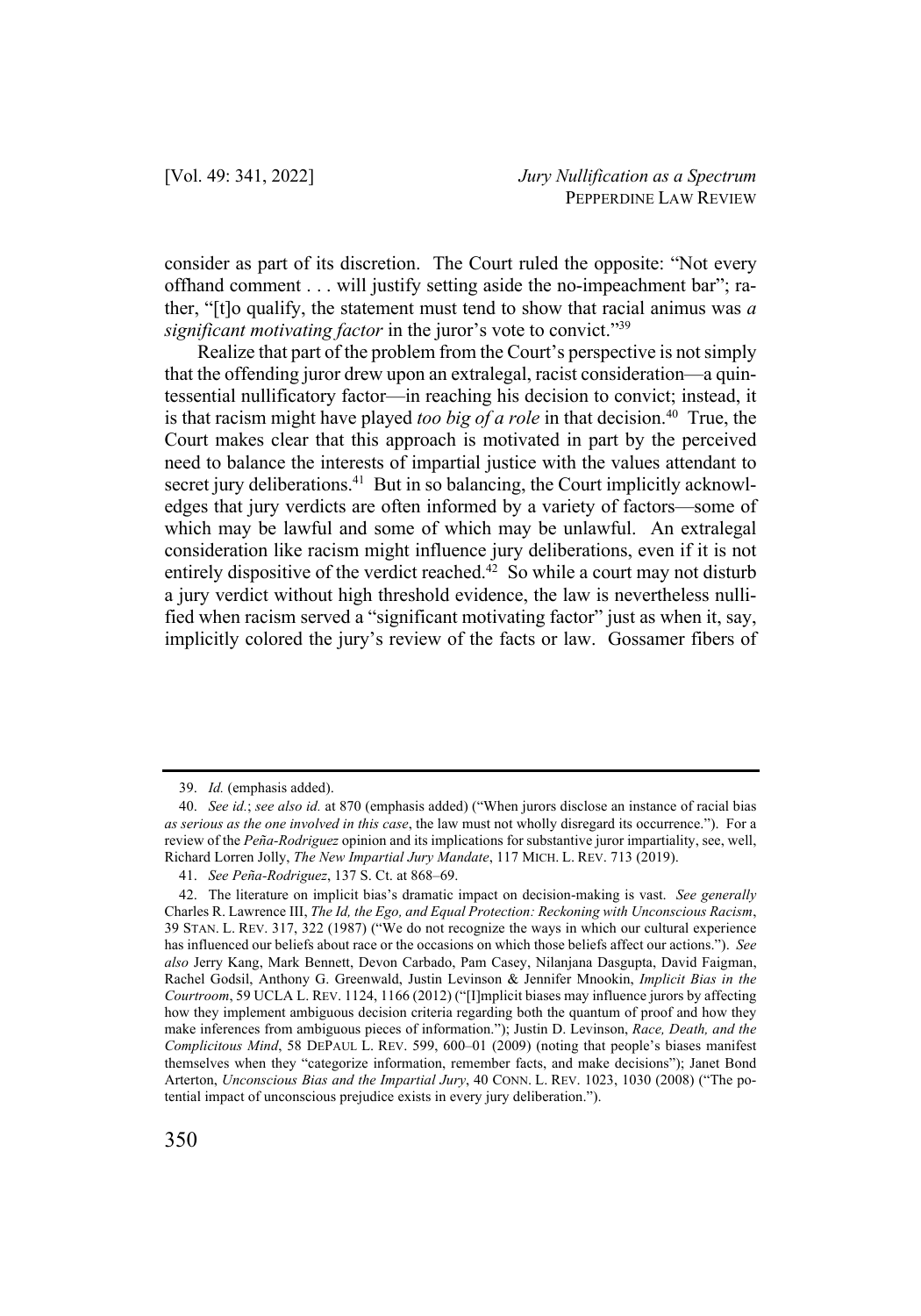consider as part of its discretion. The Court ruled the opposite: "Not every offhand comment . . . will justify setting aside the no-impeachment bar"; rather, "[t]o qualify, the statement must tend to show that racial animus was *a significant motivating factor* in the juror's vote to convict."[39]

Realize that part of the problem from the Court's perspective is not simply that the offending juror drew upon an extralegal, racist consideration—a quintessential nullificatory factor—in reaching his decision to convict; instead, it is that racism might have played *too big of a role* in that decision.[40] True, the Court makes clear that this approach is motivated in part by the perceived need to balance the interests of impartial justice with the values attendant to secret jury deliberations.[41] But in so balancing, the Court implicitly acknowledges that jury verdicts are often informed by a variety of factors—some of which may be lawful and some of which may be unlawful. An extralegal consideration like racism might influence jury deliberations, even if it is not entirely dispositive of the verdict reached.[42] So while a court may not disturb a jury verdict without high threshold evidence, the law is nevertheless nullified when racism served a "significant motivating factor" just as when it, say, implicitly colored the jury's review of the facts or law. Gossamer fibers of

---

39. *Id.* (emphasis added).

40. *See id.*; *see also id.* at 870 (emphasis added) ("When jurors disclose an instance of racial bias *as serious as the one involved in this case*, the law must not wholly disregard its occurrence."). For a review of the *Peña-Rodriguez* opinion and its implications for substantive juror impartiality, see, well, Richard Lorren Jolly, *The New Impartial Jury Mandate*, 117 MICH. L. REV. 713 (2019).

41. *See Peña-Rodriguez*, 137 S. Ct. at 868–69.

42. The literature on implicit bias's dramatic impact on decision-making is vast. *See generally* Charles R. Lawrence III, *The Id, the Ego, and Equal Protection: Reckoning with Unconscious Racism*, 39 STAN. L. REV. 317, 322 (1987) ("We do not recognize the ways in which our cultural experience has influenced our beliefs about race or the occasions on which those beliefs affect our actions."). *See also* Jerry Kang, Mark Bennett, Devon Carbado, Pam Casey, Nilanjana Dasgupta, David Faigman, Rachel Godsil, Anthony G. Greenwald, Justin Levinson & Jennifer Mnookin, *Implicit Bias in the Courtroom*, 59 UCLA L. REV. 1124, 1166 (2012) ("[I]mplicit biases may influence jurors by affecting how they implement ambiguous decision criteria regarding both the quantum of proof and how they make inferences from ambiguous pieces of information."); Justin D. Levinson, *Race, Death, and the Complicitous Mind*, 58 DEPAUL L. REV. 599, 600–01 (2009) (noting that people's biases manifest themselves when they "categorize information, remember facts, and make decisions"); Janet Bond Arterton, *Unconscious Bias and the Impartial Jury*, 40 CONN. L. REV. 1023, 1030 (2008) ("The potential impact of unconscious prejudice exists in every jury deliberation.").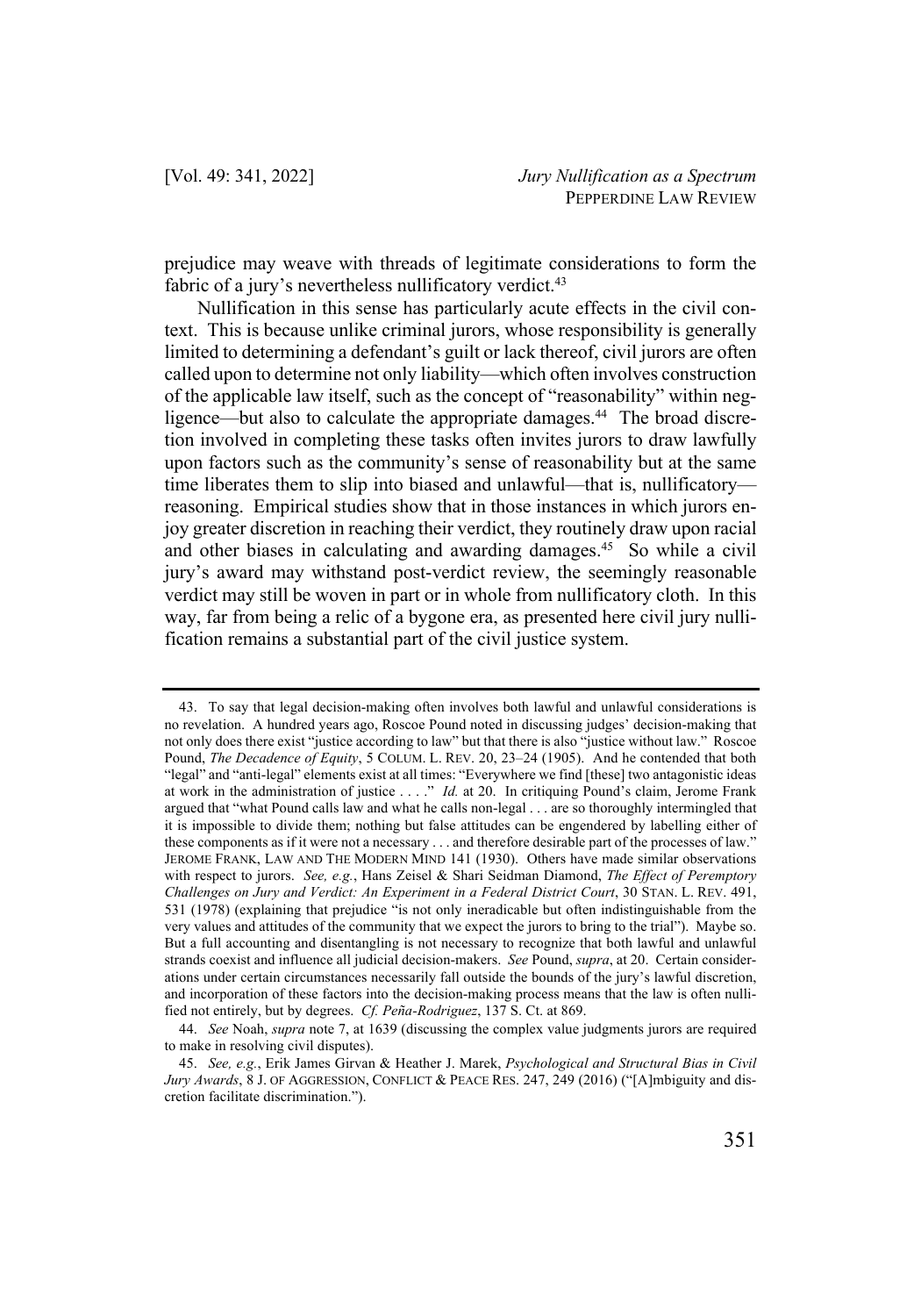prejudice may weave with threads of legitimate considerations to form the fabric of a jury's nevertheless nullificatory verdict.[43]

Nullification in this sense has particularly acute effects in the civil context. This is because unlike criminal jurors, whose responsibility is generally limited to determining a defendant's guilt or lack thereof, civil jurors are often called upon to determine not only liability—which often involves construction of the applicable law itself, such as the concept of "reasonability" within negligence—but also to calculate the appropriate damages.[44] The broad discretion involved in completing these tasks often invites jurors to draw lawfully upon factors such as the community's sense of reasonability but at the same time liberates them to slip into biased and unlawful—that is, nullificatory—reasoning. Empirical studies show that in those instances in which jurors enjoy greater discretion in reaching their verdict, they routinely draw upon racial and other biases in calculating and awarding damages.[45] So while a civil jury's award may withstand post-verdict review, the seemingly reasonable verdict may still be woven in part or in whole from nullificatory cloth. In this way, far from being a relic of a bygone era, as presented here civil jury nullification remains a substantial part of the civil justice system.

---

43. To say that legal decision-making often involves both lawful and unlawful considerations is no revelation. A hundred years ago, Roscoe Pound noted in discussing judges' decision-making that not only does there exist "justice according to law" but that there is also "justice without law." Roscoe Pound, *The Decadence of Equity*, 5 COLUM. L. REV. 20, 23–24 (1905). And he contended that both "legal" and "anti-legal" elements exist at all times: "Everywhere we find [these] two antagonistic ideas at work in the administration of justice . . . ." *Id.* at 20. In critiquing Pound's claim, Jerome Frank argued that "what Pound calls law and what he calls non-legal . . . are so thoroughly intermingled that it is impossible to divide them; nothing but false attitudes can be engendered by labelling either of these components as if it were not a necessary . . . and therefore desirable part of the processes of law." JEROME FRANK, LAW AND THE MODERN MIND 141 (1930). Others have made similar observations with respect to jurors. *See, e.g.*, Hans Zeisel & Shari Seidman Diamond, *The Effect of Peremptory Challenges on Jury and Verdict: An Experiment in a Federal District Court*, 30 STAN. L. REV. 491, 531 (1978) (explaining that prejudice "is not only ineradicable but often indistinguishable from the very values and attitudes of the community that we expect the jurors to bring to the trial"). Maybe so. But a full accounting and disentangling is not necessary to recognize that both lawful and unlawful strands coexist and influence all judicial decision-makers. *See* Pound, *supra*, at 20. Certain considerations under certain circumstances necessarily fall outside the bounds of the jury's lawful discretion, and incorporation of these factors into the decision-making process means that the law is often nullified not entirely, but by degrees. *Cf. Peña-Rodriguez*, 137 S. Ct. at 869.

44. *See* Noah, *supra* note 7, at 1639 (discussing the complex value judgments jurors are required to make in resolving civil disputes).

45. *See, e.g.*, Erik James Girvan & Heather J. Marek, *Psychological and Structural Bias in Civil Jury Awards*, 8 J. OF AGGRESSION, CONFLICT & PEACE RES. 247, 249 (2016) ("[A]mbiguity and discretion facilitate discrimination.").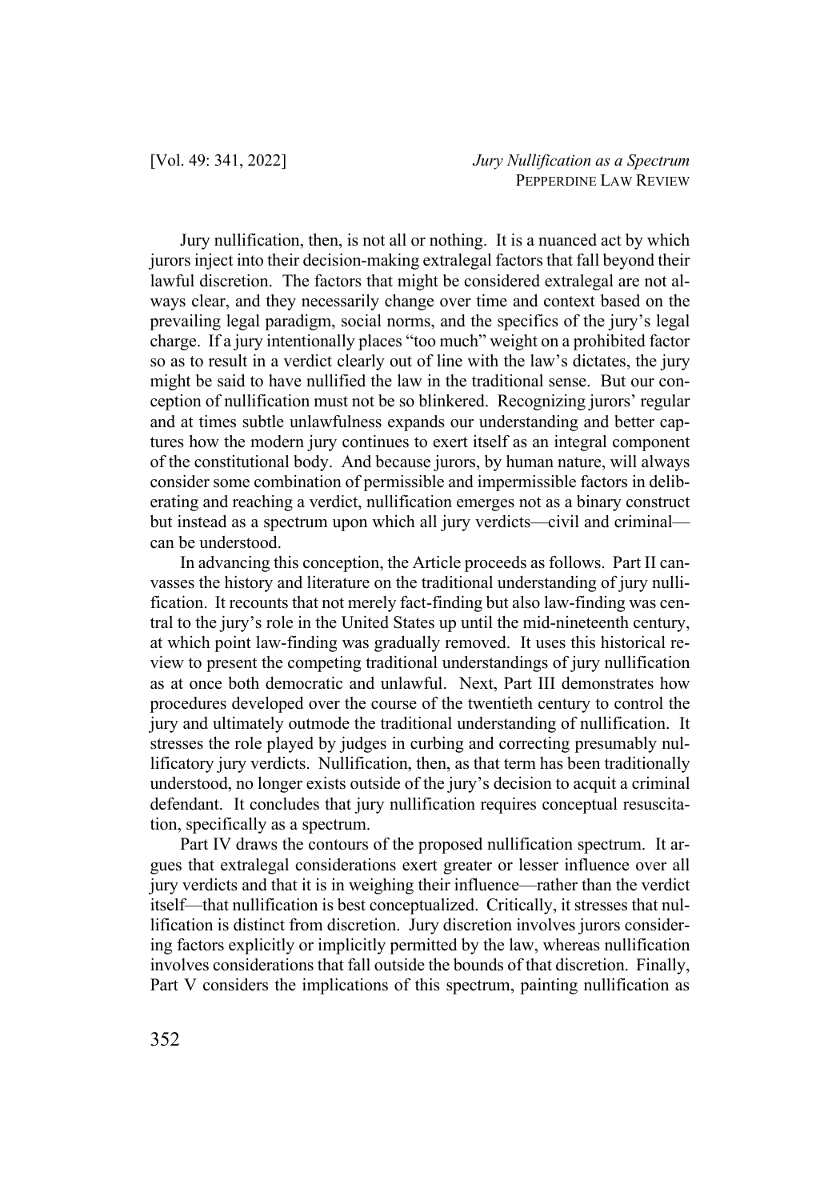Jury nullification, then, is not all or nothing. It is a nuanced act by which jurors inject into their decision-making extralegal factors that fall beyond their lawful discretion. The factors that might be considered extralegal are not always clear, and they necessarily change over time and context based on the prevailing legal paradigm, social norms, and the specifics of the jury's legal charge. If a jury intentionally places "too much" weight on a prohibited factor so as to result in a verdict clearly out of line with the law's dictates, the jury might be said to have nullified the law in the traditional sense. But our conception of nullification must not be so blinkered. Recognizing jurors' regular and at times subtle unlawfulness expands our understanding and better captures how the modern jury continues to exert itself as an integral component of the constitutional body. And because jurors, by human nature, will always consider some combination of permissible and impermissible factors in deliberating and reaching a verdict, nullification emerges not as a binary construct but instead as a spectrum upon which all jury verdicts—civil and criminal—can be understood.

In advancing this conception, the Article proceeds as follows. Part II canvasses the history and literature on the traditional understanding of jury nullification. It recounts that not merely fact-finding but also law-finding was central to the jury's role in the United States up until the mid-nineteenth century, at which point law-finding was gradually removed. It uses this historical review to present the competing traditional understandings of jury nullification as at once both democratic and unlawful. Next, Part III demonstrates how procedures developed over the course of the twentieth century to control the jury and ultimately outmode the traditional understanding of nullification. It stresses the role played by judges in curbing and correcting presumably nullificatory jury verdicts. Nullification, then, as that term has been traditionally understood, no longer exists outside of the jury's decision to acquit a criminal defendant. It concludes that jury nullification requires conceptual resuscitation, specifically as a spectrum.

Part IV draws the contours of the proposed nullification spectrum. It argues that extralegal considerations exert greater or lesser influence over all jury verdicts and that it is in weighing their influence—rather than the verdict itself—that nullification is best conceptualized. Critically, it stresses that nullification is distinct from discretion. Jury discretion involves jurors considering factors explicitly or implicitly permitted by the law, whereas nullification involves considerations that fall outside the bounds of that discretion. Finally, Part V considers the implications of this spectrum, painting nullification as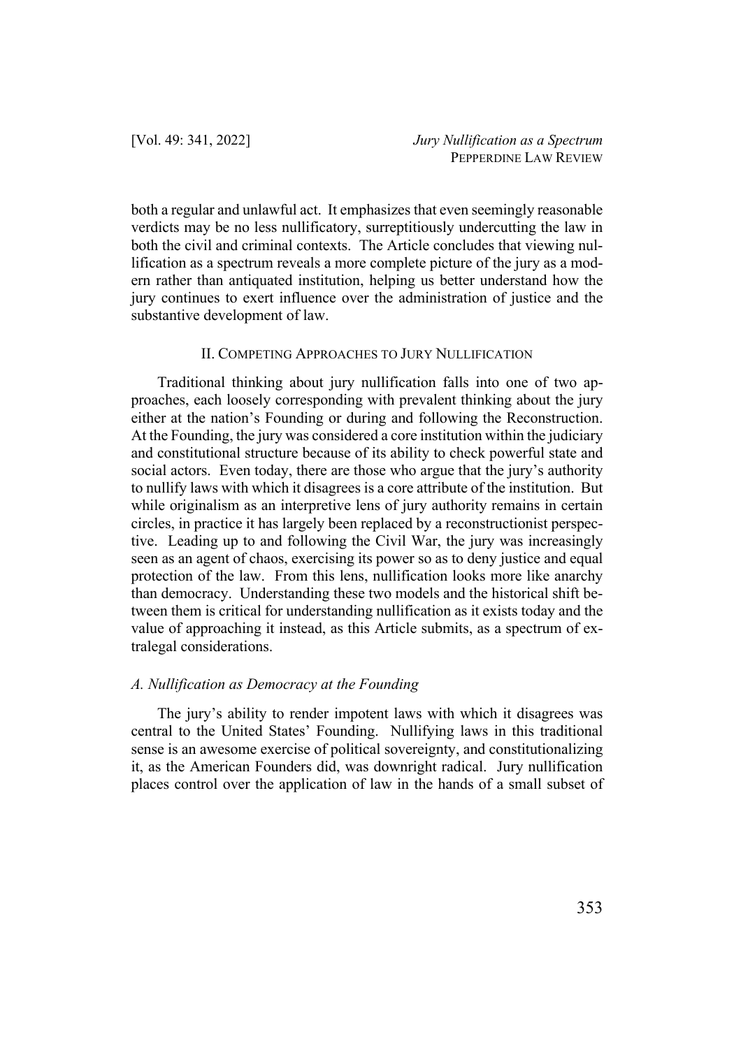both a regular and unlawful act. It emphasizes that even seemingly reasonable verdicts may be no less nullificatory, surreptitiously undercutting the law in both the civil and criminal contexts. The Article concludes that viewing nullification as a spectrum reveals a more complete picture of the jury as a modern rather than antiquated institution, helping us better understand how the jury continues to exert influence over the administration of justice and the substantive development of law.

## II. COMPETING APPROACHES TO JURY NULLIFICATION

Traditional thinking about jury nullification falls into one of two approaches, each loosely corresponding with prevalent thinking about the jury either at the nation's Founding or during and following the Reconstruction. At the Founding, the jury was considered a core institution within the judiciary and constitutional structure because of its ability to check powerful state and social actors. Even today, there are those who argue that the jury's authority to nullify laws with which it disagrees is a core attribute of the institution. But while originalism as an interpretive lens of jury authority remains in certain circles, in practice it has largely been replaced by a reconstructionist perspective. Leading up to and following the Civil War, the jury was increasingly seen as an agent of chaos, exercising its power so as to deny justice and equal protection of the law. From this lens, nullification looks more like anarchy than democracy. Understanding these two models and the historical shift between them is critical for understanding nullification as it exists today and the value of approaching it instead, as this Article submits, as a spectrum of extralegal considerations.

### *A. Nullification as Democracy at the Founding*

The jury's ability to render impotent laws with which it disagrees was central to the United States' Founding. Nullifying laws in this traditional sense is an awesome exercise of political sovereignty, and constitutionalizing it, as the American Founders did, was downright radical. Jury nullification places control over the application of law in the hands of a small subset of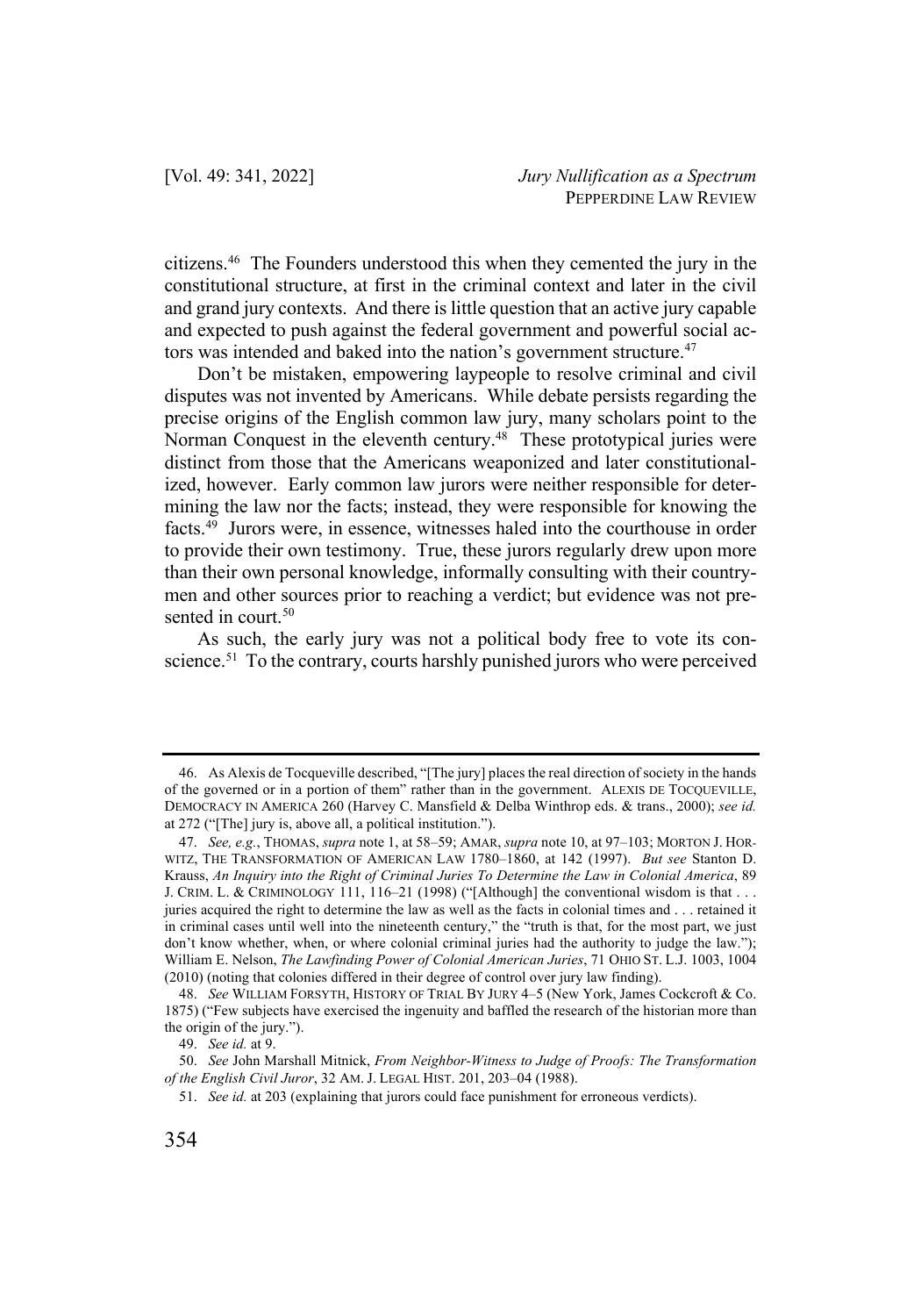citizens.[46] The Founders understood this when they cemented the jury in the constitutional structure, at first in the criminal context and later in the civil and grand jury contexts. And there is little question that an active jury capable and expected to push against the federal government and powerful social actors was intended and baked into the nation's government structure.[47]

Don't be mistaken, empowering laypeople to resolve criminal and civil disputes was not invented by Americans. While debate persists regarding the precise origins of the English common law jury, many scholars point to the Norman Conquest in the eleventh century.[48] These prototypical juries were distinct from those that the Americans weaponized and later constitutionalized, however. Early common law jurors were neither responsible for determining the law nor the facts; instead, they were responsible for knowing the facts.[49] Jurors were, in essence, witnesses haled into the courthouse in order to provide their own testimony. True, these jurors regularly drew upon more than their own personal knowledge, informally consulting with their countrymen and other sources prior to reaching a verdict; but evidence was not presented in court.[50]

As such, the early jury was not a political body free to vote its conscience.[51] To the contrary, courts harshly punished jurors who were perceived

---

46. As Alexis de Tocqueville described, "[The jury] places the real direction of society in the hands of the governed or in a portion of them" rather than in the government. ALEXIS DE TOCQUEVILLE, DEMOCRACY IN AMERICA 260 (Harvey C. Mansfield & Delba Winthrop eds. & trans., 2000); *see id.* at 272 ("[The] jury is, above all, a political institution.").

47. *See, e.g.*, THOMAS, *supra* note 1, at 58–59; AMAR, *supra* note 10, at 97–103; MORTON J. HORWITZ, THE TRANSFORMATION OF AMERICAN LAW 1780–1860, at 142 (1997). *But see* Stanton D. Krauss, *An Inquiry into the Right of Criminal Juries To Determine the Law in Colonial America*, 89 J. CRIM. L. & CRIMINOLOGY 111, 116–21 (1998) ("[Although] the conventional wisdom is that . . . juries acquired the right to determine the law as well as the facts in colonial times and . . . retained it in criminal cases until well into the nineteenth century," the "truth is that, for the most part, we just don't know whether, when, or where colonial criminal juries had the authority to judge the law."); William E. Nelson, *The Lawfinding Power of Colonial American Juries*, 71 OHIO ST. L.J. 1003, 1004 (2010) (noting that colonies differed in their degree of control over jury law finding).

48. *See* WILLIAM FORSYTH, HISTORY OF TRIAL BY JURY 4–5 (New York, James Cockcroft & Co. 1875) ("Few subjects have exercised the ingenuity and baffled the research of the historian more than the origin of the jury.").

49. *See id.* at 9.

50. *See* John Marshall Mitnick, *From Neighbor-Witness to Judge of Proofs: The Transformation of the English Civil Juror*, 32 AM. J. LEGAL HIST. 201, 203–04 (1988).

51. *See id.* at 203 (explaining that jurors could face punishment for erroneous verdicts).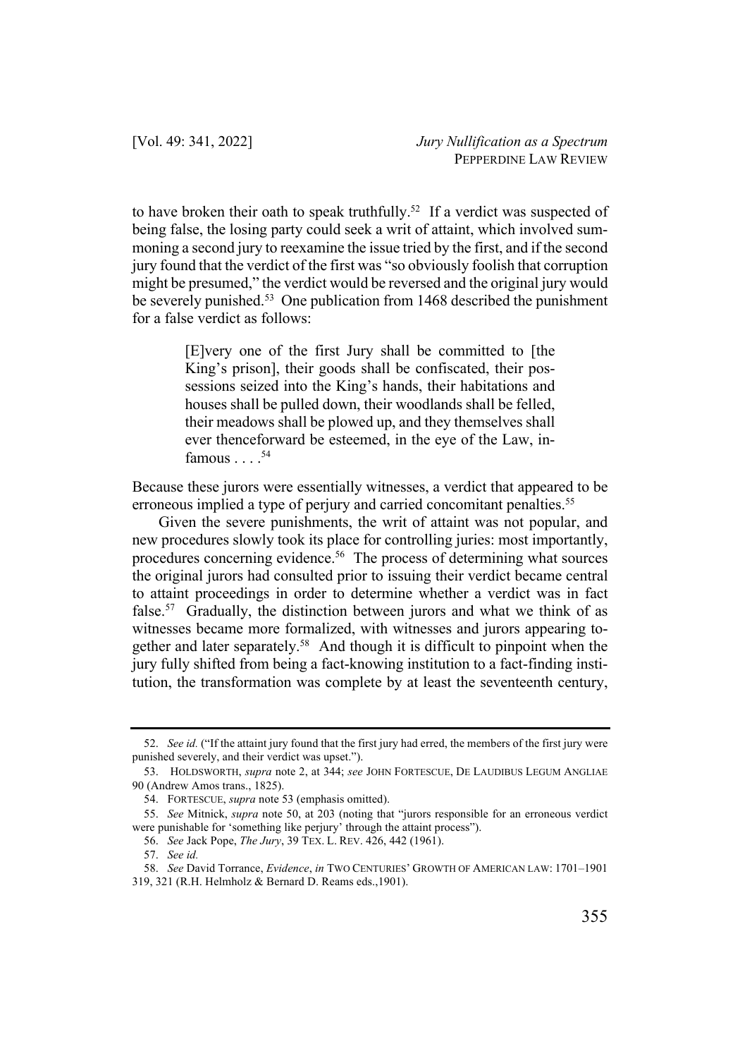to have broken their oath to speak truthfully.[52] If a verdict was suspected of being false, the losing party could seek a writ of attaint, which involved summoning a second jury to reexamine the issue tried by the first, and if the second jury found that the verdict of the first was "so obviously foolish that corruption might be presumed," the verdict would be reversed and the original jury would be severely punished.[53] One publication from 1468 described the punishment for a false verdict as follows:

> [E]very one of the first Jury shall be committed to [the King's prison], their goods shall be confiscated, their possessions seized into the King's hands, their habitations and houses shall be pulled down, their woodlands shall be felled, their meadows shall be plowed up, and they themselves shall ever thenceforward be esteemed, in the eye of the Law, infamous . . . .[54]

Because these jurors were essentially witnesses, a verdict that appeared to be erroneous implied a type of perjury and carried concomitant penalties.[55]

Given the severe punishments, the writ of attaint was not popular, and new procedures slowly took its place for controlling juries: most importantly, procedures concerning evidence.[56] The process of determining what sources the original jurors had consulted prior to issuing their verdict became central to attaint proceedings in order to determine whether a verdict was in fact false.[57] Gradually, the distinction between jurors and what we think of as witnesses became more formalized, with witnesses and jurors appearing together and later separately.[58] And though it is difficult to pinpoint when the jury fully shifted from being a fact-knowing institution to a fact-finding institution, the transformation was complete by at least the seventeenth century,

---

52. *See id.* ("If the attaint jury found that the first jury had erred, the members of the first jury were punished severely, and their verdict was upset.").

53. HOLDSWORTH, *supra* note 2, at 344; *see* JOHN FORTESCUE, DE LAUDIBUS LEGUM ANGLIAE 90 (Andrew Amos trans., 1825).

54. FORTESCUE, *supra* note 53 (emphasis omitted).

55. *See* Mitnick, *supra* note 50, at 203 (noting that "jurors responsible for an erroneous verdict were punishable for 'something like perjury' through the attaint process").

56. *See* Jack Pope, *The Jury*, 39 TEX. L. REV. 426, 442 (1961).

57. *See id.*

58. *See* David Torrance, *Evidence*, *in* TWO CENTURIES' GROWTH OF AMERICAN LAW: 1701–1901 319, 321 (R.H. Helmholz & Bernard D. Reams eds.,1901).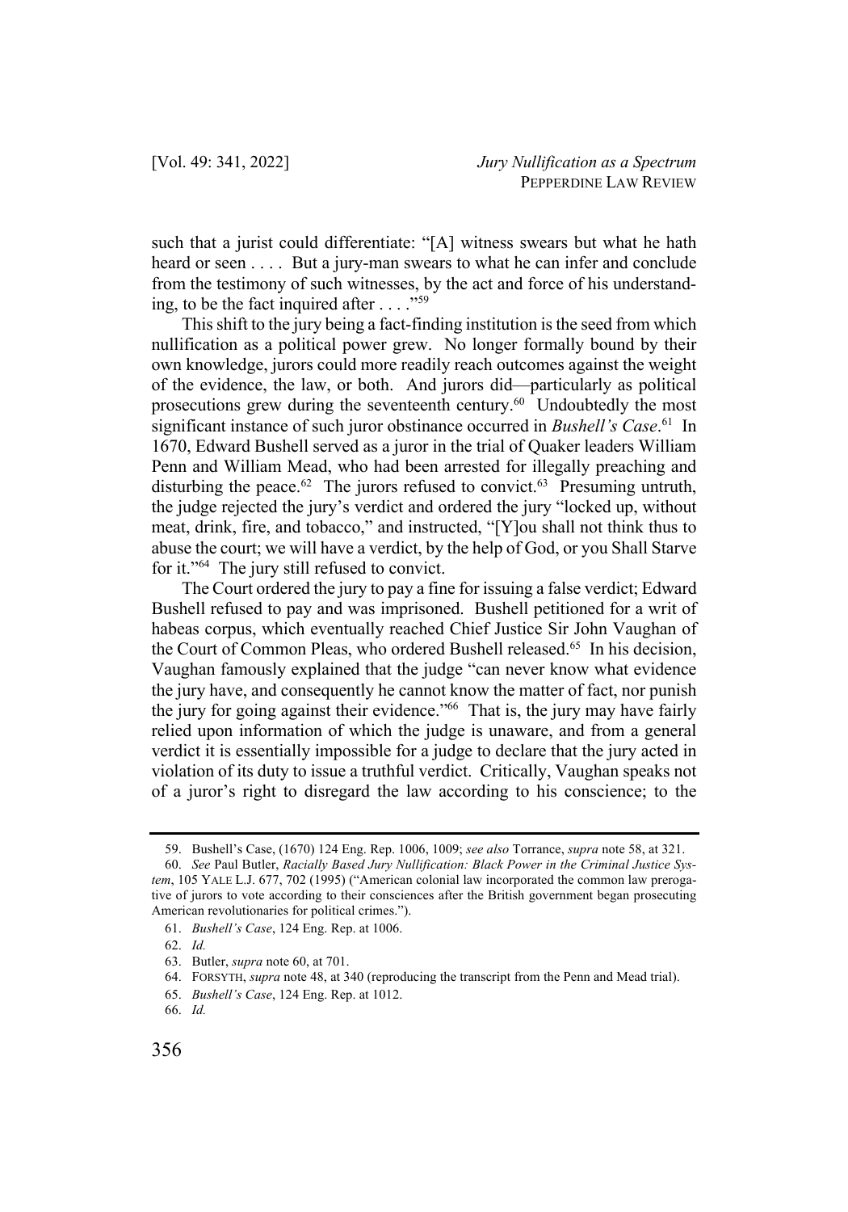such that a jurist could differentiate: "[A] witness swears but what he hath heard or seen . . . . But a jury-man swears to what he can infer and conclude from the testimony of such witnesses, by the act and force of his understanding, to be the fact inquired after . . . ."[59]

This shift to the jury being a fact-finding institution is the seed from which nullification as a political power grew. No longer formally bound by their own knowledge, jurors could more readily reach outcomes against the weight of the evidence, the law, or both. And jurors did—particularly as political prosecutions grew during the seventeenth century.[60] Undoubtedly the most significant instance of such juror obstinance occurred in *Bushell's Case*.[61] In 1670, Edward Bushell served as a juror in the trial of Quaker leaders William Penn and William Mead, who had been arrested for illegally preaching and disturbing the peace.[62] The jurors refused to convict.[63] Presuming untruth, the judge rejected the jury's verdict and ordered the jury "locked up, without meat, drink, fire, and tobacco," and instructed, "[Y]ou shall not think thus to abuse the court; we will have a verdict, by the help of God, or you Shall Starve for it."[64] The jury still refused to convict.

The Court ordered the jury to pay a fine for issuing a false verdict; Edward Bushell refused to pay and was imprisoned. Bushell petitioned for a writ of habeas corpus, which eventually reached Chief Justice Sir John Vaughan of the Court of Common Pleas, who ordered Bushell released.[65] In his decision, Vaughan famously explained that the judge "can never know what evidence the jury have, and consequently he cannot know the matter of fact, nor punish the jury for going against their evidence."[66] That is, the jury may have fairly relied upon information of which the judge is unaware, and from a general verdict it is essentially impossible for a judge to declare that the jury acted in violation of its duty to issue a truthful verdict. Critically, Vaughan speaks not of a juror's right to disregard the law according to his conscience; to the

---

59. Bushell's Case, (1670) 124 Eng. Rep. 1006, 1009; *see also* Torrance, *supra* note 58, at 321.

60. *See* Paul Butler, *Racially Based Jury Nullification: Black Power in the Criminal Justice System*, 105 YALE L.J. 677, 702 (1995) ("American colonial law incorporated the common law prerogative of jurors to vote according to their consciences after the British government began prosecuting American revolutionaries for political crimes.").

61. *Bushell's Case*, 124 Eng. Rep. at 1006.

62. *Id.*

63. Butler, *supra* note 60, at 701.

64. FORSYTH, *supra* note 48, at 340 (reproducing the transcript from the Penn and Mead trial).

65. *Bushell's Case*, 124 Eng. Rep. at 1012.

66. *Id.*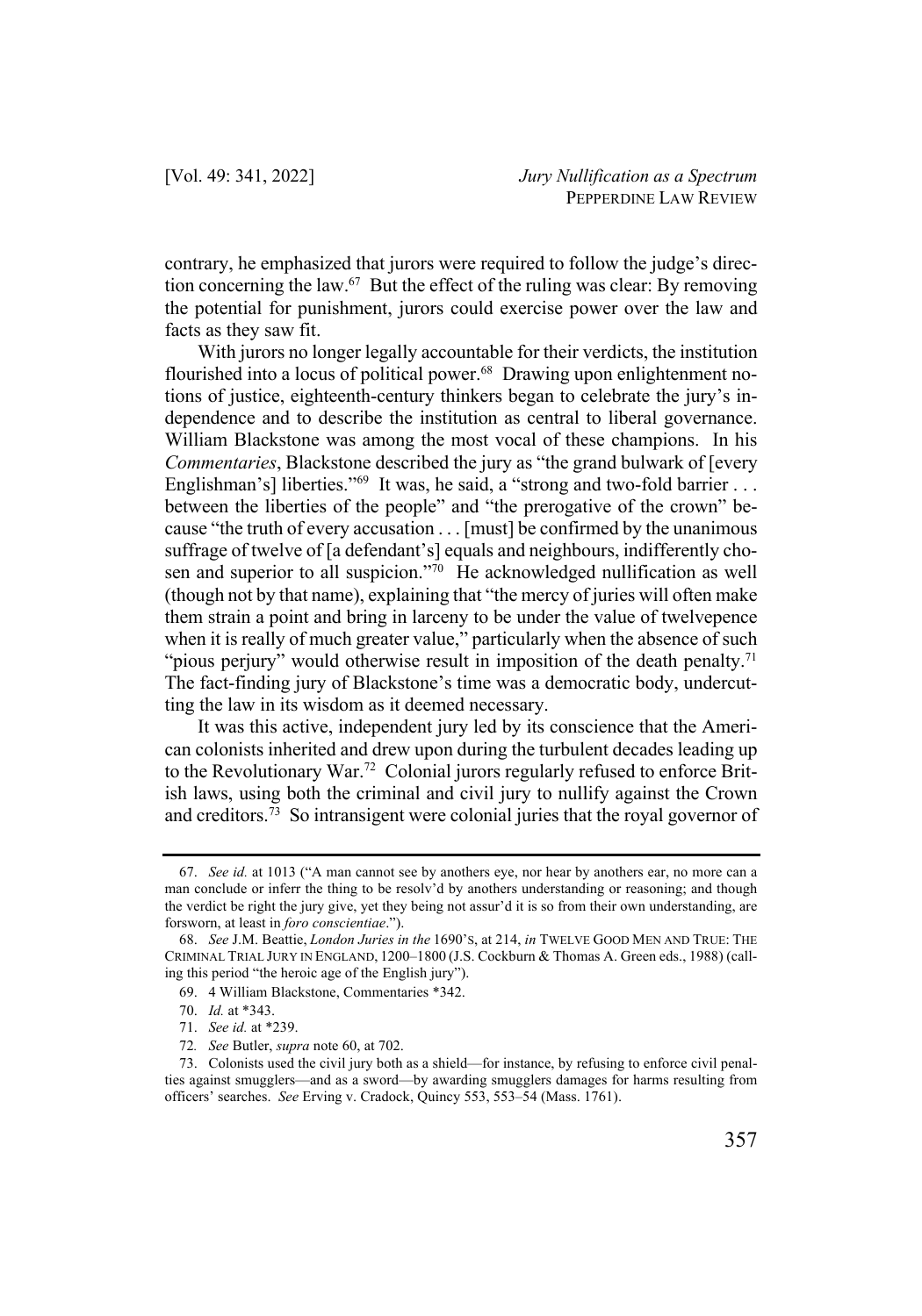contrary, he emphasized that jurors were required to follow the judge's direction concerning the law.[67] But the effect of the ruling was clear: By removing the potential for punishment, jurors could exercise power over the law and facts as they saw fit.

With jurors no longer legally accountable for their verdicts, the institution flourished into a locus of political power.[68] Drawing upon enlightenment notions of justice, eighteenth-century thinkers began to celebrate the jury's independence and to describe the institution as central to liberal governance. William Blackstone was among the most vocal of these champions. In his *Commentaries*, Blackstone described the jury as "the grand bulwark of [every Englishman's] liberties."[69] It was, he said, a "strong and two-fold barrier . . . between the liberties of the people" and "the prerogative of the crown" because "the truth of every accusation . . . [must] be confirmed by the unanimous suffrage of twelve of [a defendant's] equals and neighbours, indifferently chosen and superior to all suspicion."[70] He acknowledged nullification as well (though not by that name), explaining that "the mercy of juries will often make them strain a point and bring in larceny to be under the value of twelvepence when it is really of much greater value," particularly when the absence of such "pious perjury" would otherwise result in imposition of the death penalty.[71] The fact-finding jury of Blackstone's time was a democratic body, undercutting the law in its wisdom as it deemed necessary.

It was this active, independent jury led by its conscience that the American colonists inherited and drew upon during the turbulent decades leading up to the Revolutionary War.[72] Colonial jurors regularly refused to enforce British laws, using both the criminal and civil jury to nullify against the Crown and creditors.[73] So intransigent were colonial juries that the royal governor of

---

67. *See id.* at 1013 ("A man cannot see by anothers eye, nor hear by anothers ear, no more can a man conclude or inferr the thing to be resolv'd by anothers understanding or reasoning; and though the verdict be right the jury give, yet they being not assur'd it is so from their own understanding, are forsworn, at least in *foro conscientiae*.").

68. *See* J.M. Beattie, *London Juries in the* 1690'S, at 214, *in* TWELVE GOOD MEN AND TRUE: THE CRIMINAL TRIAL JURY IN ENGLAND, 1200–1800 (J.S. Cockburn & Thomas A. Green eds., 1988) (calling this period "the heroic age of the English jury").

69. 4 William Blackstone, Commentaries *342.

70. *Id.* at *343.

71. *See id.* at *239.

72. *See* Butler, *supra* note 60, at 702.

73. Colonists used the civil jury both as a shield—for instance, by refusing to enforce civil penalties against smugglers—and as a sword—by awarding smugglers damages for harms resulting from officers' searches. *See* Erving v. Cradock, Quincy 553, 553–54 (Mass. 1761).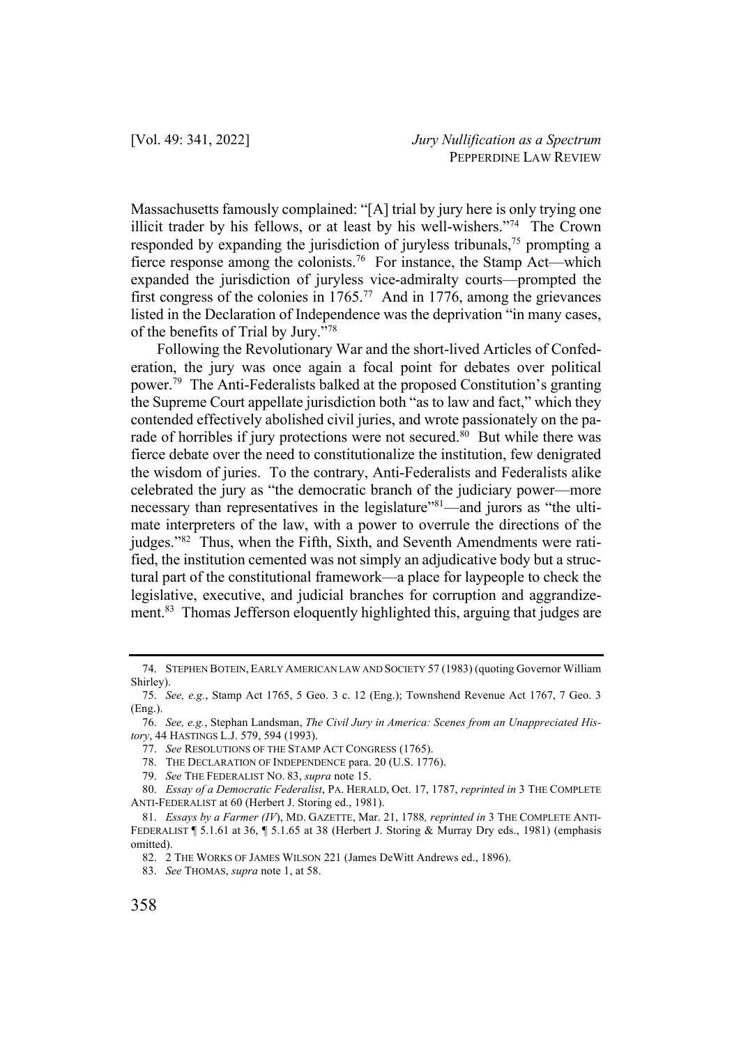Massachusetts famously complained: "[A] trial by jury here is only trying one illicit trader by his fellows, or at least by his well-wishers."[74] The Crown responded by expanding the jurisdiction of juryless tribunals,[75] prompting a fierce response among the colonists.[76] For instance, the Stamp Act—which expanded the jurisdiction of juryless vice-admiralty courts—prompted the first congress of the colonies in 1765.[77] And in 1776, among the grievances listed in the Declaration of Independence was the deprivation "in many cases, of the benefits of Trial by Jury."[78]

Following the Revolutionary War and the short-lived Articles of Confederation, the jury was once again a focal point for debates over political power.[79] The Anti-Federalists balked at the proposed Constitution's granting the Supreme Court appellate jurisdiction both "as to law and fact," which they contended effectively abolished civil juries, and wrote passionately on the parade of horribles if jury protections were not secured.[80] But while there was fierce debate over the need to constitutionalize the institution, few denigrated the wisdom of juries. To the contrary, Anti-Federalists and Federalists alike celebrated the jury as "the democratic branch of the judiciary power—more necessary than representatives in the legislature"[81]—and jurors as "the ultimate interpreters of the law, with a power to overrule the directions of the judges."[82] Thus, when the Fifth, Sixth, and Seventh Amendments were ratified, the institution cemented was not simply an adjudicative body but a structural part of the constitutional framework—a place for laypeople to check the legislative, executive, and judicial branches for corruption and aggrandizement.[83] Thomas Jefferson eloquently highlighted this, arguing that judges are

---

74. STEPHEN BOTEIN, EARLY AMERICAN LAW AND SOCIETY 57 (1983) (quoting Governor William Shirley).

75. *See, e.g.*, Stamp Act 1765, 5 Geo. 3 c. 12 (Eng.); Townshend Revenue Act 1767, 7 Geo. 3 (Eng.).

76. *See, e.g.*, Stephan Landsman, *The Civil Jury in America: Scenes from an Unappreciated History*, 44 HASTINGS L.J. 579, 594 (1993).

77. *See* RESOLUTIONS OF THE STAMP ACT CONGRESS (1765).

78. THE DECLARATION OF INDEPENDENCE para. 20 (U.S. 1776).

79. *See* THE FEDERALIST NO. 83, *supra* note 15.

80. *Essay of a Democratic Federalist*, PA. HERALD, Oct. 17, 1787, *reprinted in* 3 THE COMPLETE ANTI-FEDERALIST at 60 (Herbert J. Storing ed., 1981).

81. *Essays by a Farmer (IV)*, MD. GAZETTE, Mar. 21, 1788*, reprinted in* 3 THE COMPLETE ANTI-FEDERALIST ¶ 5.1.61 at 36, ¶ 5.1.65 at 38 (Herbert J. Storing & Murray Dry eds., 1981) (emphasis omitted).

82. 2 THE WORKS OF JAMES WILSON 221 (James DeWitt Andrews ed., 1896).

83. *See* THOMAS, *supra* note 1, at 58.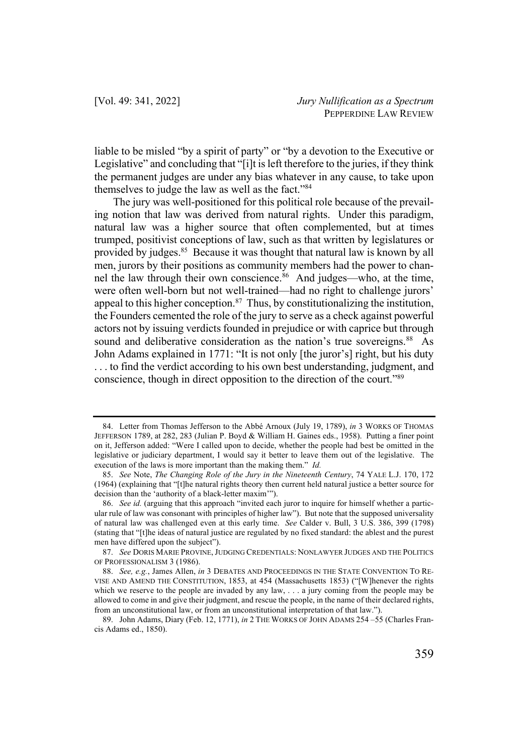liable to be misled "by a spirit of party" or "by a devotion to the Executive or Legislative" and concluding that "[i]t is left therefore to the juries, if they think the permanent judges are under any bias whatever in any cause, to take upon themselves to judge the law as well as the fact."[84]

The jury was well-positioned for this political role because of the prevailing notion that law was derived from natural rights. Under this paradigm, natural law was a higher source that often complemented, but at times trumped, positivist conceptions of law, such as that written by legislatures or provided by judges.[85] Because it was thought that natural law is known by all men, jurors by their positions as community members had the power to channel the law through their own conscience.[86] And judges—who, at the time, were often well-born but not well-trained—had no right to challenge jurors' appeal to this higher conception.[87] Thus, by constitutionalizing the institution, the Founders cemented the role of the jury to serve as a check against powerful actors not by issuing verdicts founded in prejudice or with caprice but through sound and deliberative consideration as the nation's true sovereigns.[88] As John Adams explained in 1771: "It is not only [the juror's] right, but his duty . . . to find the verdict according to his own best understanding, judgment, and conscience, though in direct opposition to the direction of the court."[89]

---

84. Letter from Thomas Jefferson to the Abbé Arnoux (July 19, 1789), *in* 3 WORKS OF THOMAS JEFFERSON 1789, at 282, 283 (Julian P. Boyd & William H. Gaines eds., 1958). Putting a finer point on it, Jefferson added: "Were I called upon to decide, whether the people had best be omitted in the legislative or judiciary department, I would say it better to leave them out of the legislative. The execution of the laws is more important than the making them." *Id.*

85. *See* Note, *The Changing Role of the Jury in the Nineteenth Century*, 74 YALE L.J. 170, 172 (1964) (explaining that "[t]he natural rights theory then current held natural justice a better source for decision than the 'authority of a black-letter maxim'").

86. *See id.* (arguing that this approach "invited each juror to inquire for himself whether a particular rule of law was consonant with principles of higher law"). But note that the supposed universality of natural law was challenged even at this early time. *See* Calder v. Bull, 3 U.S. 386, 399 (1798) (stating that "[t]he ideas of natural justice are regulated by no fixed standard: the ablest and the purest men have differed upon the subject").

87. *See* DORIS MARIE PROVINE, JUDGING CREDENTIALS: NONLAWYER JUDGES AND THE POLITICS OF PROFESSIONALISM 3 (1986).

88. *See, e.g.*, James Allen, *in* 3 DEBATES AND PROCEEDINGS IN THE STATE CONVENTION TO REVISE AND AMEND THE CONSTITUTION, 1853, at 454 (Massachusetts 1853) ("[W]henever the rights which we reserve to the people are invaded by any law, . . . a jury coming from the people may be allowed to come in and give their judgment, and rescue the people, in the name of their declared rights, from an unconstitutional law, or from an unconstitutional interpretation of that law.").

89. John Adams, Diary (Feb. 12, 1771), *in* 2 THE WORKS OF JOHN ADAMS 254 –55 (Charles Francis Adams ed., 1850).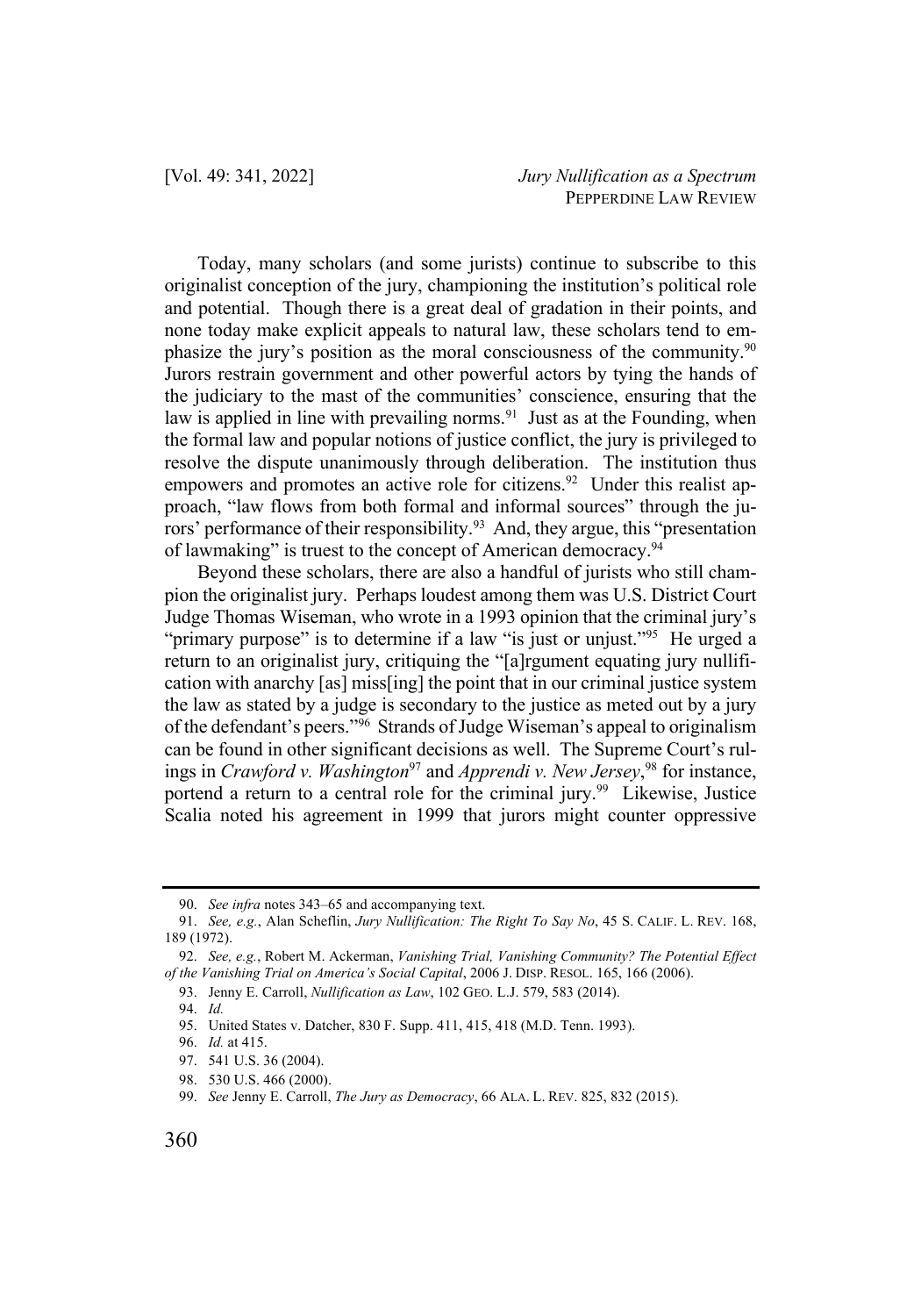Today, many scholars (and some jurists) continue to subscribe to this originalist conception of the jury, championing the institution's political role and potential. Though there is a great deal of gradation in their points, and none today make explicit appeals to natural law, these scholars tend to emphasize the jury's position as the moral consciousness of the community.[90] Jurors restrain government and other powerful actors by tying the hands of the judiciary to the mast of the communities' conscience, ensuring that the law is applied in line with prevailing norms.[91] Just as at the Founding, when the formal law and popular notions of justice conflict, the jury is privileged to resolve the dispute unanimously through deliberation. The institution thus empowers and promotes an active role for citizens.[92] Under this realist approach, "law flows from both formal and informal sources" through the jurors' performance of their responsibility.[93] And, they argue, this "presentation of lawmaking" is truest to the concept of American democracy.[94]

Beyond these scholars, there are also a handful of jurists who still champion the originalist jury. Perhaps loudest among them was U.S. District Court Judge Thomas Wiseman, who wrote in a 1993 opinion that the criminal jury's "primary purpose" is to determine if a law "is just or unjust."[95] He urged a return to an originalist jury, critiquing the "[a]rgument equating jury nullification with anarchy [as] miss[ing] the point that in our criminal justice system the law as stated by a judge is secondary to the justice as meted out by a jury of the defendant's peers."[96] Strands of Judge Wiseman's appeal to originalism can be found in other significant decisions as well. The Supreme Court's rulings in *Crawford v. Washington*[97] and *Apprendi v. New Jersey*,[98] for instance, portend a return to a central role for the criminal jury.[99] Likewise, Justice Scalia noted his agreement in 1999 that jurors might counter oppressive

---

90. *See infra* notes 343–65 and accompanying text.

91. *See, e.g.*, Alan Scheflin, *Jury Nullification: The Right To Say No*, 45 S. CALIF. L. REV. 168, 189 (1972).

92. *See, e.g.*, Robert M. Ackerman, *Vanishing Trial, Vanishing Community? The Potential Effect of the Vanishing Trial on America's Social Capital*, 2006 J. DISP. RESOL. 165, 166 (2006).

93. Jenny E. Carroll, *Nullification as Law*, 102 GEO. L.J. 579, 583 (2014).

94. *Id.*

95. United States v. Datcher, 830 F. Supp. 411, 415, 418 (M.D. Tenn. 1993).

96. *Id.* at 415.

97. 541 U.S. 36 (2004).

98. 530 U.S. 466 (2000).

99. *See* Jenny E. Carroll, *The Jury as Democracy*, 66 ALA. L. REV. 825, 832 (2015).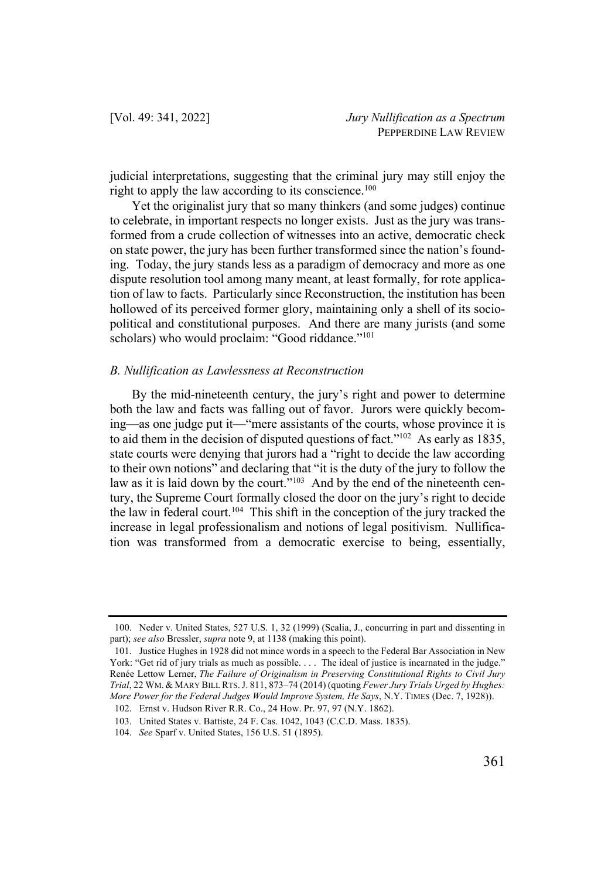judicial interpretations, suggesting that the criminal jury may still enjoy the right to apply the law according to its conscience.[100]

Yet the originalist jury that so many thinkers (and some judges) continue to celebrate, in important respects no longer exists. Just as the jury was transformed from a crude collection of witnesses into an active, democratic check on state power, the jury has been further transformed since the nation's founding. Today, the jury stands less as a paradigm of democracy and more as one dispute resolution tool among many meant, at least formally, for rote application of law to facts. Particularly since Reconstruction, the institution has been hollowed of its perceived former glory, maintaining only a shell of its socio-political and constitutional purposes. And there are many jurists (and some scholars) who would proclaim: "Good riddance."[101]

### *B. Nullification as Lawlessness at Reconstruction*

By the mid-nineteenth century, the jury's right and power to determine both the law and facts was falling out of favor. Jurors were quickly becoming—as one judge put it—"mere assistants of the courts, whose province it is to aid them in the decision of disputed questions of fact."[102] As early as 1835, state courts were denying that jurors had a "right to decide the law according to their own notions" and declaring that "it is the duty of the jury to follow the law as it is laid down by the court."[103] And by the end of the nineteenth century, the Supreme Court formally closed the door on the jury's right to decide the law in federal court.[104] This shift in the conception of the jury tracked the increase in legal professionalism and notions of legal positivism. Nullification was transformed from a democratic exercise to being, essentially,

---

100. Neder v. United States, 527 U.S. 1, 32 (1999) (Scalia, J., concurring in part and dissenting in part); *see also* Bressler, *supra* note 9, at 1138 (making this point).

101. Justice Hughes in 1928 did not mince words in a speech to the Federal Bar Association in New York: "Get rid of jury trials as much as possible. . . . The ideal of justice is incarnated in the judge." Renée Lettow Lerner, *The Failure of Originalism in Preserving Constitutional Rights to Civil Jury Trial*, 22 WM. & MARY BILL RTS. J. 811, 873–74 (2014) (quoting *Fewer Jury Trials Urged by Hughes: More Power for the Federal Judges Would Improve System, He Says*, N.Y. TIMES (Dec. 7, 1928)).

102. Ernst v. Hudson River R.R. Co., 24 How. Pr. 97, 97 (N.Y. 1862).

103. United States v. Battiste, 24 F. Cas. 1042, 1043 (C.C.D. Mass. 1835).

104. *See* Sparf v. United States, 156 U.S. 51 (1895).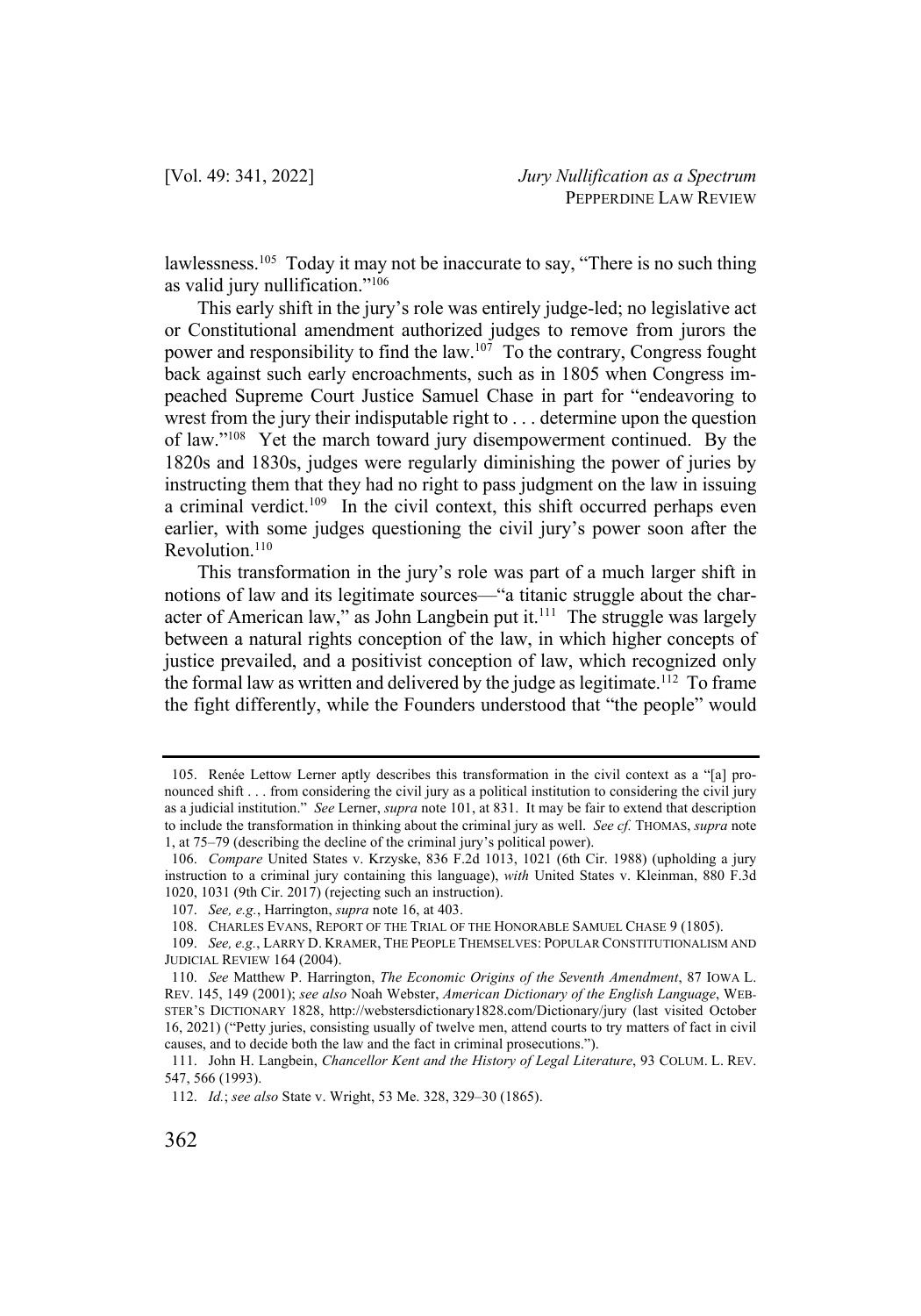lawlessness.[105] Today it may not be inaccurate to say, "There is no such thing as valid jury nullification."[106]

This early shift in the jury's role was entirely judge-led; no legislative act or Constitutional amendment authorized judges to remove from jurors the power and responsibility to find the law.[107] To the contrary, Congress fought back against such early encroachments, such as in 1805 when Congress impeached Supreme Court Justice Samuel Chase in part for "endeavoring to wrest from the jury their indisputable right to . . . determine upon the question of law."[108] Yet the march toward jury disempowerment continued. By the 1820s and 1830s, judges were regularly diminishing the power of juries by instructing them that they had no right to pass judgment on the law in issuing a criminal verdict.[109] In the civil context, this shift occurred perhaps even earlier, with some judges questioning the civil jury's power soon after the Revolution.[110]

This transformation in the jury's role was part of a much larger shift in notions of law and its legitimate sources—"a titanic struggle about the character of American law," as John Langbein put it.[111] The struggle was largely between a natural rights conception of the law, in which higher concepts of justice prevailed, and a positivist conception of law, which recognized only the formal law as written and delivered by the judge as legitimate.[112] To frame the fight differently, while the Founders understood that "the people" would

---

105. Renée Lettow Lerner aptly describes this transformation in the civil context as a "[a] pronounced shift . . . from considering the civil jury as a political institution to considering the civil jury as a judicial institution." *See* Lerner, *supra* note 101, at 831. It may be fair to extend that description to include the transformation in thinking about the criminal jury as well. *See cf.* THOMAS, *supra* note 1, at 75–79 (describing the decline of the criminal jury's political power).

106. *Compare* United States v. Krzyske, 836 F.2d 1013, 1021 (6th Cir. 1988) (upholding a jury instruction to a criminal jury containing this language), *with* United States v. Kleinman, 880 F.3d 1020, 1031 (9th Cir. 2017) (rejecting such an instruction).

107. *See, e.g.*, Harrington, *supra* note 16, at 403.

108. CHARLES EVANS, REPORT OF THE TRIAL OF THE HONORABLE SAMUEL CHASE 9 (1805).

109. *See, e.g.*, LARRY D. KRAMER, THE PEOPLE THEMSELVES: POPULAR CONSTITUTIONALISM AND JUDICIAL REVIEW 164 (2004).

110. *See* Matthew P. Harrington, *The Economic Origins of the Seventh Amendment*, 87 IOWA L. REV. 145, 149 (2001); *see also* Noah Webster, *American Dictionary of the English Language*, WEBSTER'S DICTIONARY 1828, http://webstersdictionary1828.com/Dictionary/jury (last visited October 16, 2021) ("Petty juries, consisting usually of twelve men, attend courts to try matters of fact in civil causes, and to decide both the law and the fact in criminal prosecutions.").

111. John H. Langbein, *Chancellor Kent and the History of Legal Literature*, 93 COLUM. L. REV. 547, 566 (1993).

112. *Id.*; *see also* State v. Wright, 53 Me. 328, 329–30 (1865).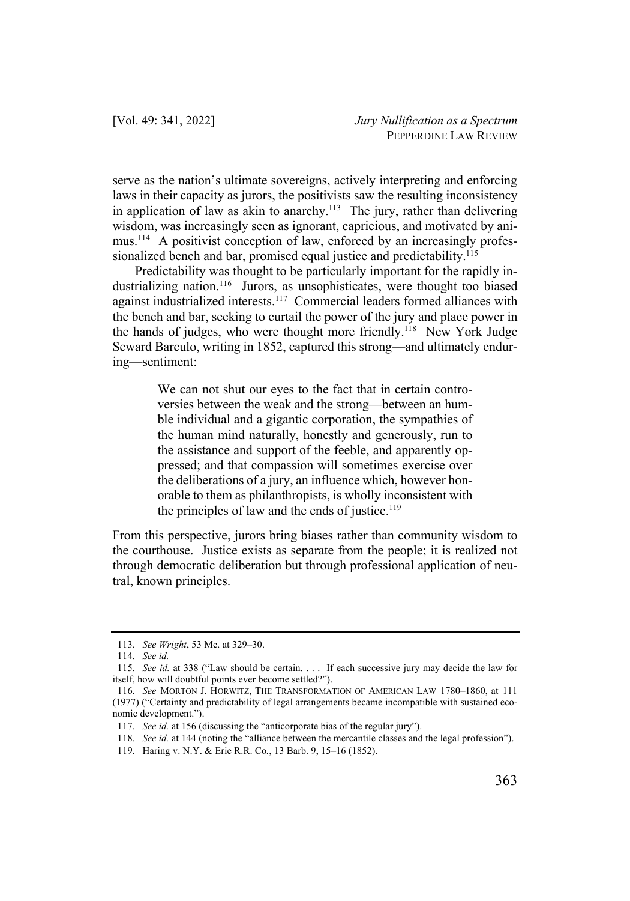serve as the nation's ultimate sovereigns, actively interpreting and enforcing laws in their capacity as jurors, the positivists saw the resulting inconsistency in application of law as akin to anarchy.[113] The jury, rather than delivering wisdom, was increasingly seen as ignorant, capricious, and motivated by animus.[114] A positivist conception of law, enforced by an increasingly professionalized bench and bar, promised equal justice and predictability.[115]

Predictability was thought to be particularly important for the rapidly industrializing nation.[116] Jurors, as unsophisticates, were thought too biased against industrialized interests.[117] Commercial leaders formed alliances with the bench and bar, seeking to curtail the power of the jury and place power in the hands of judges, who were thought more friendly.[118] New York Judge Seward Barculo, writing in 1852, captured this strong—and ultimately enduring—sentiment:

> We can not shut our eyes to the fact that in certain controversies between the weak and the strong—between an humble individual and a gigantic corporation, the sympathies of the human mind naturally, honestly and generously, run to the assistance and support of the feeble, and apparently oppressed; and that compassion will sometimes exercise over the deliberations of a jury, an influence which, however honorable to them as philanthropists, is wholly inconsistent with the principles of law and the ends of justice.[119]

From this perspective, jurors bring biases rather than community wisdom to the courthouse. Justice exists as separate from the people; it is realized not through democratic deliberation but through professional application of neutral, known principles.

---

113. *See Wright*, 53 Me. at 329–30.

114. *See id.*

115. *See id.* at 338 ("Law should be certain. . . . If each successive jury may decide the law for itself, how will doubtful points ever become settled?").

116. *See* MORTON J. HORWITZ, THE TRANSFORMATION OF AMERICAN LAW 1780–1860, at 111 (1977) ("Certainty and predictability of legal arrangements became incompatible with sustained economic development.").

117. *See id.* at 156 (discussing the "anticorporate bias of the regular jury").

118. *See id.* at 144 (noting the "alliance between the mercantile classes and the legal profession").

119. Haring v. N.Y. & Erie R.R. Co., 13 Barb. 9, 15–16 (1852).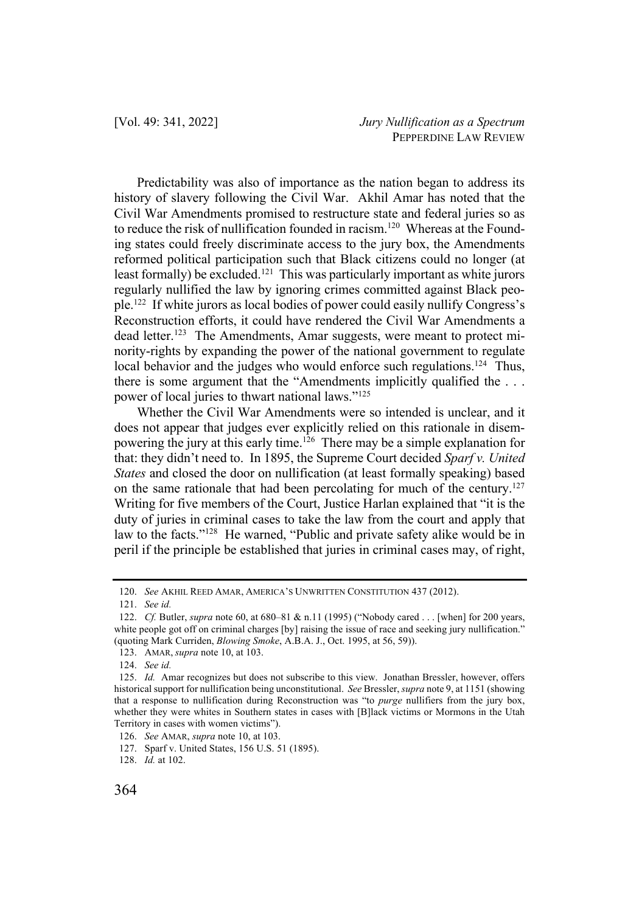Predictability was also of importance as the nation began to address its history of slavery following the Civil War. Akhil Amar has noted that the Civil War Amendments promised to restructure state and federal juries so as to reduce the risk of nullification founded in racism.[120] Whereas at the Founding states could freely discriminate access to the jury box, the Amendments reformed political participation such that Black citizens could no longer (at least formally) be excluded.[121] This was particularly important as white jurors regularly nullified the law by ignoring crimes committed against Black people.[122] If white jurors as local bodies of power could easily nullify Congress's Reconstruction efforts, it could have rendered the Civil War Amendments a dead letter.[123] The Amendments, Amar suggests, were meant to protect minority-rights by expanding the power of the national government to regulate local behavior and the judges who would enforce such regulations.[124] Thus, there is some argument that the "Amendments implicitly qualified the . . . power of local juries to thwart national laws."[125]

Whether the Civil War Amendments were so intended is unclear, and it does not appear that judges ever explicitly relied on this rationale in disempowering the jury at this early time.[126] There may be a simple explanation for that: they didn't need to. In 1895, the Supreme Court decided *Sparf v. United States* and closed the door on nullification (at least formally speaking) based on the same rationale that had been percolating for much of the century.[127] Writing for five members of the Court, Justice Harlan explained that "it is the duty of juries in criminal cases to take the law from the court and apply that law to the facts."[128] He warned, "Public and private safety alike would be in peril if the principle be established that juries in criminal cases may, of right,

---

120. *See* AKHIL REED AMAR, AMERICA'S UNWRITTEN CONSTITUTION 437 (2012).

121. *See id.*

122. *Cf.* Butler, *supra* note 60, at 680–81 & n.11 (1995) ("Nobody cared . . . [when] for 200 years, white people got off on criminal charges [by] raising the issue of race and seeking jury nullification." (quoting Mark Curriden, *Blowing Smoke*, A.B.A. J., Oct. 1995, at 56, 59)).

123. AMAR, *supra* note 10, at 103.

124. *See id.*

125. *Id.* Amar recognizes but does not subscribe to this view. Jonathan Bressler, however, offers historical support for nullification being unconstitutional. *See* Bressler, *supra* note 9, at 1151 (showing that a response to nullification during Reconstruction was "to *purge* nullifiers from the jury box, whether they were whites in Southern states in cases with [B]lack victims or Mormons in the Utah Territory in cases with women victims").

126. *See* AMAR, *supra* note 10, at 103.

127. Sparf v. United States, 156 U.S. 51 (1895).

128. *Id.* at 102.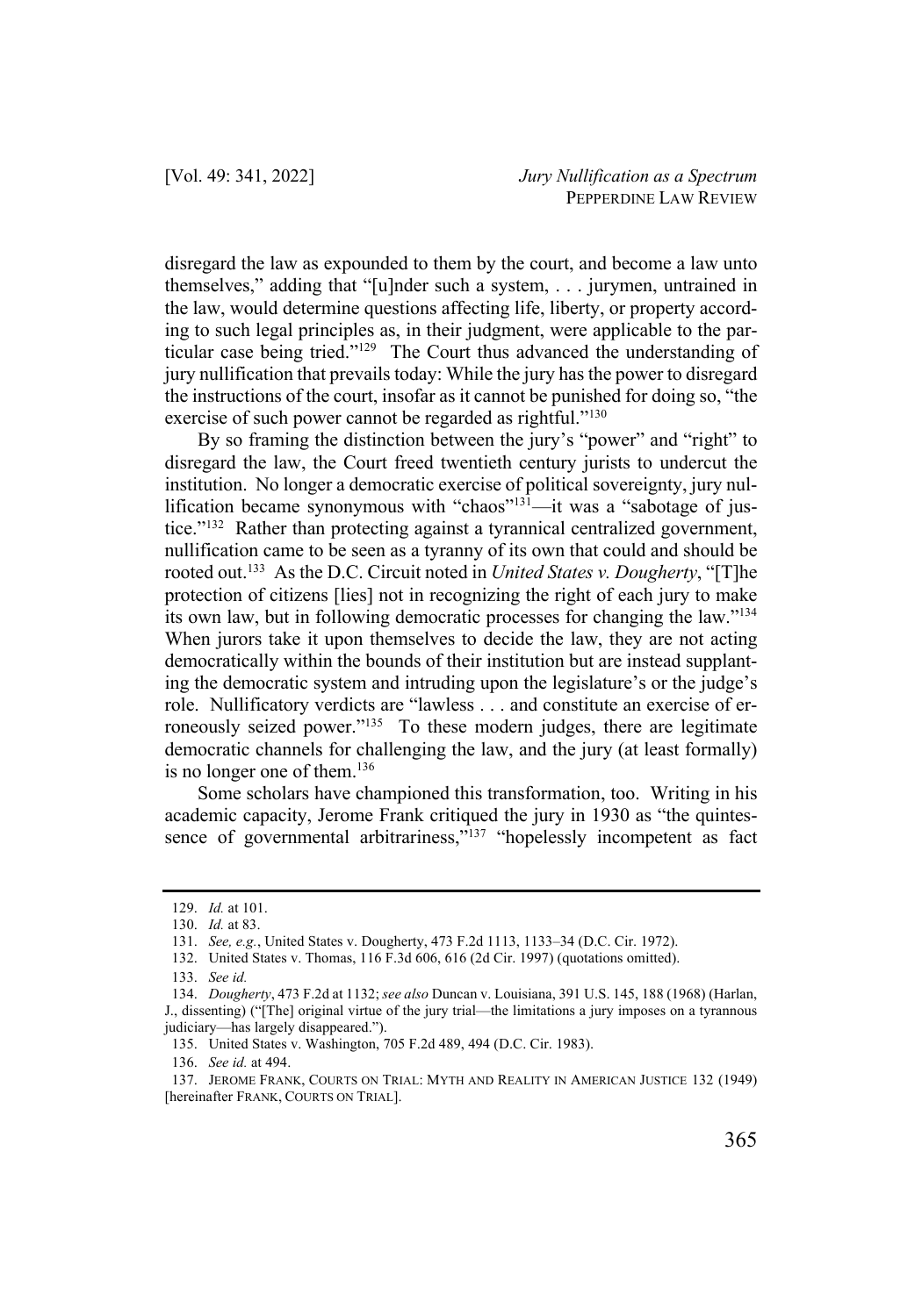disregard the law as expounded to them by the court, and become a law unto themselves," adding that "[u]nder such a system, . . . jurymen, untrained in the law, would determine questions affecting life, liberty, or property according to such legal principles as, in their judgment, were applicable to the particular case being tried."[129] The Court thus advanced the understanding of jury nullification that prevails today: While the jury has the power to disregard the instructions of the court, insofar as it cannot be punished for doing so, "the exercise of such power cannot be regarded as rightful."[130]

By so framing the distinction between the jury's "power" and "right" to disregard the law, the Court freed twentieth century jurists to undercut the institution. No longer a democratic exercise of political sovereignty, jury nullification became synonymous with "chaos"[131]—it was a "sabotage of justice."[132] Rather than protecting against a tyrannical centralized government, nullification came to be seen as a tyranny of its own that could and should be rooted out.[133] As the D.C. Circuit noted in *United States v. Dougherty*, "[T]he protection of citizens [lies] not in recognizing the right of each jury to make its own law, but in following democratic processes for changing the law."[134] When jurors take it upon themselves to decide the law, they are not acting democratically within the bounds of their institution but are instead supplanting the democratic system and intruding upon the legislature's or the judge's role. Nullificatory verdicts are "lawless . . . and constitute an exercise of erroneously seized power."[135] To these modern judges, there are legitimate democratic channels for challenging the law, and the jury (at least formally) is no longer one of them.[136]

Some scholars have championed this transformation, too. Writing in his academic capacity, Jerome Frank critiqued the jury in 1930 as "the quintessence of governmental arbitrariness,"[137] "hopelessly incompetent as fact

---

129. *Id.* at 101.

130. *Id.* at 83.

131. *See, e.g.*, United States v. Dougherty, 473 F.2d 1113, 1133–34 (D.C. Cir. 1972).

132. United States v. Thomas, 116 F.3d 606, 616 (2d Cir. 1997) (quotations omitted).

133. *See id.*

134. *Dougherty*, 473 F.2d at 1132; *see also* Duncan v. Louisiana, 391 U.S. 145, 188 (1968) (Harlan, J., dissenting) ("[The] original virtue of the jury trial—the limitations a jury imposes on a tyrannous judiciary—has largely disappeared.").

135. United States v. Washington, 705 F.2d 489, 494 (D.C. Cir. 1983).

136. *See id.* at 494.

137. JEROME FRANK, COURTS ON TRIAL: MYTH AND REALITY IN AMERICAN JUSTICE 132 (1949) [hereinafter FRANK, COURTS ON TRIAL].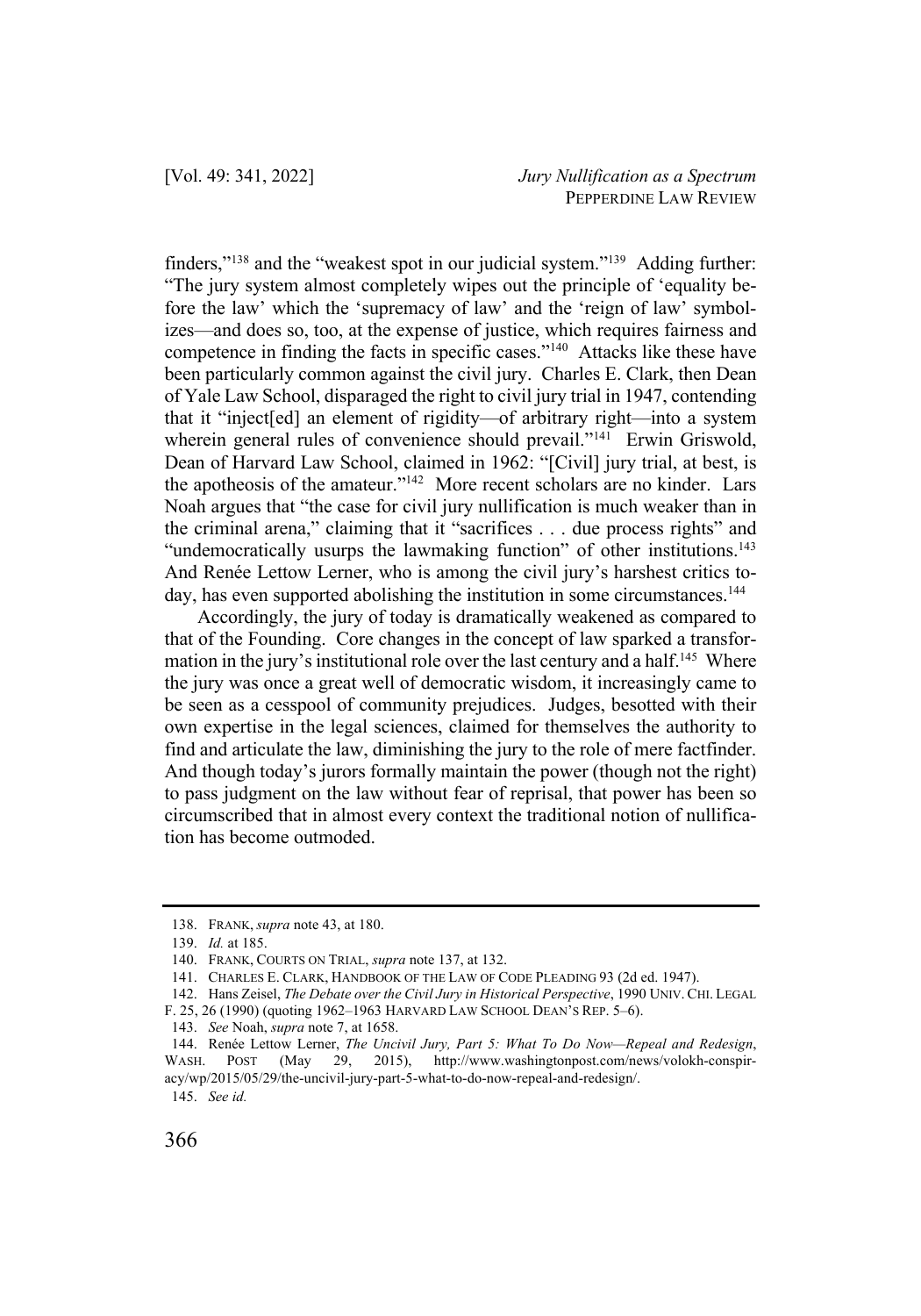finders,"[138] and the "weakest spot in our judicial system."[139] Adding further: "The jury system almost completely wipes out the principle of 'equality before the law' which the 'supremacy of law' and the 'reign of law' symbolizes—and does so, too, at the expense of justice, which requires fairness and competence in finding the facts in specific cases."[140] Attacks like these have been particularly common against the civil jury. Charles E. Clark, then Dean of Yale Law School, disparaged the right to civil jury trial in 1947, contending that it "inject[ed] an element of rigidity—of arbitrary right—into a system wherein general rules of convenience should prevail."[141] Erwin Griswold, Dean of Harvard Law School, claimed in 1962: "[Civil] jury trial, at best, is the apotheosis of the amateur."[142] More recent scholars are no kinder. Lars Noah argues that "the case for civil jury nullification is much weaker than in the criminal arena," claiming that it "sacrifices . . . due process rights" and "undemocratically usurps the lawmaking function" of other institutions.[143] And Renée Lettow Lerner, who is among the civil jury's harshest critics today, has even supported abolishing the institution in some circumstances.[144]

Accordingly, the jury of today is dramatically weakened as compared to that of the Founding. Core changes in the concept of law sparked a transformation in the jury's institutional role over the last century and a half.[145] Where the jury was once a great well of democratic wisdom, it increasingly came to be seen as a cesspool of community prejudices. Judges, besotted with their own expertise in the legal sciences, claimed for themselves the authority to find and articulate the law, diminishing the jury to the role of mere factfinder. And though today's jurors formally maintain the power (though not the right) to pass judgment on the law without fear of reprisal, that power has been so circumscribed that in almost every context the traditional notion of nullification has become outmoded.

---

138. FRANK, *supra* note 43, at 180.

139. *Id.* at 185.

140. FRANK, COURTS ON TRIAL, *supra* note 137, at 132.

141. CHARLES E. CLARK, HANDBOOK OF THE LAW OF CODE PLEADING 93 (2d ed. 1947).

142. Hans Zeisel, *The Debate over the Civil Jury in Historical Perspective*, 1990 UNIV. CHI. LEGAL F. 25, 26 (1990) (quoting 1962–1963 HARVARD LAW SCHOOL DEAN'S REP. 5–6).

143. *See* Noah, *supra* note 7, at 1658.

144. Renée Lettow Lerner, *The Uncivil Jury, Part 5: What To Do Now—Repeal and Redesign*, WASH. POST (May 29, 2015), http://www.washingtonpost.com/news/volokh-conspiracy/wp/2015/05/29/the-uncivil-jury-part-5-what-to-do-now-repeal-and-redesign/.

145. *See id.*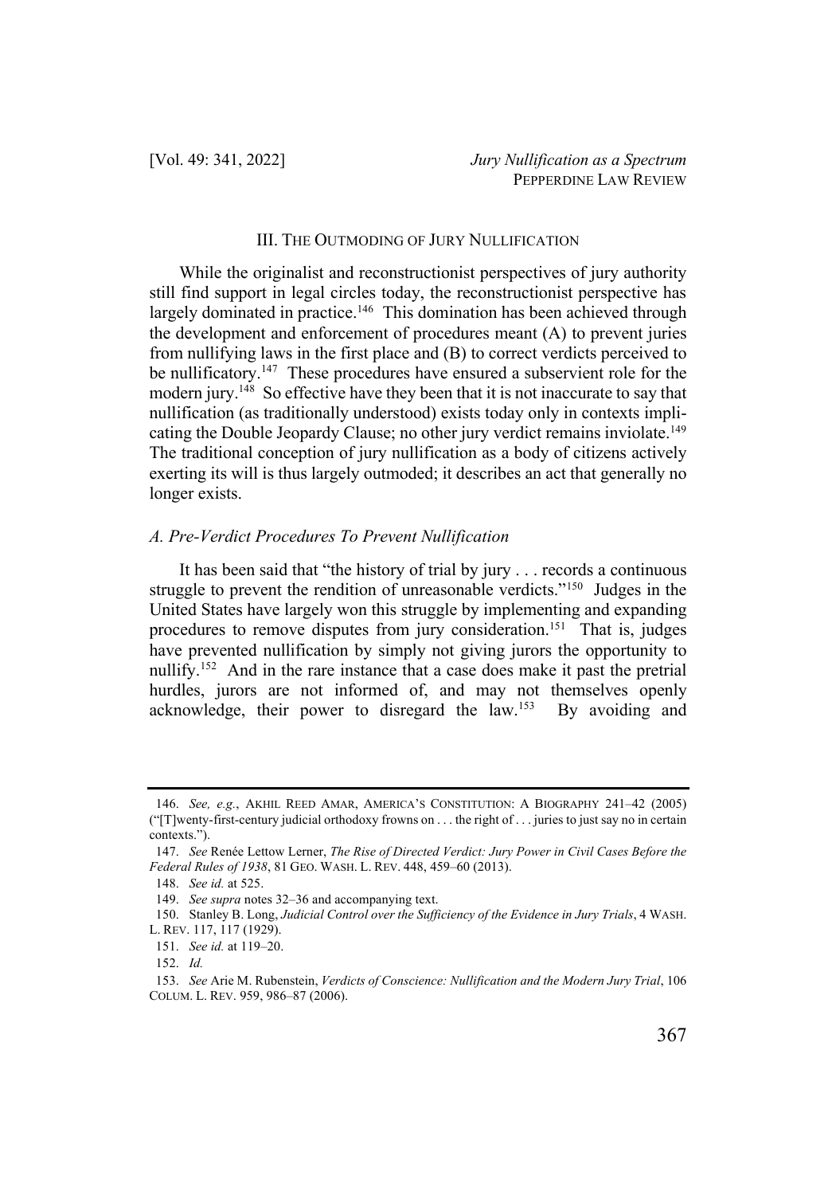## III. THE OUTMODING OF JURY NULLIFICATION

While the originalist and reconstructionist perspectives of jury authority still find support in legal circles today, the reconstructionist perspective has largely dominated in practice.[146] This domination has been achieved through the development and enforcement of procedures meant (A) to prevent juries from nullifying laws in the first place and (B) to correct verdicts perceived to be nullificatory.[147] These procedures have ensured a subservient role for the modern jury.[148] So effective have they been that it is not inaccurate to say that nullification (as traditionally understood) exists today only in contexts implicating the Double Jeopardy Clause; no other jury verdict remains inviolate.[149] The traditional conception of jury nullification as a body of citizens actively exerting its will is thus largely outmoded; it describes an act that generally no longer exists.

### *A. Pre-Verdict Procedures To Prevent Nullification*

It has been said that "the history of trial by jury . . . records a continuous struggle to prevent the rendition of unreasonable verdicts."[150] Judges in the United States have largely won this struggle by implementing and expanding procedures to remove disputes from jury consideration.[151] That is, judges have prevented nullification by simply not giving jurors the opportunity to nullify.[152] And in the rare instance that a case does make it past the pretrial hurdles, jurors are not informed of, and may not themselves openly acknowledge, their power to disregard the law.[153] By avoiding and

---

146. *See, e.g.*, AKHIL REED AMAR, AMERICA'S CONSTITUTION: A BIOGRAPHY 241–42 (2005) ("[T]wenty-first-century judicial orthodoxy frowns on . . . the right of . . . juries to just say no in certain contexts.").

147. *See* Renée Lettow Lerner, *The Rise of Directed Verdict: Jury Power in Civil Cases Before the Federal Rules of 1938*, 81 GEO. WASH. L. REV. 448, 459–60 (2013).

148. *See id.* at 525.

149. *See supra* notes 32–36 and accompanying text.

150. Stanley B. Long, *Judicial Control over the Sufficiency of the Evidence in Jury Trials*, 4 WASH. L. REV. 117, 117 (1929).

151. *See id.* at 119–20.

152. *Id.*

153. *See* Arie M. Rubenstein, *Verdicts of Conscience: Nullification and the Modern Jury Trial*, 106 COLUM. L. REV. 959, 986–87 (2006).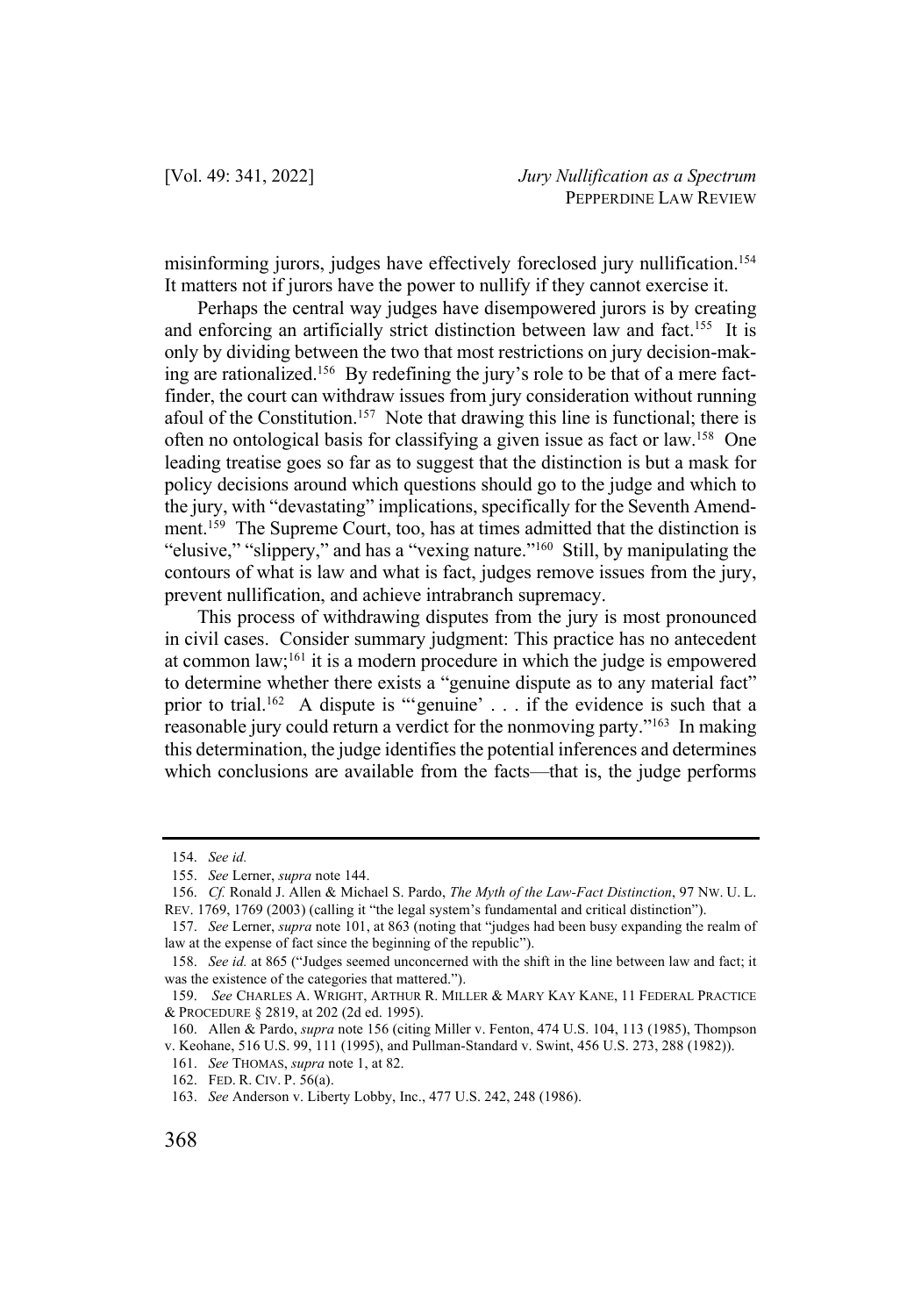misinforming jurors, judges have effectively foreclosed jury nullification.[154] It matters not if jurors have the power to nullify if they cannot exercise it.

Perhaps the central way judges have disempowered jurors is by creating and enforcing an artificially strict distinction between law and fact.[155] It is only by dividing between the two that most restrictions on jury decision-making are rationalized.[156] By redefining the jury's role to be that of a mere fact-finder, the court can withdraw issues from jury consideration without running afoul of the Constitution.[157] Note that drawing this line is functional; there is often no ontological basis for classifying a given issue as fact or law.[158] One leading treatise goes so far as to suggest that the distinction is but a mask for policy decisions around which questions should go to the judge and which to the jury, with "devastating" implications, specifically for the Seventh Amendment.[159] The Supreme Court, too, has at times admitted that the distinction is "elusive," "slippery," and has a "vexing nature."[160] Still, by manipulating the contours of what is law and what is fact, judges remove issues from the jury, prevent nullification, and achieve intrabranch supremacy.

This process of withdrawing disputes from the jury is most pronounced in civil cases. Consider summary judgment: This practice has no antecedent at common law;[161] it is a modern procedure in which the judge is empowered to determine whether there exists a "genuine dispute as to any material fact" prior to trial.[162] A dispute is "'genuine' . . . if the evidence is such that a reasonable jury could return a verdict for the nonmoving party."[163] In making this determination, the judge identifies the potential inferences and determines which conclusions are available from the facts—that is, the judge performs

---

154. *See id.*

155. *See* Lerner, *supra* note 144.

156. *Cf.* Ronald J. Allen & Michael S. Pardo, *The Myth of the Law-Fact Distinction*, 97 NW. U. L. REV. 1769, 1769 (2003) (calling it "the legal system's fundamental and critical distinction").

157. *See* Lerner, *supra* note 101, at 863 (noting that "judges had been busy expanding the realm of law at the expense of fact since the beginning of the republic").

158. *See id.* at 865 ("Judges seemed unconcerned with the shift in the line between law and fact; it was the existence of the categories that mattered.").

159. *See* CHARLES A. WRIGHT, ARTHUR R. MILLER & MARY KAY KANE, 11 FEDERAL PRACTICE & PROCEDURE § 2819, at 202 (2d ed. 1995).

160. Allen & Pardo, *supra* note 156 (citing Miller v. Fenton, 474 U.S. 104, 113 (1985), Thompson v. Keohane, 516 U.S. 99, 111 (1995), and Pullman-Standard v. Swint, 456 U.S. 273, 288 (1982)).

161. *See* THOMAS, *supra* note 1, at 82.

162. FED. R. CIV. P. 56(a).

163. *See* Anderson v. Liberty Lobby, Inc., 477 U.S. 242, 248 (1986).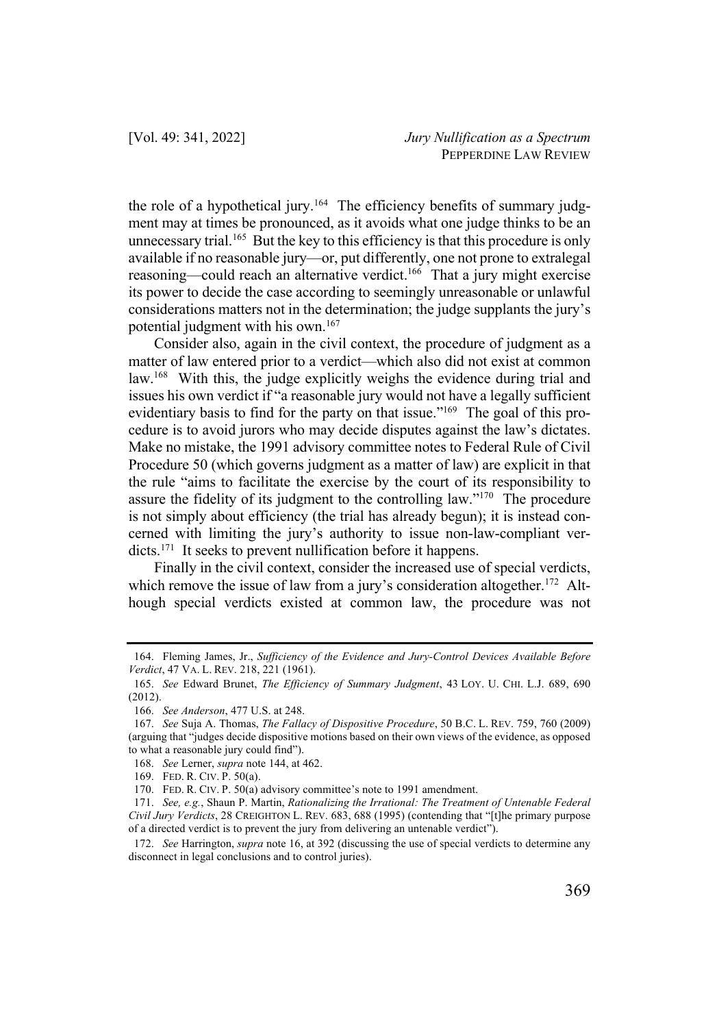the role of a hypothetical jury.[164] The efficiency benefits of summary judgment may at times be pronounced, as it avoids what one judge thinks to be an unnecessary trial.[165] But the key to this efficiency is that this procedure is only available if no reasonable jury—or, put differently, one not prone to extralegal reasoning—could reach an alternative verdict.[166] That a jury might exercise its power to decide the case according to seemingly unreasonable or unlawful considerations matters not in the determination; the judge supplants the jury's potential judgment with his own.[167]

Consider also, again in the civil context, the procedure of judgment as a matter of law entered prior to a verdict—which also did not exist at common law.[168] With this, the judge explicitly weighs the evidence during trial and issues his own verdict if "a reasonable jury would not have a legally sufficient evidentiary basis to find for the party on that issue."[169] The goal of this procedure is to avoid jurors who may decide disputes against the law's dictates. Make no mistake, the 1991 advisory committee notes to Federal Rule of Civil Procedure 50 (which governs judgment as a matter of law) are explicit in that the rule "aims to facilitate the exercise by the court of its responsibility to assure the fidelity of its judgment to the controlling law."[170] The procedure is not simply about efficiency (the trial has already begun); it is instead concerned with limiting the jury's authority to issue non-law-compliant verdicts.[171] It seeks to prevent nullification before it happens.

Finally in the civil context, consider the increased use of special verdicts, which remove the issue of law from a jury's consideration altogether.[172] Although special verdicts existed at common law, the procedure was not

---

164. Fleming James, Jr., *Sufficiency of the Evidence and Jury-Control Devices Available Before Verdict*, 47 VA. L. REV. 218, 221 (1961).

165. *See* Edward Brunet, *The Efficiency of Summary Judgment*, 43 LOY. U. CHI. L.J. 689, 690 (2012).

166. *See Anderson*, 477 U.S. at 248.

167. *See* Suja A. Thomas, *The Fallacy of Dispositive Procedure*, 50 B.C. L. REV. 759, 760 (2009) (arguing that "judges decide dispositive motions based on their own views of the evidence, as opposed to what a reasonable jury could find").

168. *See* Lerner, *supra* note 144, at 462.

169. FED. R. CIV. P. 50(a).

170. FED. R. CIV. P. 50(a) advisory committee's note to 1991 amendment.

171. *See, e.g.*, Shaun P. Martin, *Rationalizing the Irrational: The Treatment of Untenable Federal Civil Jury Verdicts*, 28 CREIGHTON L. REV. 683, 688 (1995) (contending that "[t]he primary purpose of a directed verdict is to prevent the jury from delivering an untenable verdict").

172. *See* Harrington, *supra* note 16, at 392 (discussing the use of special verdicts to determine any disconnect in legal conclusions and to control juries).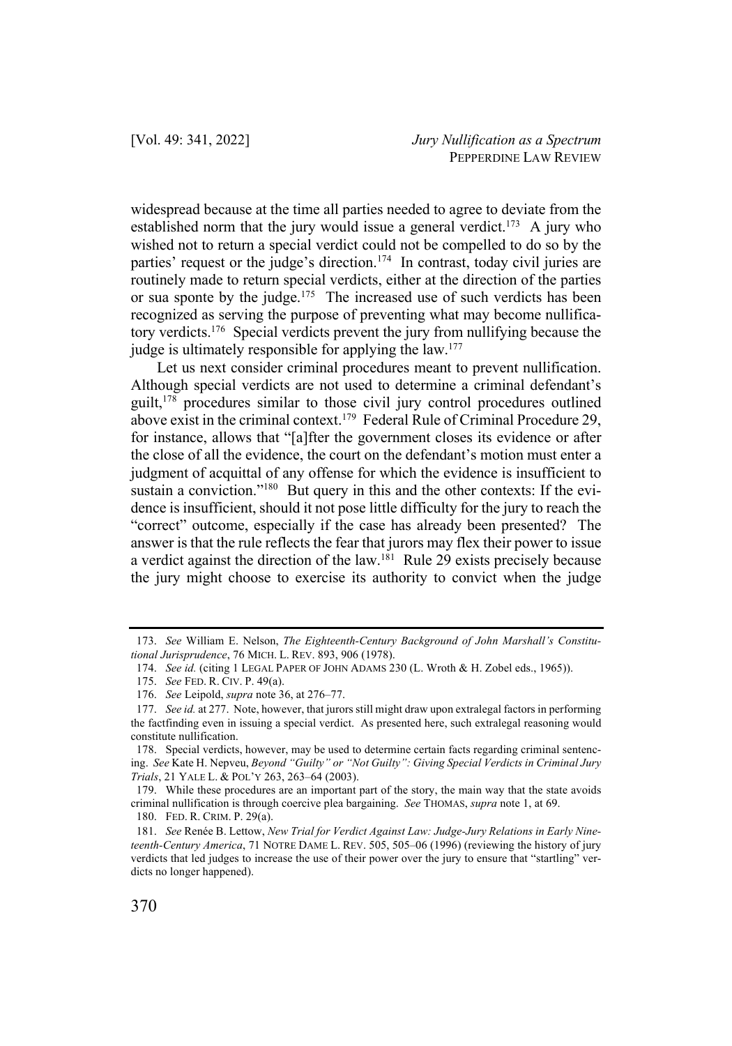widespread because at the time all parties needed to agree to deviate from the established norm that the jury would issue a general verdict.[173] A jury who wished not to return a special verdict could not be compelled to do so by the parties' request or the judge's direction.[174] In contrast, today civil juries are routinely made to return special verdicts, either at the direction of the parties or sua sponte by the judge.[175] The increased use of such verdicts has been recognized as serving the purpose of preventing what may become nullificatory verdicts.[176] Special verdicts prevent the jury from nullifying because the judge is ultimately responsible for applying the law.[177]

Let us next consider criminal procedures meant to prevent nullification. Although special verdicts are not used to determine a criminal defendant's guilt,[178] procedures similar to those civil jury control procedures outlined above exist in the criminal context.[179] Federal Rule of Criminal Procedure 29, for instance, allows that "[a]fter the government closes its evidence or after the close of all the evidence, the court on the defendant's motion must enter a judgment of acquittal of any offense for which the evidence is insufficient to sustain a conviction."[180] But query in this and the other contexts: If the evidence is insufficient, should it not pose little difficulty for the jury to reach the "correct" outcome, especially if the case has already been presented? The answer is that the rule reflects the fear that jurors may flex their power to issue a verdict against the direction of the law.[181] Rule 29 exists precisely because the jury might choose to exercise its authority to convict when the judge

---

173. *See* William E. Nelson, *The Eighteenth-Century Background of John Marshall's Constitutional Jurisprudence*, 76 MICH. L. REV. 893, 906 (1978).

174. *See id.* (citing 1 LEGAL PAPER OF JOHN ADAMS 230 (L. Wroth & H. Zobel eds., 1965)).

175. *See* FED. R. CIV. P. 49(a).

176. *See* Leipold, *supra* note 36, at 276–77.

177. *See id.* at 277. Note, however, that jurors still might draw upon extralegal factors in performing the factfinding even in issuing a special verdict. As presented here, such extralegal reasoning would constitute nullification.

178. Special verdicts, however, may be used to determine certain facts regarding criminal sentencing. *See* Kate H. Nepveu, *Beyond "Guilty" or "Not Guilty": Giving Special Verdicts in Criminal Jury Trials*, 21 YALE L. & POL'Y 263, 263–64 (2003).

179. While these procedures are an important part of the story, the main way that the state avoids criminal nullification is through coercive plea bargaining. *See* THOMAS, *supra* note 1, at 69.

180. FED. R. CRIM. P. 29(a).

181. *See* Renée B. Lettow, *New Trial for Verdict Against Law: Judge-Jury Relations in Early Nineteenth-Century America*, 71 NOTRE DAME L. REV. 505, 505–06 (1996) (reviewing the history of jury verdicts that led judges to increase the use of their power over the jury to ensure that "startling" verdicts no longer happened).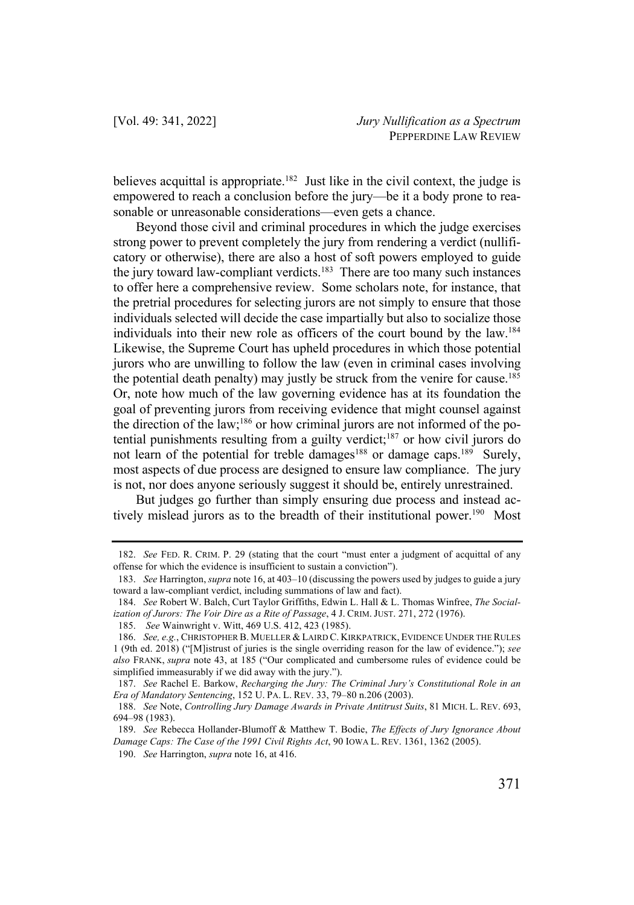believes acquittal is appropriate.[182] Just like in the civil context, the judge is empowered to reach a conclusion before the jury—be it a body prone to reasonable or unreasonable considerations—even gets a chance.

Beyond those civil and criminal procedures in which the judge exercises strong power to prevent completely the jury from rendering a verdict (nullificatory or otherwise), there are also a host of soft powers employed to guide the jury toward law-compliant verdicts.[183] There are too many such instances to offer here a comprehensive review. Some scholars note, for instance, that the pretrial procedures for selecting jurors are not simply to ensure that those individuals selected will decide the case impartially but also to socialize those individuals into their new role as officers of the court bound by the law.[184] Likewise, the Supreme Court has upheld procedures in which those potential jurors who are unwilling to follow the law (even in criminal cases involving the potential death penalty) may justly be struck from the venire for cause.[185] Or, note how much of the law governing evidence has at its foundation the goal of preventing jurors from receiving evidence that might counsel against the direction of the law;[186] or how criminal jurors are not informed of the potential punishments resulting from a guilty verdict;[187] or how civil jurors do not learn of the potential for treble damages[188] or damage caps.[189] Surely, most aspects of due process are designed to ensure law compliance. The jury is not, nor does anyone seriously suggest it should be, entirely unrestrained.

But judges go further than simply ensuring due process and instead actively mislead jurors as to the breadth of their institutional power.[190] Most

---

182. *See* FED. R. CRIM. P. 29 (stating that the court "must enter a judgment of acquittal of any offense for which the evidence is insufficient to sustain a conviction").

183. *See* Harrington, *supra* note 16, at 403–10 (discussing the powers used by judges to guide a jury toward a law-compliant verdict, including summations of law and fact).

184. *See* Robert W. Balch, Curt Taylor Griffiths, Edwin L. Hall & L. Thomas Winfree, *The Socialization of Jurors: The Voir Dire as a Rite of Passage*, 4 J. CRIM. JUST. 271, 272 (1976).

185. *See* Wainwright v. Witt, 469 U.S. 412, 423 (1985).

186. *See, e.g.*, CHRISTOPHER B. MUELLER & LAIRD C. KIRKPATRICK, EVIDENCE UNDER THE RULES 1 (9th ed. 2018) ("[M]istrust of juries is the single overriding reason for the law of evidence."); *see also* FRANK, *supra* note 43, at 185 ("Our complicated and cumbersome rules of evidence could be simplified immeasurably if we did away with the jury.").

187. *See* Rachel E. Barkow, *Recharging the Jury: The Criminal Jury's Constitutional Role in an Era of Mandatory Sentencing*, 152 U. PA. L. REV. 33, 79–80 n.206 (2003).

188. *See* Note, *Controlling Jury Damage Awards in Private Antitrust Suits*, 81 MICH. L. REV. 693, 694–98 (1983).

189. *See* Rebecca Hollander-Blumoff & Matthew T. Bodie, *The Effects of Jury Ignorance About Damage Caps: The Case of the 1991 Civil Rights Act*, 90 IOWA L. REV. 1361, 1362 (2005).

190. *See* Harrington, *supra* note 16, at 416.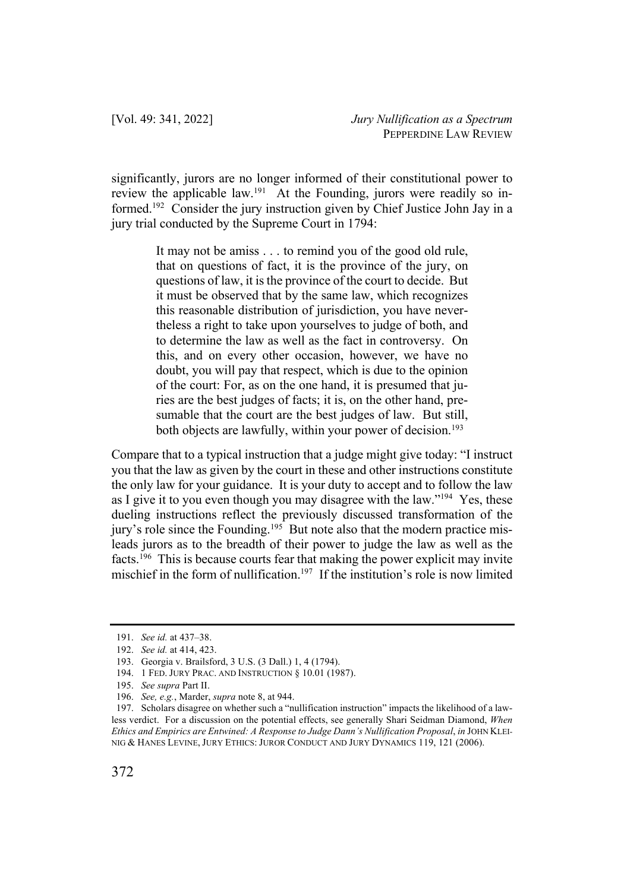significantly, jurors are no longer informed of their constitutional power to review the applicable law.[191] At the Founding, jurors were readily so informed.[192] Consider the jury instruction given by Chief Justice John Jay in a jury trial conducted by the Supreme Court in 1794:

> It may not be amiss . . . to remind you of the good old rule, that on questions of fact, it is the province of the jury, on questions of law, it is the province of the court to decide. But it must be observed that by the same law, which recognizes this reasonable distribution of jurisdiction, you have nevertheless a right to take upon yourselves to judge of both, and to determine the law as well as the fact in controversy. On this, and on every other occasion, however, we have no doubt, you will pay that respect, which is due to the opinion of the court: For, as on the one hand, it is presumed that juries are the best judges of facts; it is, on the other hand, presumable that the court are the best judges of law. But still, both objects are lawfully, within your power of decision.[193]

Compare that to a typical instruction that a judge might give today: "I instruct you that the law as given by the court in these and other instructions constitute the only law for your guidance. It is your duty to accept and to follow the law as I give it to you even though you may disagree with the law."[194] Yes, these dueling instructions reflect the previously discussed transformation of the jury's role since the Founding.[195] But note also that the modern practice misleads jurors as to the breadth of their power to judge the law as well as the facts.[196] This is because courts fear that making the power explicit may invite mischief in the form of nullification.[197] If the institution's role is now limited

---

191. *See id.* at 437–38.

192. *See id.* at 414, 423.

193. Georgia v. Brailsford, 3 U.S. (3 Dall.) 1, 4 (1794).

194. 1 FED. JURY PRAC. AND INSTRUCTION § 10.01 (1987).

195. *See supra* Part II.

196. *See, e.g.*, Marder, *supra* note 8, at 944.

197. Scholars disagree on whether such a "nullification instruction" impacts the likelihood of a lawless verdict. For a discussion on the potential effects, see generally Shari Seidman Diamond, *When Ethics and Empirics are Entwined: A Response to Judge Dann's Nullification Proposal*, *in* JOHN KLEINIG & HANES LEVINE, JURY ETHICS: JUROR CONDUCT AND JURY DYNAMICS 119, 121 (2006).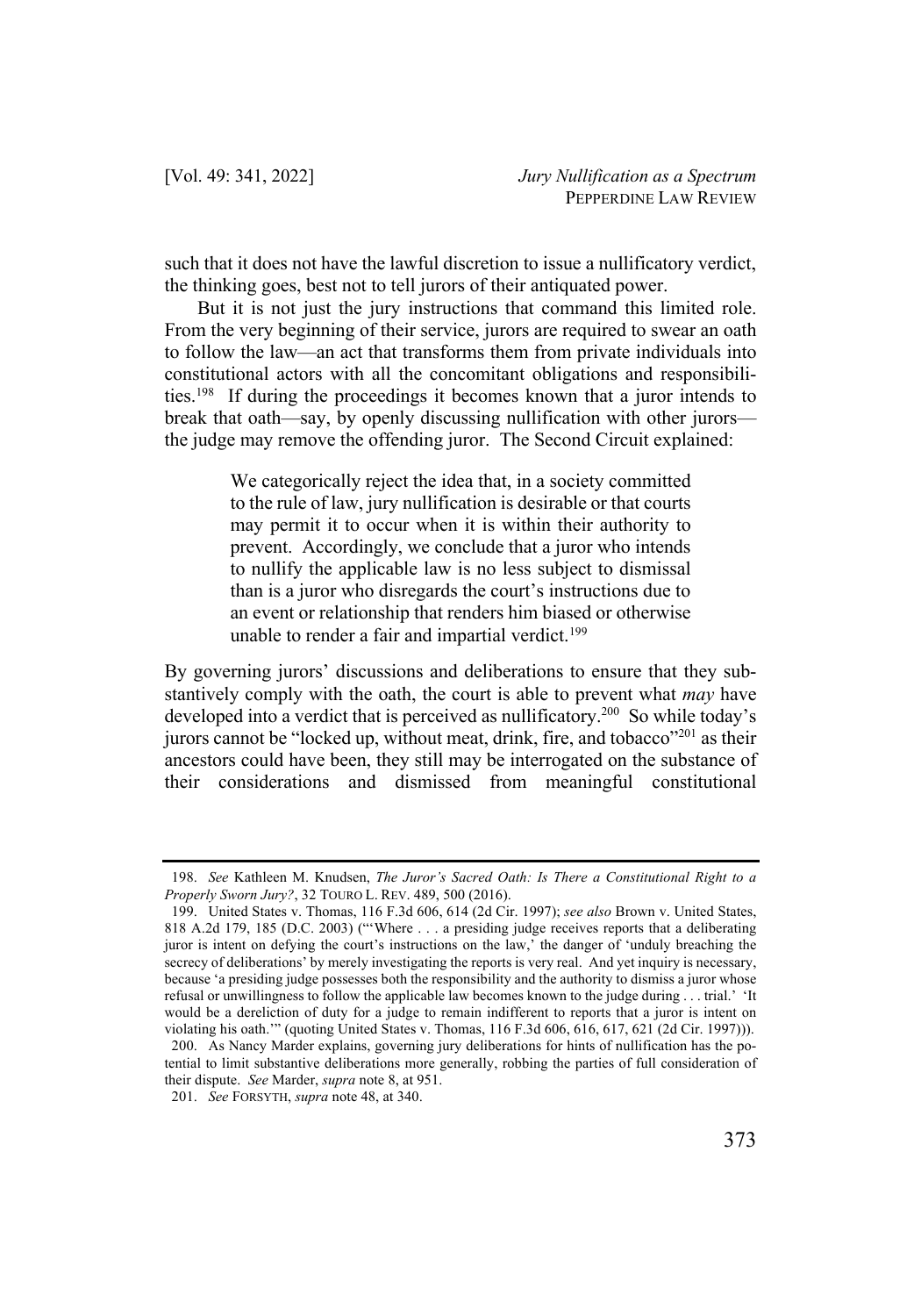such that it does not have the lawful discretion to issue a nullificatory verdict, the thinking goes, best not to tell jurors of their antiquated power.

But it is not just the jury instructions that command this limited role. From the very beginning of their service, jurors are required to swear an oath to follow the law—an act that transforms them from private individuals into constitutional actors with all the concomitant obligations and responsibilities.[198] If during the proceedings it becomes known that a juror intends to break that oath—say, by openly discussing nullification with other jurors—the judge may remove the offending juror. The Second Circuit explained:

> We categorically reject the idea that, in a society committed to the rule of law, jury nullification is desirable or that courts may permit it to occur when it is within their authority to prevent. Accordingly, we conclude that a juror who intends to nullify the applicable law is no less subject to dismissal than is a juror who disregards the court's instructions due to an event or relationship that renders him biased or otherwise unable to render a fair and impartial verdict.[199]

By governing jurors' discussions and deliberations to ensure that they substantively comply with the oath, the court is able to prevent what *may* have developed into a verdict that is perceived as nullificatory.[200] So while today's jurors cannot be "locked up, without meat, drink, fire, and tobacco"[201] as their ancestors could have been, they still may be interrogated on the substance of their considerations and dismissed from meaningful constitutional

---

198. *See* Kathleen M. Knudsen, *The Juror's Sacred Oath: Is There a Constitutional Right to a Properly Sworn Jury?*, 32 TOURO L. REV. 489, 500 (2016).

199. United States v. Thomas, 116 F.3d 606, 614 (2d Cir. 1997); *see also* Brown v. United States, 818 A.2d 179, 185 (D.C. 2003) ("'Where . . . a presiding judge receives reports that a deliberating juror is intent on defying the court's instructions on the law,' the danger of 'unduly breaching the secrecy of deliberations' by merely investigating the reports is very real. And yet inquiry is necessary, because 'a presiding judge possesses both the responsibility and the authority to dismiss a juror whose refusal or unwillingness to follow the applicable law becomes known to the judge during . . . trial.' 'It would be a dereliction of duty for a judge to remain indifferent to reports that a juror is intent on violating his oath.'" (quoting United States v. Thomas, 116 F.3d 606, 616, 617, 621 (2d Cir. 1997))).

200. As Nancy Marder explains, governing jury deliberations for hints of nullification has the potential to limit substantive deliberations more generally, robbing the parties of full consideration of their dispute. *See* Marder, *supra* note 8, at 951.

201. *See* FORSYTH, *supra* note 48, at 340.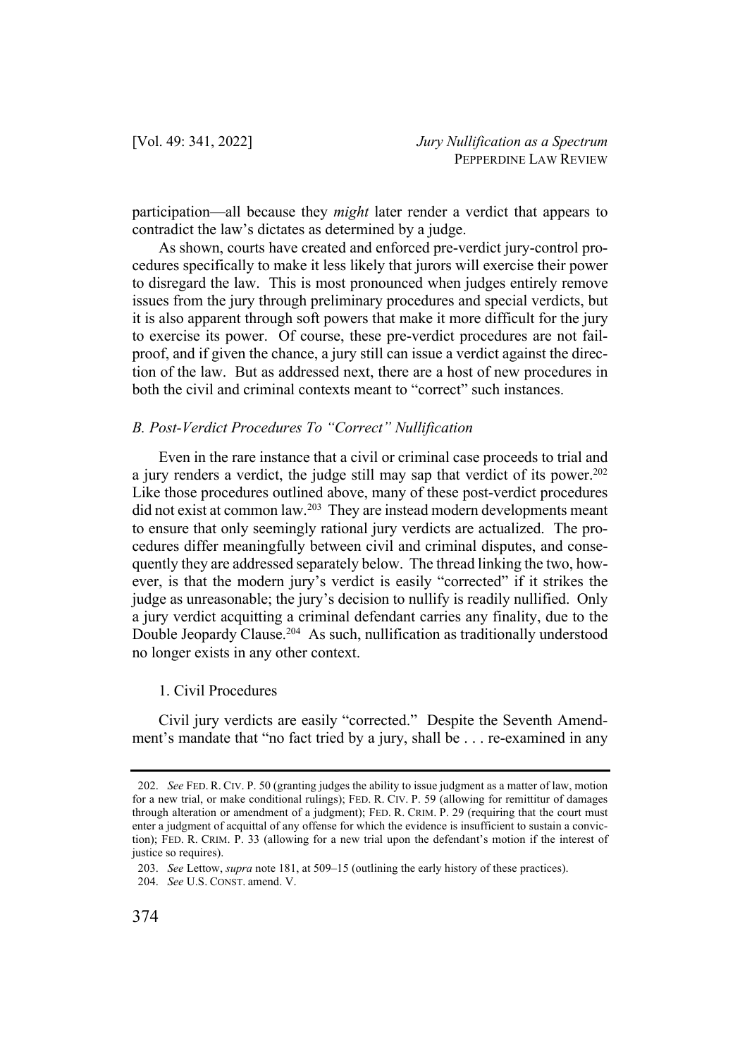participation—all because they *might* later render a verdict that appears to contradict the law's dictates as determined by a judge.

As shown, courts have created and enforced pre-verdict jury-control procedures specifically to make it less likely that jurors will exercise their power to disregard the law. This is most pronounced when judges entirely remove issues from the jury through preliminary procedures and special verdicts, but it is also apparent through soft powers that make it more difficult for the jury to exercise its power. Of course, these pre-verdict procedures are not failproof, and if given the chance, a jury still can issue a verdict against the direction of the law. But as addressed next, there are a host of new procedures in both the civil and criminal contexts meant to "correct" such instances.

### *B. Post-Verdict Procedures To "Correct" Nullification*

Even in the rare instance that a civil or criminal case proceeds to trial and a jury renders a verdict, the judge still may sap that verdict of its power.[202] Like those procedures outlined above, many of these post-verdict procedures did not exist at common law.[203] They are instead modern developments meant to ensure that only seemingly rational jury verdicts are actualized. The procedures differ meaningfully between civil and criminal disputes, and consequently they are addressed separately below. The thread linking the two, however, is that the modern jury's verdict is easily "corrected" if it strikes the judge as unreasonable; the jury's decision to nullify is readily nullified. Only a jury verdict acquitting a criminal defendant carries any finality, due to the Double Jeopardy Clause.[204] As such, nullification as traditionally understood no longer exists in any other context.

#### 1. Civil Procedures

Civil jury verdicts are easily "corrected." Despite the Seventh Amendment's mandate that "no fact tried by a jury, shall be . . . re-examined in any

---

202. *See* FED. R. CIV. P. 50 (granting judges the ability to issue judgment as a matter of law, motion for a new trial, or make conditional rulings); FED. R. CIV. P. 59 (allowing for remittitur of damages through alteration or amendment of a judgment); FED. R. CRIM. P. 29 (requiring that the court must enter a judgment of acquittal of any offense for which the evidence is insufficient to sustain a conviction); FED. R. CRIM. P. 33 (allowing for a new trial upon the defendant's motion if the interest of justice so requires).

203. *See* Lettow, *supra* note 181, at 509–15 (outlining the early history of these practices).

204. *See* U.S. CONST. amend. V.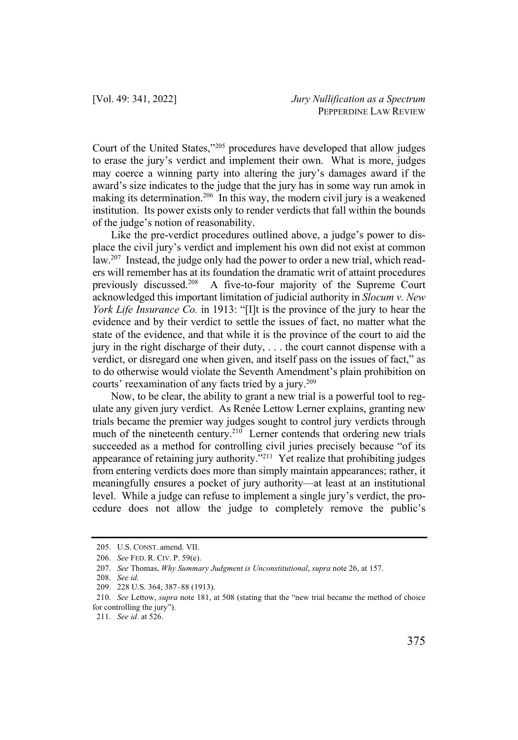Court of the United States,"[205] procedures have developed that allow judges to erase the jury's verdict and implement their own. What is more, judges may coerce a winning party into altering the jury's damages award if the award's size indicates to the judge that the jury has in some way run amok in making its determination.[206] In this way, the modern civil jury is a weakened institution. Its power exists only to render verdicts that fall within the bounds of the judge's notion of reasonability.

Like the pre-verdict procedures outlined above, a judge's power to displace the civil jury's verdict and implement his own did not exist at common law.[207] Instead, the judge only had the power to order a new trial, which readers will remember has at its foundation the dramatic writ of attaint procedures previously discussed.[208] A five-to-four majority of the Supreme Court acknowledged this important limitation of judicial authority in *Slocum v. New York Life Insurance Co.* in 1913: "[I]t is the province of the jury to hear the evidence and by their verdict to settle the issues of fact, no matter what the state of the evidence, and that while it is the province of the court to aid the jury in the right discharge of their duty, . . . the court cannot dispense with a verdict, or disregard one when given, and itself pass on the issues of fact," as to do otherwise would violate the Seventh Amendment's plain prohibition on courts' reexamination of any facts tried by a jury.[209]

Now, to be clear, the ability to grant a new trial is a powerful tool to regulate any given jury verdict. As Renée Lettow Lerner explains, granting new trials became the premier way judges sought to control jury verdicts through much of the nineteenth century.[210] Lerner contends that ordering new trials succeeded as a method for controlling civil juries precisely because "of its appearance of retaining jury authority."[211] Yet realize that prohibiting judges from entering verdicts does more than simply maintain appearances; rather, it meaningfully ensures a pocket of jury authority—at least at an institutional level. While a judge can refuse to implement a single jury's verdict, the procedure does not allow the judge to completely remove the public's

---

205. U.S. CONST. amend. VII.

206. *See* FED. R. CIV. P. 59(e).

207. *See* Thomas, *Why Summary Judgment is Unconstitutional*, *supra* note 26, at 157.

208. *See id.*

209. 228 U.S. 364, 387–88 (1913).

210. *See* Lettow, *supra* note 181, at 508 (stating that the "new trial became the method of choice for controlling the jury").

211. *See id.* at 526.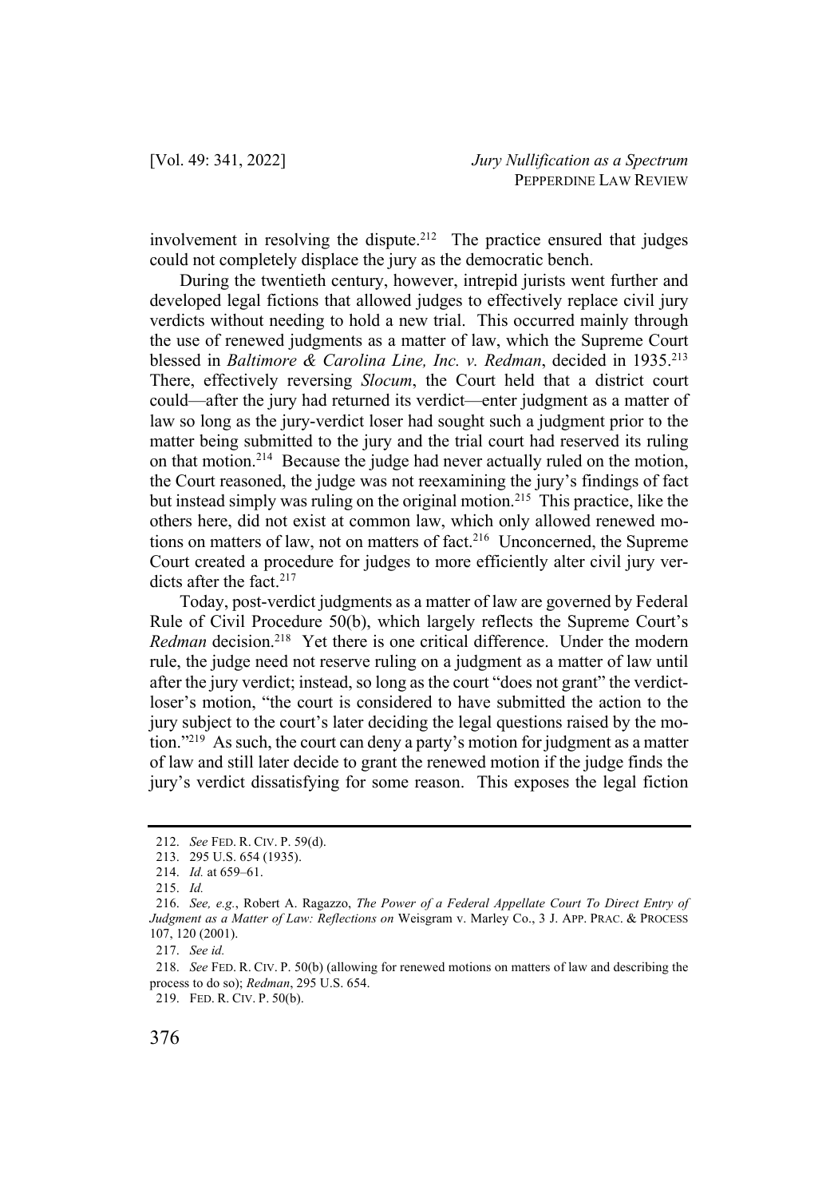involvement in resolving the dispute.[212] The practice ensured that judges could not completely displace the jury as the democratic bench.

During the twentieth century, however, intrepid jurists went further and developed legal fictions that allowed judges to effectively replace civil jury verdicts without needing to hold a new trial. This occurred mainly through the use of renewed judgments as a matter of law, which the Supreme Court blessed in *Baltimore & Carolina Line, Inc. v. Redman*, decided in 1935.[213] There, effectively reversing *Slocum*, the Court held that a district court could—after the jury had returned its verdict—enter judgment as a matter of law so long as the jury-verdict loser had sought such a judgment prior to the matter being submitted to the jury and the trial court had reserved its ruling on that motion.[214] Because the judge had never actually ruled on the motion, the Court reasoned, the judge was not reexamining the jury's findings of fact but instead simply was ruling on the original motion.[215] This practice, like the others here, did not exist at common law, which only allowed renewed motions on matters of law, not on matters of fact.[216] Unconcerned, the Supreme Court created a procedure for judges to more efficiently alter civil jury verdicts after the fact.[217]

Today, post-verdict judgments as a matter of law are governed by Federal Rule of Civil Procedure 50(b), which largely reflects the Supreme Court's *Redman* decision.[218] Yet there is one critical difference. Under the modern rule, the judge need not reserve ruling on a judgment as a matter of law until after the jury verdict; instead, so long as the court "does not grant" the verdict-loser's motion, "the court is considered to have submitted the action to the jury subject to the court's later deciding the legal questions raised by the motion."[219] As such, the court can deny a party's motion for judgment as a matter of law and still later decide to grant the renewed motion if the judge finds the jury's verdict dissatisfying for some reason. This exposes the legal fiction

---

212. *See* FED. R. CIV. P. 59(d).

213. 295 U.S. 654 (1935).

214. *Id.* at 659–61.

215. *Id.*

216. *See, e.g.*, Robert A. Ragazzo, *The Power of a Federal Appellate Court To Direct Entry of Judgment as a Matter of Law: Reflections on* Weisgram v. Marley Co., 3 J. APP. PRAC. & PROCESS 107, 120 (2001).

217. *See id.*

218. *See* FED. R. CIV. P. 50(b) (allowing for renewed motions on matters of law and describing the process to do so); *Redman*, 295 U.S. 654.

219. FED. R. CIV. P. 50(b).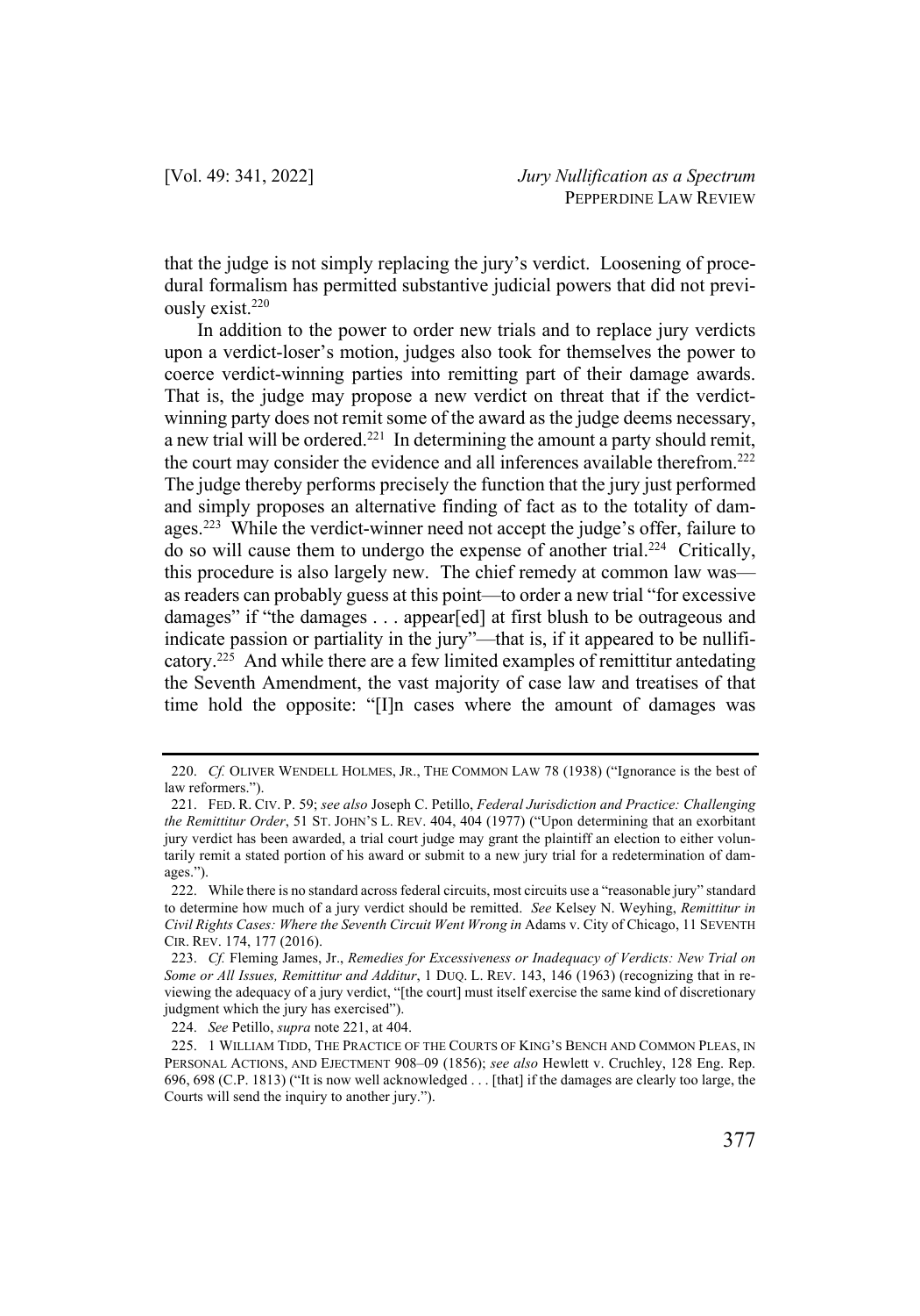that the judge is not simply replacing the jury's verdict. Loosening of procedural formalism has permitted substantive judicial powers that did not previously exist.[220]

In addition to the power to order new trials and to replace jury verdicts upon a verdict-loser's motion, judges also took for themselves the power to coerce verdict-winning parties into remitting part of their damage awards. That is, the judge may propose a new verdict on threat that if the verdict-winning party does not remit some of the award as the judge deems necessary, a new trial will be ordered.[221] In determining the amount a party should remit, the court may consider the evidence and all inferences available therefrom.[222] The judge thereby performs precisely the function that the jury just performed and simply proposes an alternative finding of fact as to the totality of damages.[223] While the verdict-winner need not accept the judge's offer, failure to do so will cause them to undergo the expense of another trial.[224] Critically, this procedure is also largely new. The chief remedy at common law was—as readers can probably guess at this point—to order a new trial "for excessive damages" if "the damages . . . appear[ed] at first blush to be outrageous and indicate passion or partiality in the jury"—that is, if it appeared to be nullificatory.[225] And while there are a few limited examples of remittitur antedating the Seventh Amendment, the vast majority of case law and treatises of that time hold the opposite: "[I]n cases where the amount of damages was

---

220. *Cf.* OLIVER WENDELL HOLMES, JR., THE COMMON LAW 78 (1938) ("Ignorance is the best of law reformers.").

221. FED. R. CIV. P. 59; *see also* Joseph C. Petillo, *Federal Jurisdiction and Practice: Challenging the Remittitur Order*, 51 ST. JOHN'S L. REV. 404, 404 (1977) ("Upon determining that an exorbitant jury verdict has been awarded, a trial court judge may grant the plaintiff an election to either voluntarily remit a stated portion of his award or submit to a new jury trial for a redetermination of damages.").

222. While there is no standard across federal circuits, most circuits use a "reasonable jury" standard to determine how much of a jury verdict should be remitted. *See* Kelsey N. Weyhing, *Remittitur in Civil Rights Cases: Where the Seventh Circuit Went Wrong in* Adams v. City of Chicago, 11 SEVENTH CIR. REV. 174, 177 (2016).

223. *Cf.* Fleming James, Jr., *Remedies for Excessiveness or Inadequacy of Verdicts: New Trial on Some or All Issues, Remittitur and Additur*, 1 DUQ. L. REV. 143, 146 (1963) (recognizing that in reviewing the adequacy of a jury verdict, "[the court] must itself exercise the same kind of discretionary judgment which the jury has exercised").

224. *See* Petillo, *supra* note 221, at 404.

225. 1 WILLIAM TIDD, THE PRACTICE OF THE COURTS OF KING'S BENCH AND COMMON PLEAS, IN PERSONAL ACTIONS, AND EJECTMENT 908–09 (1856); *see also* Hewlett v. Cruchley, 128 Eng. Rep. 696, 698 (C.P. 1813) ("It is now well acknowledged . . . [that] if the damages are clearly too large, the Courts will send the inquiry to another jury.").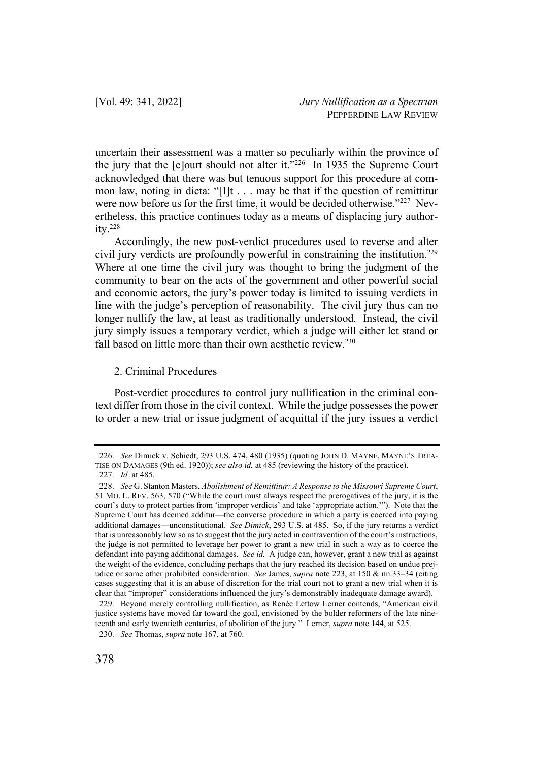uncertain their assessment was a matter so peculiarly within the province of the jury that the [c]ourt should not alter it."[226] In 1935 the Supreme Court acknowledged that there was but tenuous support for this procedure at common law, noting in dicta: "[I]t . . . may be that if the question of remittitur were now before us for the first time, it would be decided otherwise."[227] Nevertheless, this practice continues today as a means of displacing jury authority.[228]

Accordingly, the new post-verdict procedures used to reverse and alter civil jury verdicts are profoundly powerful in constraining the institution.[229] Where at one time the civil jury was thought to bring the judgment of the community to bear on the acts of the government and other powerful social and economic actors, the jury's power today is limited to issuing verdicts in line with the judge's perception of reasonability. The civil jury thus can no longer nullify the law, at least as traditionally understood. Instead, the civil jury simply issues a temporary verdict, which a judge will either let stand or fall based on little more than their own aesthetic review.[230]

### 2. Criminal Procedures

Post-verdict procedures to control jury nullification in the criminal context differ from those in the civil context. While the judge possesses the power to order a new trial or issue judgment of acquittal if the jury issues a verdict

---

226. *See* Dimick v. Schiedt, 293 U.S. 474, 480 (1935) (quoting JOHN D. MAYNE, MAYNE'S TREATISE ON DAMAGES (9th ed. 1920)); *see also id.* at 485 (reviewing the history of the practice).

227. *Id.* at 485.

228. *See* G. Stanton Masters, *Abolishment of Remittitur: A Response to the Missouri Supreme Court*, 51 MO. L. REV. 563, 570 ("While the court must always respect the prerogatives of the jury, it is the court's duty to protect parties from 'improper verdicts' and take 'appropriate action.'"). Note that the Supreme Court has deemed additur—the converse procedure in which a party is coerced into paying additional damages—unconstitutional. *See Dimick*, 293 U.S. at 485. So, if the jury returns a verdict that is unreasonably low so as to suggest that the jury acted in contravention of the court's instructions, the judge is not permitted to leverage her power to grant a new trial in such a way as to coerce the defendant into paying additional damages. *See id.* A judge can, however, grant a new trial as against the weight of the evidence, concluding perhaps that the jury reached its decision based on undue prejudice or some other prohibited consideration. *See* James, *supra* note 223, at 150 & nn.33–34 (citing cases suggesting that it is an abuse of discretion for the trial court not to grant a new trial when it is clear that "improper" considerations influenced the jury's demonstrably inadequate damage award).

229. Beyond merely controlling nullification, as Renée Lettow Lerner contends, "American civil justice systems have moved far toward the goal, envisioned by the bolder reformers of the late nineteenth and early twentieth centuries, of abolition of the jury." Lerner, *supra* note 144, at 525.

230. *See* Thomas, *supra* note 167, at 760.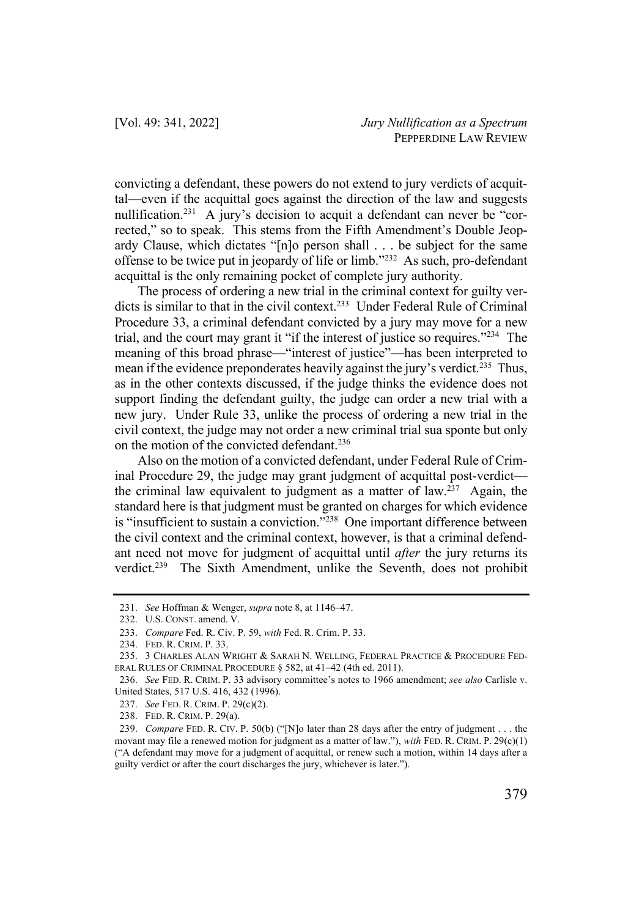convicting a defendant, these powers do not extend to jury verdicts of acquittal—even if the acquittal goes against the direction of the law and suggests nullification.[231] A jury's decision to acquit a defendant can never be "corrected," so to speak. This stems from the Fifth Amendment's Double Jeopardy Clause, which dictates "[n]o person shall . . . be subject for the same offense to be twice put in jeopardy of life or limb."[232] As such, pro-defendant acquittal is the only remaining pocket of complete jury authority.

The process of ordering a new trial in the criminal context for guilty verdicts is similar to that in the civil context.[233] Under Federal Rule of Criminal Procedure 33, a criminal defendant convicted by a jury may move for a new trial, and the court may grant it "if the interest of justice so requires."[234] The meaning of this broad phrase—"interest of justice"—has been interpreted to mean if the evidence preponderates heavily against the jury's verdict.[235] Thus, as in the other contexts discussed, if the judge thinks the evidence does not support finding the defendant guilty, the judge can order a new trial with a new jury. Under Rule 33, unlike the process of ordering a new trial in the civil context, the judge may not order a new criminal trial sua sponte but only on the motion of the convicted defendant.[236]

Also on the motion of a convicted defendant, under Federal Rule of Criminal Procedure 29, the judge may grant judgment of acquittal post-verdict—the criminal law equivalent to judgment as a matter of law.[237] Again, the standard here is that judgment must be granted on charges for which evidence is "insufficient to sustain a conviction."[238] One important difference between the civil context and the criminal context, however, is that a criminal defendant need not move for judgment of acquittal until *after* the jury returns its verdict.[239] The Sixth Amendment, unlike the Seventh, does not prohibit

---

231. *See* Hoffman & Wenger, *supra* note 8, at 1146–47.

232. U.S. CONST. amend. V.

233. *Compare* Fed. R. Civ. P. 59, *with* Fed. R. Crim. P. 33.

234. FED. R. CRIM. P. 33.

235. 3 CHARLES ALAN WRIGHT & SARAH N. WELLING, FEDERAL PRACTICE & PROCEDURE FEDERAL RULES OF CRIMINAL PROCEDURE § 582, at 41–42 (4th ed. 2011).

236. *See* FED. R. CRIM. P. 33 advisory committee's notes to 1966 amendment; *see also* Carlisle v. United States, 517 U.S. 416, 432 (1996).

237. *See* FED. R. CRIM. P. 29(c)(2).

238. FED. R. CRIM. P. 29(a).

239. *Compare* FED. R. CIV. P. 50(b) ("[N]o later than 28 days after the entry of judgment . . . the movant may file a renewed motion for judgment as a matter of law."), *with* FED. R. CRIM. P. 29(c)(1) ("A defendant may move for a judgment of acquittal, or renew such a motion, within 14 days after a guilty verdict or after the court discharges the jury, whichever is later.").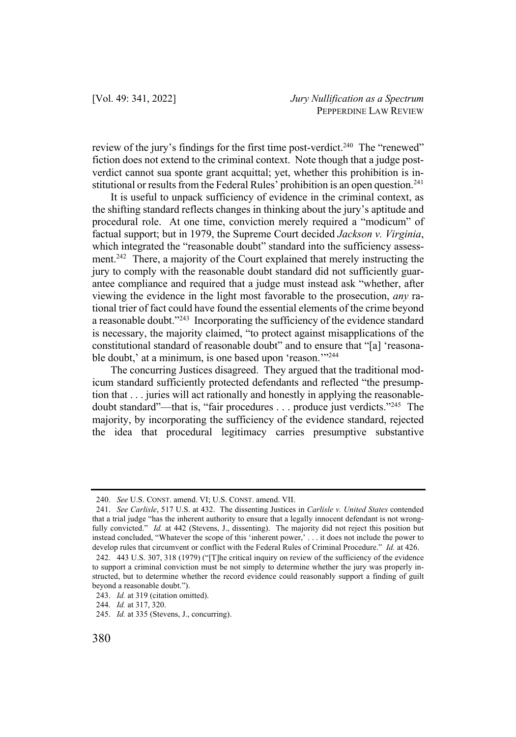review of the jury's findings for the first time post-verdict.[240] The "renewed" fiction does not extend to the criminal context. Note though that a judge post-verdict cannot sua sponte grant acquittal; yet, whether this prohibition is institutional or results from the Federal Rules' prohibition is an open question.[241]

It is useful to unpack sufficiency of evidence in the criminal context, as the shifting standard reflects changes in thinking about the jury's aptitude and procedural role. At one time, conviction merely required a "modicum" of factual support; but in 1979, the Supreme Court decided *Jackson v. Virginia*, which integrated the "reasonable doubt" standard into the sufficiency assessment.[242] There, a majority of the Court explained that merely instructing the jury to comply with the reasonable doubt standard did not sufficiently guarantee compliance and required that a judge must instead ask "whether, after viewing the evidence in the light most favorable to the prosecution, *any* rational trier of fact could have found the essential elements of the crime beyond a reasonable doubt."[243] Incorporating the sufficiency of the evidence standard is necessary, the majority claimed, "to protect against misapplications of the constitutional standard of reasonable doubt" and to ensure that "[a] 'reasonable doubt,' at a minimum, is one based upon 'reason.'"[244]

The concurring Justices disagreed. They argued that the traditional modicum standard sufficiently protected defendants and reflected "the presumption that . . . juries will act rationally and honestly in applying the reasonable-doubt standard"—that is, "fair procedures . . . produce just verdicts."[245] The majority, by incorporating the sufficiency of the evidence standard, rejected the idea that procedural legitimacy carries presumptive substantive

---

240. *See* U.S. CONST. amend. VI; U.S. CONST. amend. VII.

241. *See Carlisle*, 517 U.S. at 432. The dissenting Justices in *Carlisle v. United States* contended that a trial judge "has the inherent authority to ensure that a legally innocent defendant is not wrongfully convicted." *Id.* at 442 (Stevens, J., dissenting). The majority did not reject this position but instead concluded, "Whatever the scope of this 'inherent power,' . . . it does not include the power to develop rules that circumvent or conflict with the Federal Rules of Criminal Procedure." *Id.* at 426.

242. 443 U.S. 307, 318 (1979) ("[T]he critical inquiry on review of the sufficiency of the evidence to support a criminal conviction must be not simply to determine whether the jury was properly instructed, but to determine whether the record evidence could reasonably support a finding of guilt beyond a reasonable doubt.").

243. *Id.* at 319 (citation omitted).

244. *Id.* at 317, 320.

245. *Id.* at 335 (Stevens, J., concurring).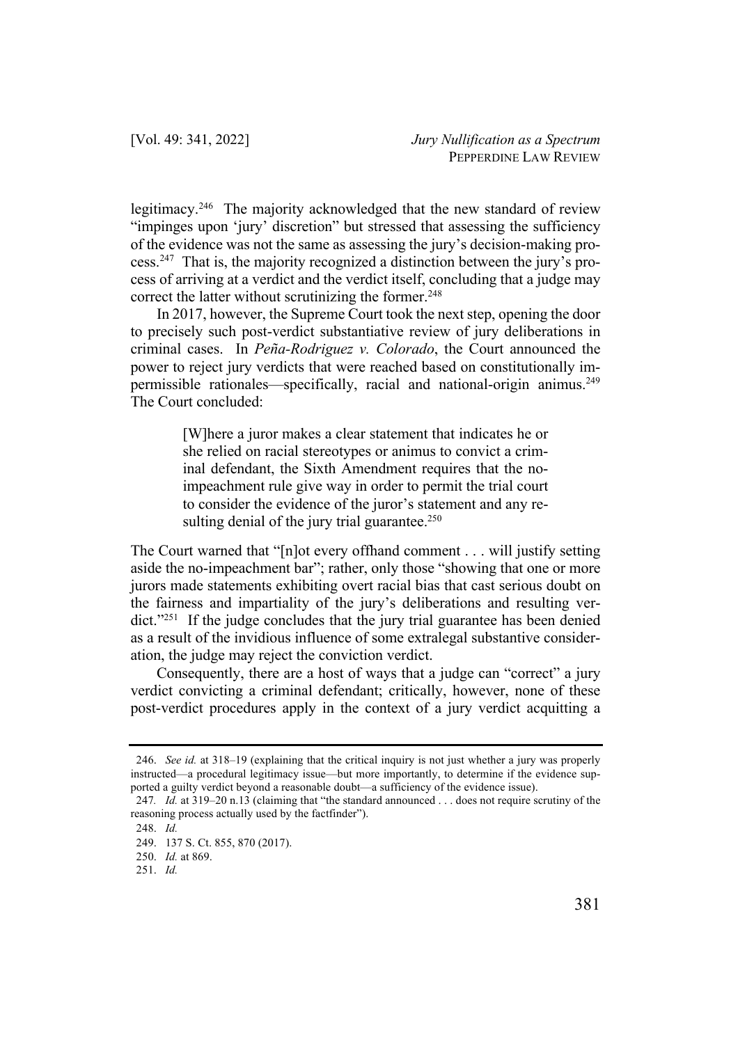legitimacy.[246] The majority acknowledged that the new standard of review "impinges upon 'jury' discretion" but stressed that assessing the sufficiency of the evidence was not the same as assessing the jury's decision-making process.[247] That is, the majority recognized a distinction between the jury's process of arriving at a verdict and the verdict itself, concluding that a judge may correct the latter without scrutinizing the former.[248]

In 2017, however, the Supreme Court took the next step, opening the door to precisely such post-verdict substantiative review of jury deliberations in criminal cases. In *Peña-Rodriguez v. Colorado*, the Court announced the power to reject jury verdicts that were reached based on constitutionally impermissible rationales—specifically, racial and national-origin animus.[249] The Court concluded:

> [W]here a juror makes a clear statement that indicates he or she relied on racial stereotypes or animus to convict a criminal defendant, the Sixth Amendment requires that the no-impeachment rule give way in order to permit the trial court to consider the evidence of the juror's statement and any resulting denial of the jury trial guarantee.[250]

The Court warned that "[n]ot every offhand comment . . . will justify setting aside the no-impeachment bar"; rather, only those "showing that one or more jurors made statements exhibiting overt racial bias that cast serious doubt on the fairness and impartiality of the jury's deliberations and resulting verdict."[251] If the judge concludes that the jury trial guarantee has been denied as a result of the invidious influence of some extralegal substantive consideration, the judge may reject the conviction verdict.

Consequently, there are a host of ways that a judge can "correct" a jury verdict convicting a criminal defendant; critically, however, none of these post-verdict procedures apply in the context of a jury verdict acquitting a

---

246. *See id.* at 318–19 (explaining that the critical inquiry is not just whether a jury was properly instructed—a procedural legitimacy issue—but more importantly, to determine if the evidence supported a guilty verdict beyond a reasonable doubt—a sufficiency of the evidence issue).

247. *Id.* at 319–20 n.13 (claiming that "the standard announced . . . does not require scrutiny of the reasoning process actually used by the factfinder").

248. *Id.*

249. 137 S. Ct. 855, 870 (2017).

250. *Id.* at 869.

251. *Id.*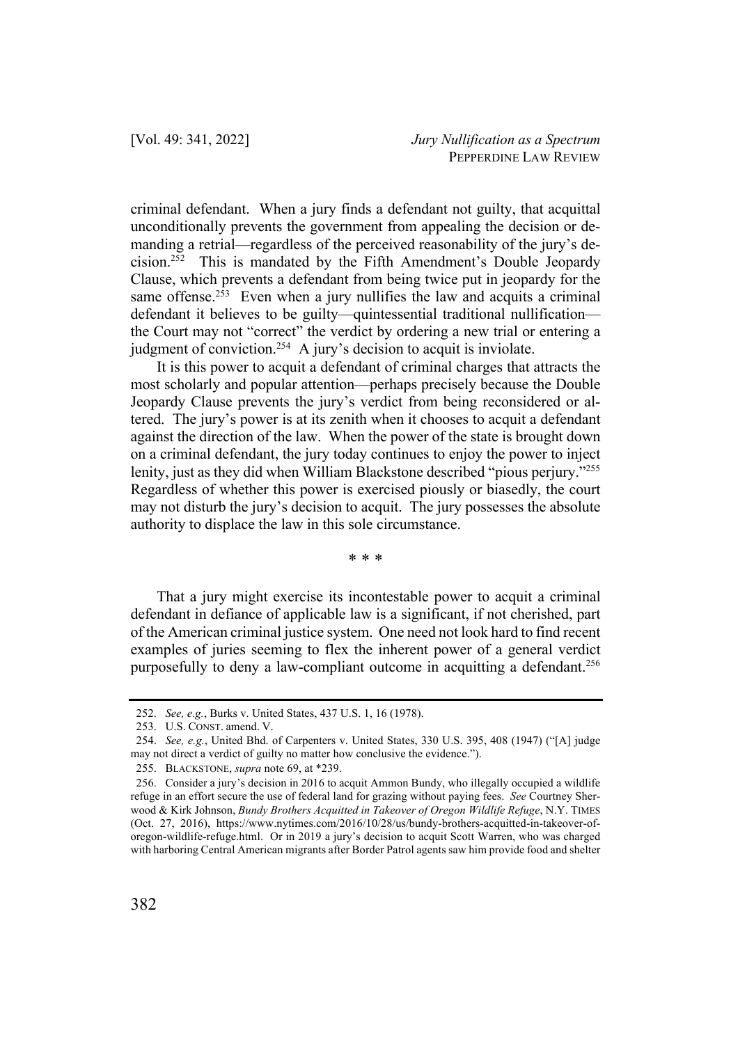criminal defendant. When a jury finds a defendant not guilty, that acquittal unconditionally prevents the government from appealing the decision or demanding a retrial—regardless of the perceived reasonability of the jury's decision.[252] This is mandated by the Fifth Amendment's Double Jeopardy Clause, which prevents a defendant from being twice put in jeopardy for the same offense.[253] Even when a jury nullifies the law and acquits a criminal defendant it believes to be guilty—quintessential traditional nullification—the Court may not "correct" the verdict by ordering a new trial or entering a judgment of conviction.[254] A jury's decision to acquit is inviolate.

It is this power to acquit a defendant of criminal charges that attracts the most scholarly and popular attention—perhaps precisely because the Double Jeopardy Clause prevents the jury's verdict from being reconsidered or altered. The jury's power is at its zenith when it chooses to acquit a defendant against the direction of the law. When the power of the state is brought down on a criminal defendant, the jury today continues to enjoy the power to inject lenity, just as they did when William Blackstone described "pious perjury."[255] Regardless of whether this power is exercised piously or biasedly, the court may not disturb the jury's decision to acquit. The jury possesses the absolute authority to displace the law in this sole circumstance.

\* \* \*

That a jury might exercise its incontestable power to acquit a criminal defendant in defiance of applicable law is a significant, if not cherished, part of the American criminal justice system. One need not look hard to find recent examples of juries seeming to flex the inherent power of a general verdict purposefully to deny a law-compliant outcome in acquitting a defendant.[256]

---

252. *See, e.g.*, Burks v. United States, 437 U.S. 1, 16 (1978).

253. U.S. CONST. amend. V.

254. *See, e.g.*, United Bhd. of Carpenters v. United States, 330 U.S. 395, 408 (1947) ("[A] judge may not direct a verdict of guilty no matter how conclusive the evidence.").

255. BLACKSTONE, *supra* note 69, at \*239.

256. Consider a jury's decision in 2016 to acquit Ammon Bundy, who illegally occupied a wildlife refuge in an effort secure the use of federal land for grazing without paying fees. *See* Courtney Sherwood & Kirk Johnson, *Bundy Brothers Acquitted in Takeover of Oregon Wildlife Refuge*, N.Y. TIMES (Oct. 27, 2016), https://www.nytimes.com/2016/10/28/us/bundy-brothers-acquitted-in-takeover-of-oregon-wildlife-refuge.html. Or in 2019 a jury's decision to acquit Scott Warren, who was charged with harboring Central American migrants after Border Patrol agents saw him provide food and shelter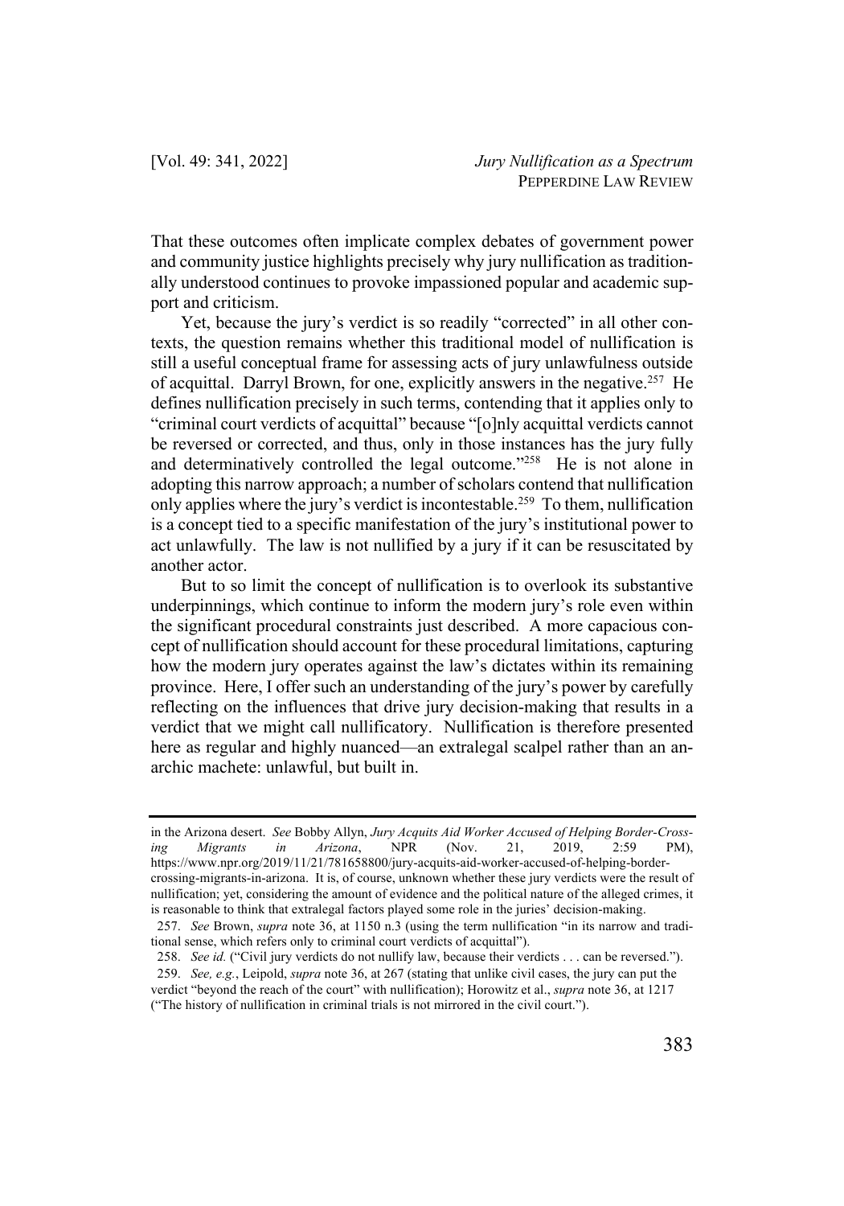That these outcomes often implicate complex debates of government power and community justice highlights precisely why jury nullification as traditionally understood continues to provoke impassioned popular and academic support and criticism.

Yet, because the jury's verdict is so readily "corrected" in all other contexts, the question remains whether this traditional model of nullification is still a useful conceptual frame for assessing acts of jury unlawfulness outside of acquittal. Darryl Brown, for one, explicitly answers in the negative.[257] He defines nullification precisely in such terms, contending that it applies only to "criminal court verdicts of acquittal" because "[o]nly acquittal verdicts cannot be reversed or corrected, and thus, only in those instances has the jury fully and determinatively controlled the legal outcome."[258] He is not alone in adopting this narrow approach; a number of scholars contend that nullification only applies where the jury's verdict is incontestable.[259] To them, nullification is a concept tied to a specific manifestation of the jury's institutional power to act unlawfully. The law is not nullified by a jury if it can be resuscitated by another actor.

But to so limit the concept of nullification is to overlook its substantive underpinnings, which continue to inform the modern jury's role even within the significant procedural constraints just described. A more capacious concept of nullification should account for these procedural limitations, capturing how the modern jury operates against the law's dictates within its remaining province. Here, I offer such an understanding of the jury's power by carefully reflecting on the influences that drive jury decision-making that results in a verdict that we might call nullificatory. Nullification is therefore presented here as regular and highly nuanced—an extralegal scalpel rather than an anarchic machete: unlawful, but built in.

---

in the Arizona desert. *See* Bobby Allyn, *Jury Acquits Aid Worker Accused of Helping Border-Crossing Migrants in Arizona*, NPR (Nov. 21, 2019, 2:59 PM), https://www.npr.org/2019/11/21/781658800/jury-acquits-aid-worker-accused-of-helping-border-crossing-migrants-in-arizona. It is, of course, unknown whether these jury verdicts were the result of nullification; yet, considering the amount of evidence and the political nature of the alleged crimes, it is reasonable to think that extralegal factors played some role in the juries' decision-making.

257. *See* Brown, *supra* note 36, at 1150 n.3 (using the term nullification "in its narrow and traditional sense, which refers only to criminal court verdicts of acquittal").

258. *See id.* ("Civil jury verdicts do not nullify law, because their verdicts . . . can be reversed.").

259. *See, e.g.*, Leipold, *supra* note 36, at 267 (stating that unlike civil cases, the jury can put the verdict "beyond the reach of the court" with nullification); Horowitz et al., *supra* note 36, at 1217 ("The history of nullification in criminal trials is not mirrored in the civil court.").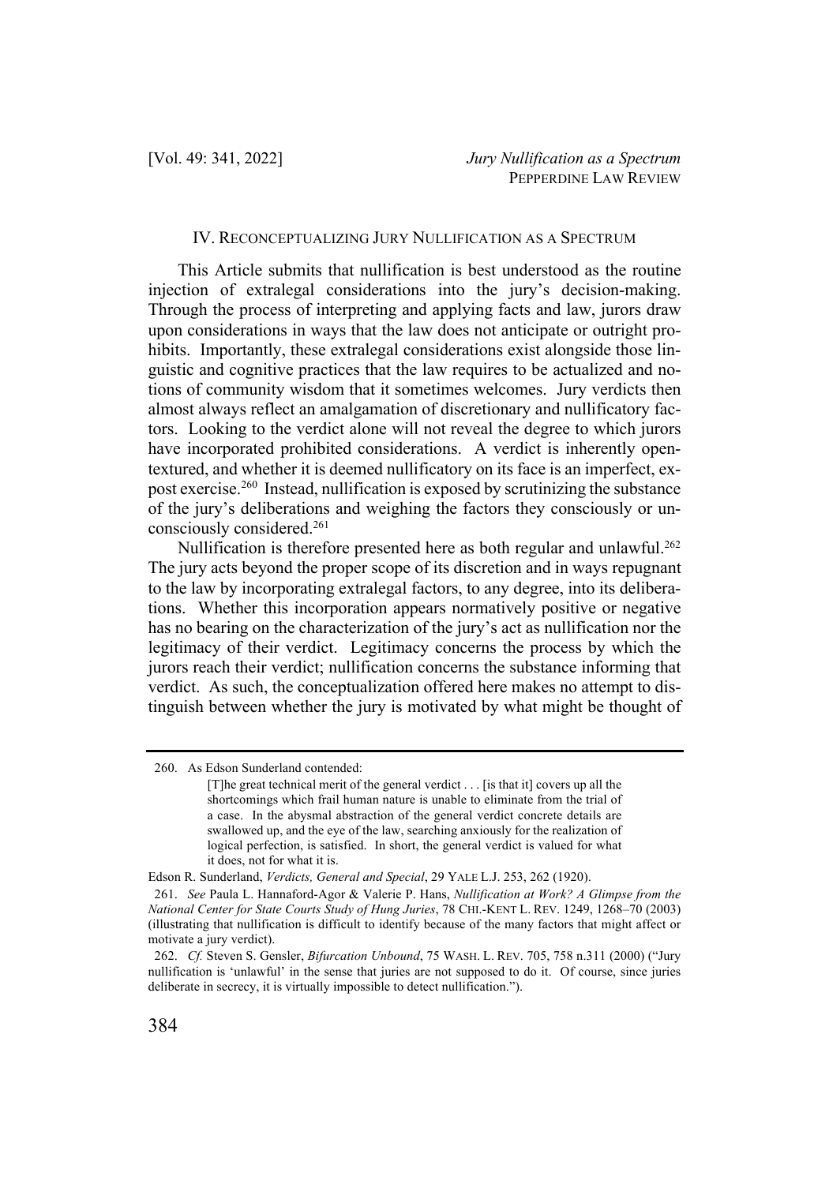## IV. Reconceptualizing Jury Nullification as a Spectrum

This Article submits that nullification is best understood as the routine injection of extralegal considerations into the jury's decision-making. Through the process of interpreting and applying facts and law, jurors draw upon considerations in ways that the law does not anticipate or outright prohibits. Importantly, these extralegal considerations exist alongside those linguistic and cognitive practices that the law requires to be actualized and notions of community wisdom that it sometimes welcomes. Jury verdicts then almost always reflect an amalgamation of discretionary and nullificatory factors. Looking to the verdict alone will not reveal the degree to which jurors have incorporated prohibited considerations. A verdict is inherently open-textured, and whether it is deemed nullificatory on its face is an imperfect, ex-post exercise.[260] Instead, nullification is exposed by scrutinizing the substance of the jury's deliberations and weighing the factors they consciously or unconsciously considered.[261]

Nullification is therefore presented here as both regular and unlawful.[262] The jury acts beyond the proper scope of its discretion and in ways repugnant to the law by incorporating extralegal factors, to any degree, into its deliberations. Whether this incorporation appears normatively positive or negative has no bearing on the characterization of the jury's act as nullification nor the legitimacy of their verdict. Legitimacy concerns the process by which the jurors reach their verdict; nullification concerns the substance informing that verdict. As such, the conceptualization offered here makes no attempt to distinguish between whether the jury is motivated by what might be thought of

---

260. As Edson Sunderland contended:

> [T]he great technical merit of the general verdict . . . [is that it] covers up all the shortcomings which frail human nature is unable to eliminate from the trial of a case. In the abysmal abstraction of the general verdict concrete details are swallowed up, and the eye of the law, searching anxiously for the realization of logical perfection, is satisfied. In short, the general verdict is valued for what it does, not for what it is.

Edson R. Sunderland, *Verdicts, General and Special*, 29 YALE L.J. 253, 262 (1920).

261. *See* Paula L. Hannaford-Agor & Valerie P. Hans, *Nullification at Work? A Glimpse from the National Center for State Courts Study of Hung Juries*, 78 CHI.-KENT L. REV. 1249, 1268–70 (2003) (illustrating that nullification is difficult to identify because of the many factors that might affect or motivate a jury verdict).

262. *Cf.* Steven S. Gensler, *Bifurcation Unbound*, 75 WASH. L. REV. 705, 758 n.311 (2000) ("Jury nullification is 'unlawful' in the sense that juries are not supposed to do it. Of course, since juries deliberate in secrecy, it is virtually impossible to detect nullification.").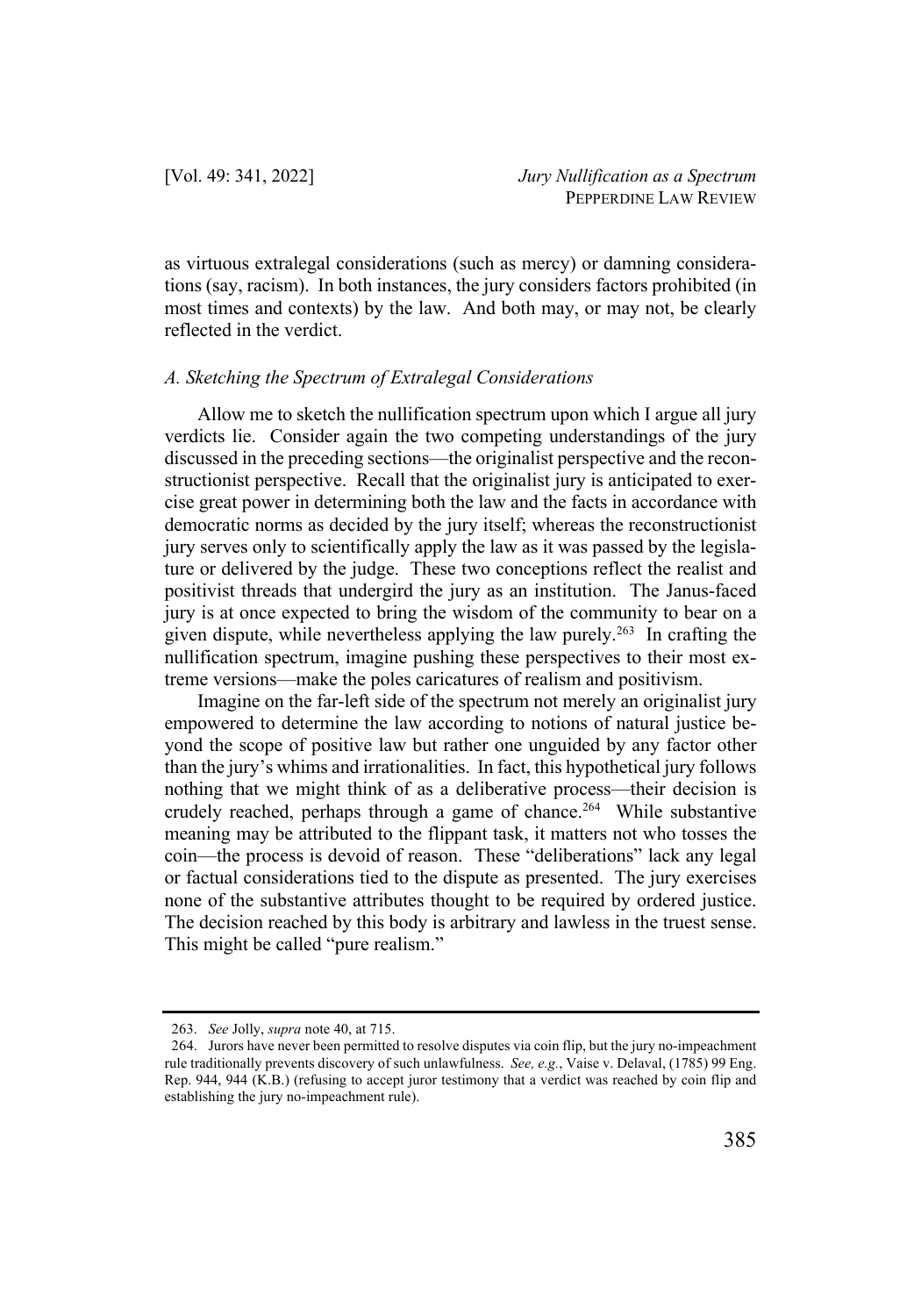as virtuous extralegal considerations (such as mercy) or damning considerations (say, racism). In both instances, the jury considers factors prohibited (in most times and contexts) by the law. And both may, or may not, be clearly reflected in the verdict.

### *A. Sketching the Spectrum of Extralegal Considerations*

Allow me to sketch the nullification spectrum upon which I argue all jury verdicts lie. Consider again the two competing understandings of the jury discussed in the preceding sections—the originalist perspective and the reconstructionist perspective. Recall that the originalist jury is anticipated to exercise great power in determining both the law and the facts in accordance with democratic norms as decided by the jury itself; whereas the reconstructionist jury serves only to scientifically apply the law as it was passed by the legislature or delivered by the judge. These two conceptions reflect the realist and positivist threads that undergird the jury as an institution. The Janus-faced jury is at once expected to bring the wisdom of the community to bear on a given dispute, while nevertheless applying the law purely.[263] In crafting the nullification spectrum, imagine pushing these perspectives to their most extreme versions—make the poles caricatures of realism and positivism.

Imagine on the far-left side of the spectrum not merely an originalist jury empowered to determine the law according to notions of natural justice beyond the scope of positive law but rather one unguided by any factor other than the jury's whims and irrationalities. In fact, this hypothetical jury follows nothing that we might think of as a deliberative process—their decision is crudely reached, perhaps through a game of chance.[264] While substantive meaning may be attributed to the flippant task, it matters not who tosses the coin—the process is devoid of reason. These "deliberations" lack any legal or factual considerations tied to the dispute as presented. The jury exercises none of the substantive attributes thought to be required by ordered justice. The decision reached by this body is arbitrary and lawless in the truest sense. This might be called "pure realism."

---

263. *See* Jolly, *supra* note 40, at 715.

264. Jurors have never been permitted to resolve disputes via coin flip, but the jury no-impeachment rule traditionally prevents discovery of such unlawfulness. *See, e.g.*, Vaise v. Delaval, (1785) 99 Eng. Rep. 944, 944 (K.B.) (refusing to accept juror testimony that a verdict was reached by coin flip and establishing the jury no-impeachment rule).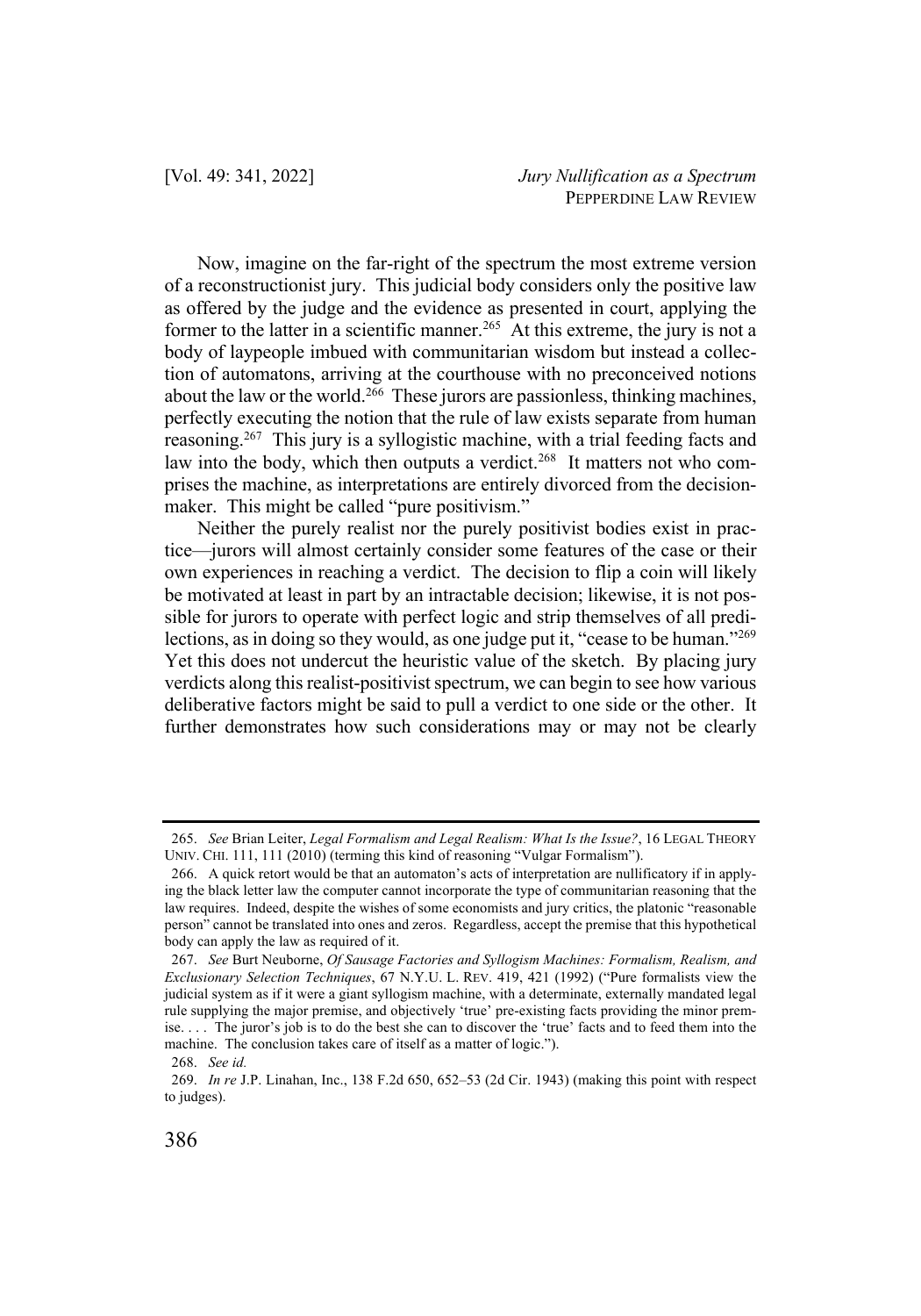Now, imagine on the far-right of the spectrum the most extreme version of a reconstructionist jury. This judicial body considers only the positive law as offered by the judge and the evidence as presented in court, applying the former to the latter in a scientific manner.[265] At this extreme, the jury is not a body of laypeople imbued with communitarian wisdom but instead a collection of automatons, arriving at the courthouse with no preconceived notions about the law or the world.[266] These jurors are passionless, thinking machines, perfectly executing the notion that the rule of law exists separate from human reasoning.[267] This jury is a syllogistic machine, with a trial feeding facts and law into the body, which then outputs a verdict.[268] It matters not who comprises the machine, as interpretations are entirely divorced from the decision-maker. This might be called "pure positivism."

Neither the purely realist nor the purely positivist bodies exist in practice—jurors will almost certainly consider some features of the case or their own experiences in reaching a verdict. The decision to flip a coin will likely be motivated at least in part by an intractable decision; likewise, it is not possible for jurors to operate with perfect logic and strip themselves of all predilections, as in doing so they would, as one judge put it, "cease to be human."[269] Yet this does not undercut the heuristic value of the sketch. By placing jury verdicts along this realist-positivist spectrum, we can begin to see how various deliberative factors might be said to pull a verdict to one side or the other. It further demonstrates how such considerations may or may not be clearly

---

265. *See* Brian Leiter, *Legal Formalism and Legal Realism: What Is the Issue?*, 16 LEGAL THEORY UNIV. CHI. 111, 111 (2010) (terming this kind of reasoning "Vulgar Formalism").

266. A quick retort would be that an automaton's acts of interpretation are nullificatory if in applying the black letter law the computer cannot incorporate the type of communitarian reasoning that the law requires. Indeed, despite the wishes of some economists and jury critics, the platonic "reasonable person" cannot be translated into ones and zeros. Regardless, accept the premise that this hypothetical body can apply the law as required of it.

267. *See* Burt Neuborne, *Of Sausage Factories and Syllogism Machines: Formalism, Realism, and Exclusionary Selection Techniques*, 67 N.Y.U. L. REV. 419, 421 (1992) ("Pure formalists view the judicial system as if it were a giant syllogism machine, with a determinate, externally mandated legal rule supplying the major premise, and objectively 'true' pre-existing facts providing the minor premise. . . . The juror's job is to do the best she can to discover the 'true' facts and to feed them into the machine. The conclusion takes care of itself as a matter of logic.").

268. *See id.*

269. *In re* J.P. Linahan, Inc., 138 F.2d 650, 652–53 (2d Cir. 1943) (making this point with respect to judges).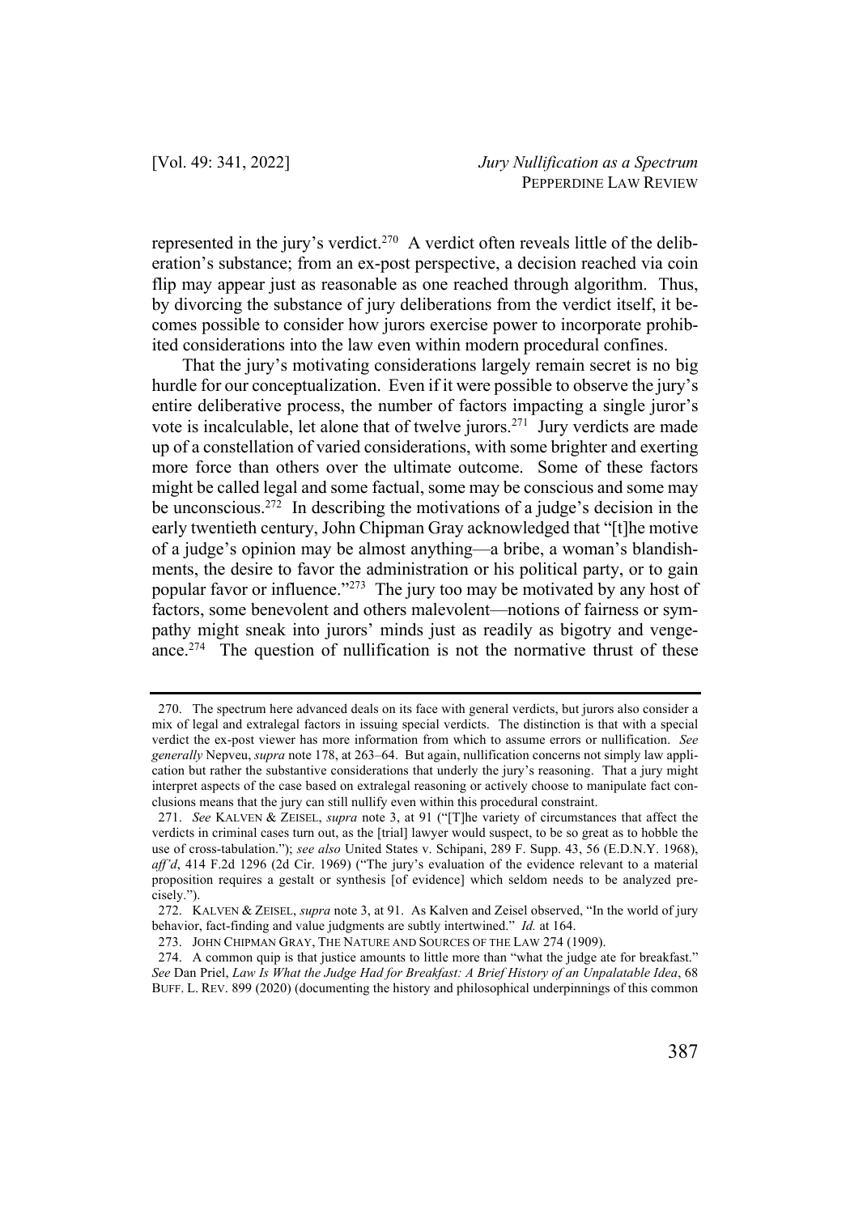represented in the jury's verdict.[270] A verdict often reveals little of the deliberation's substance; from an ex-post perspective, a decision reached via coin flip may appear just as reasonable as one reached through algorithm. Thus, by divorcing the substance of jury deliberations from the verdict itself, it becomes possible to consider how jurors exercise power to incorporate prohibited considerations into the law even within modern procedural confines.

That the jury's motivating considerations largely remain secret is no big hurdle for our conceptualization. Even if it were possible to observe the jury's entire deliberative process, the number of factors impacting a single juror's vote is incalculable, let alone that of twelve jurors.[271] Jury verdicts are made up of a constellation of varied considerations, with some brighter and exerting more force than others over the ultimate outcome. Some of these factors might be called legal and some factual, some may be conscious and some may be unconscious.[272] In describing the motivations of a judge's decision in the early twentieth century, John Chipman Gray acknowledged that "[t]he motive of a judge's opinion may be almost anything—a bribe, a woman's blandishments, the desire to favor the administration or his political party, or to gain popular favor or influence."[273] The jury too may be motivated by any host of factors, some benevolent and others malevolent—notions of fairness or sympathy might sneak into jurors' minds just as readily as bigotry and vengeance.[274] The question of nullification is not the normative thrust of these

---

270. The spectrum here advanced deals on its face with general verdicts, but jurors also consider a mix of legal and extralegal factors in issuing special verdicts. The distinction is that with a special verdict the ex-post viewer has more information from which to assume errors or nullification. *See generally* Nepveu, *supra* note 178, at 263–64. But again, nullification concerns not simply law application but rather the substantive considerations that underly the jury's reasoning. That a jury might interpret aspects of the case based on extralegal reasoning or actively choose to manipulate fact conclusions means that the jury can still nullify even within this procedural constraint.

271. *See* KALVEN & ZEISEL, *supra* note 3, at 91 ("[T]he variety of circumstances that affect the verdicts in criminal cases turn out, as the [trial] lawyer would suspect, to be so great as to hobble the use of cross-tabulation."); *see also* United States v. Schipani, 289 F. Supp. 43, 56 (E.D.N.Y. 1968), *aff'd*, 414 F.2d 1296 (2d Cir. 1969) ("The jury's evaluation of the evidence relevant to a material proposition requires a gestalt or synthesis [of evidence] which seldom needs to be analyzed precisely.").

272. KALVEN & ZEISEL, *supra* note 3, at 91. As Kalven and Zeisel observed, "In the world of jury behavior, fact-finding and value judgments are subtly intertwined." *Id.* at 164.

273. JOHN CHIPMAN GRAY, THE NATURE AND SOURCES OF THE LAW 274 (1909).

274. A common quip is that justice amounts to little more than "what the judge ate for breakfast." *See* Dan Priel, *Law Is What the Judge Had for Breakfast: A Brief History of an Unpalatable Idea*, 68 BUFF. L. REV. 899 (2020) (documenting the history and philosophical underpinnings of this common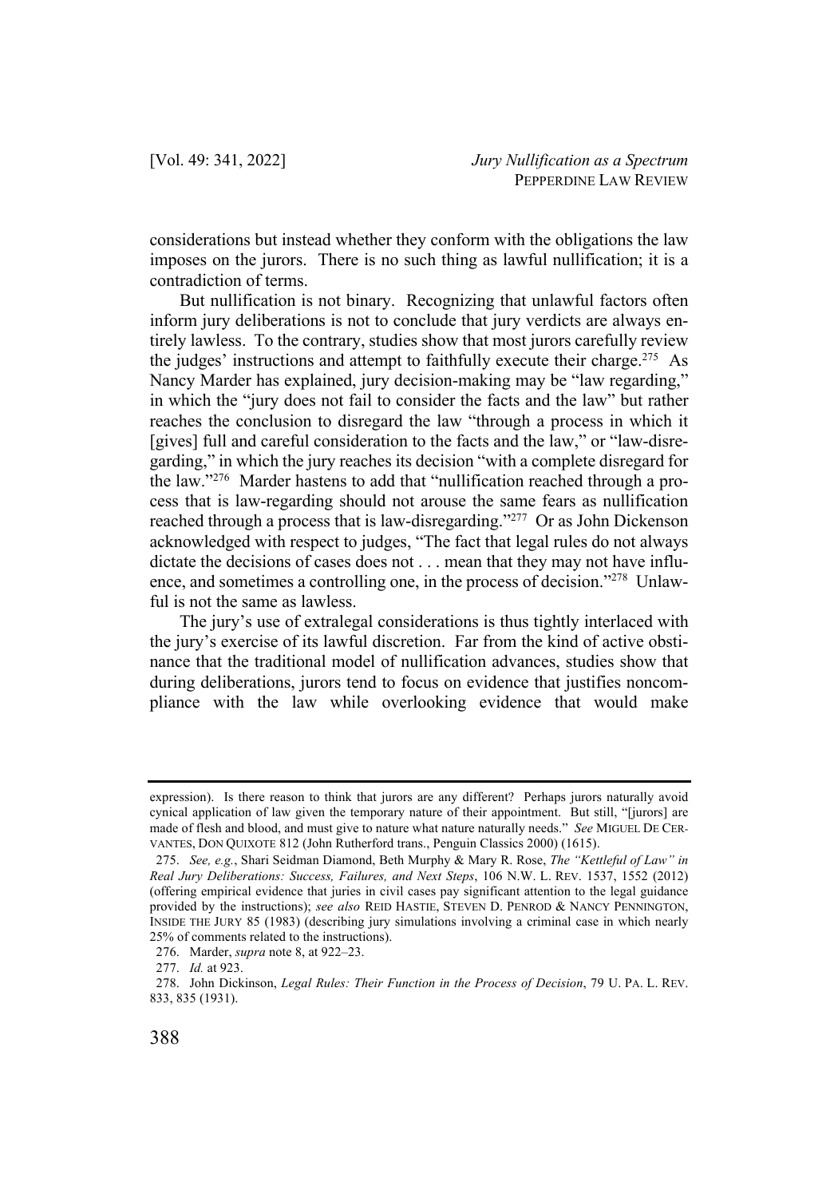considerations but instead whether they conform with the obligations the law imposes on the jurors. There is no such thing as lawful nullification; it is a contradiction of terms.

But nullification is not binary. Recognizing that unlawful factors often inform jury deliberations is not to conclude that jury verdicts are always entirely lawless. To the contrary, studies show that most jurors carefully review the judges' instructions and attempt to faithfully execute their charge.[275] As Nancy Marder has explained, jury decision-making may be "law regarding," in which the "jury does not fail to consider the facts and the law" but rather reaches the conclusion to disregard the law "through a process in which it [gives] full and careful consideration to the facts and the law," or "law-disregarding," in which the jury reaches its decision "with a complete disregard for the law."[276] Marder hastens to add that "nullification reached through a process that is law-regarding should not arouse the same fears as nullification reached through a process that is law-disregarding."[277] Or as John Dickenson acknowledged with respect to judges, "The fact that legal rules do not always dictate the decisions of cases does not . . . mean that they may not have influence, and sometimes a controlling one, in the process of decision."[278] Unlawful is not the same as lawless.

The jury's use of extralegal considerations is thus tightly interlaced with the jury's exercise of its lawful discretion. Far from the kind of active obstinance that the traditional model of nullification advances, studies show that during deliberations, jurors tend to focus on evidence that justifies noncompliance with the law while overlooking evidence that would make

---

expression). Is there reason to think that jurors are any different? Perhaps jurors naturally avoid cynical application of law given the temporary nature of their appointment. But still, "[jurors] are made of flesh and blood, and must give to nature what nature naturally needs." *See* MIGUEL DE CERVANTES, DON QUIXOTE 812 (John Rutherford trans., Penguin Classics 2000) (1615).

275. *See, e.g.*, Shari Seidman Diamond, Beth Murphy & Mary R. Rose, *The "Kettleful of Law" in Real Jury Deliberations: Success, Failures, and Next Steps*, 106 N.W. L. REV. 1537, 1552 (2012) (offering empirical evidence that juries in civil cases pay significant attention to the legal guidance provided by the instructions); *see also* REID HASTIE, STEVEN D. PENROD & NANCY PENNINGTON, INSIDE THE JURY 85 (1983) (describing jury simulations involving a criminal case in which nearly 25% of comments related to the instructions).

276. Marder, *supra* note 8, at 922–23.

277. *Id.* at 923.

278. John Dickinson, *Legal Rules: Their Function in the Process of Decision*, 79 U. PA. L. REV. 833, 835 (1931).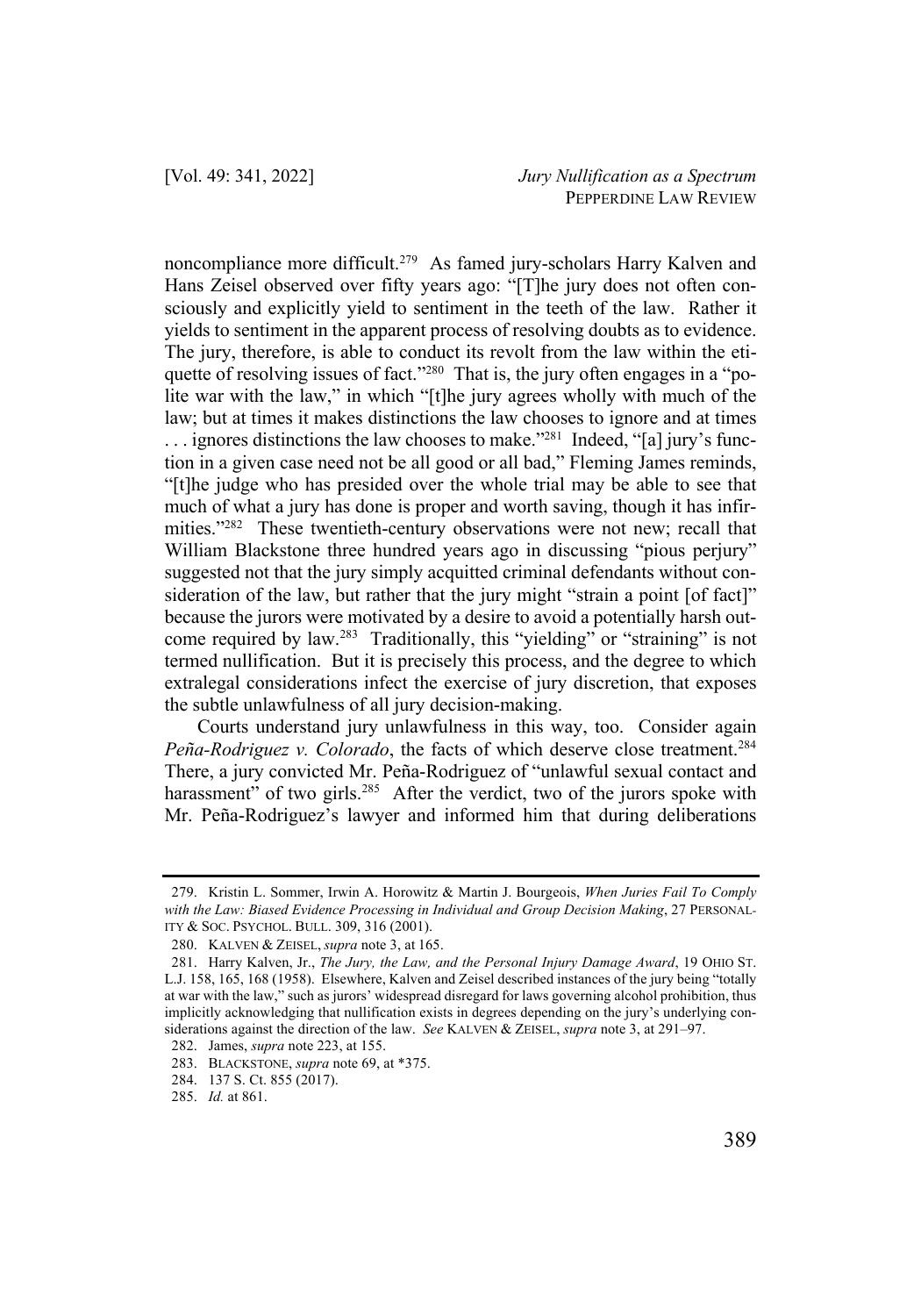noncompliance more difficult.[279] As famed jury-scholars Harry Kalven and Hans Zeisel observed over fifty years ago: "[T]he jury does not often consciously and explicitly yield to sentiment in the teeth of the law. Rather it yields to sentiment in the apparent process of resolving doubts as to evidence. The jury, therefore, is able to conduct its revolt from the law within the etiquette of resolving issues of fact."[280] That is, the jury often engages in a "polite war with the law," in which "[t]he jury agrees wholly with much of the law; but at times it makes distinctions the law chooses to ignore and at times . . . ignores distinctions the law chooses to make."[281] Indeed, "[a] jury's function in a given case need not be all good or all bad," Fleming James reminds, "[t]he judge who has presided over the whole trial may be able to see that much of what a jury has done is proper and worth saving, though it has infirmities."[282] These twentieth-century observations were not new; recall that William Blackstone three hundred years ago in discussing "pious perjury" suggested not that the jury simply acquitted criminal defendants without consideration of the law, but rather that the jury might "strain a point [of fact]" because the jurors were motivated by a desire to avoid a potentially harsh outcome required by law.[283] Traditionally, this "yielding" or "straining" is not termed nullification. But it is precisely this process, and the degree to which extralegal considerations infect the exercise of jury discretion, that exposes the subtle unlawfulness of all jury decision-making.

Courts understand jury unlawfulness in this way, too. Consider again *Peña-Rodriguez v. Colorado*, the facts of which deserve close treatment.[284] There, a jury convicted Mr. Peña-Rodriguez of "unlawful sexual contact and harassment" of two girls.[285] After the verdict, two of the jurors spoke with Mr. Peña-Rodriguez's lawyer and informed him that during deliberations

---

279. Kristin L. Sommer, Irwin A. Horowitz & Martin J. Bourgeois, *When Juries Fail To Comply with the Law: Biased Evidence Processing in Individual and Group Decision Making*, 27 PERSONALITY & SOC. PSYCHOL. BULL. 309, 316 (2001).

280. KALVEN & ZEISEL, *supra* note 3, at 165.

281. Harry Kalven, Jr., *The Jury, the Law, and the Personal Injury Damage Award*, 19 OHIO ST. L.J. 158, 165, 168 (1958). Elsewhere, Kalven and Zeisel described instances of the jury being "totally at war with the law," such as jurors' widespread disregard for laws governing alcohol prohibition, thus implicitly acknowledging that nullification exists in degrees depending on the jury's underlying considerations against the direction of the law. *See* KALVEN & ZEISEL, *supra* note 3, at 291–97.

282. James, *supra* note 223, at 155.

283. BLACKSTONE, *supra* note 69, at *375.

284. 137 S. Ct. 855 (2017).

285. *Id.* at 861.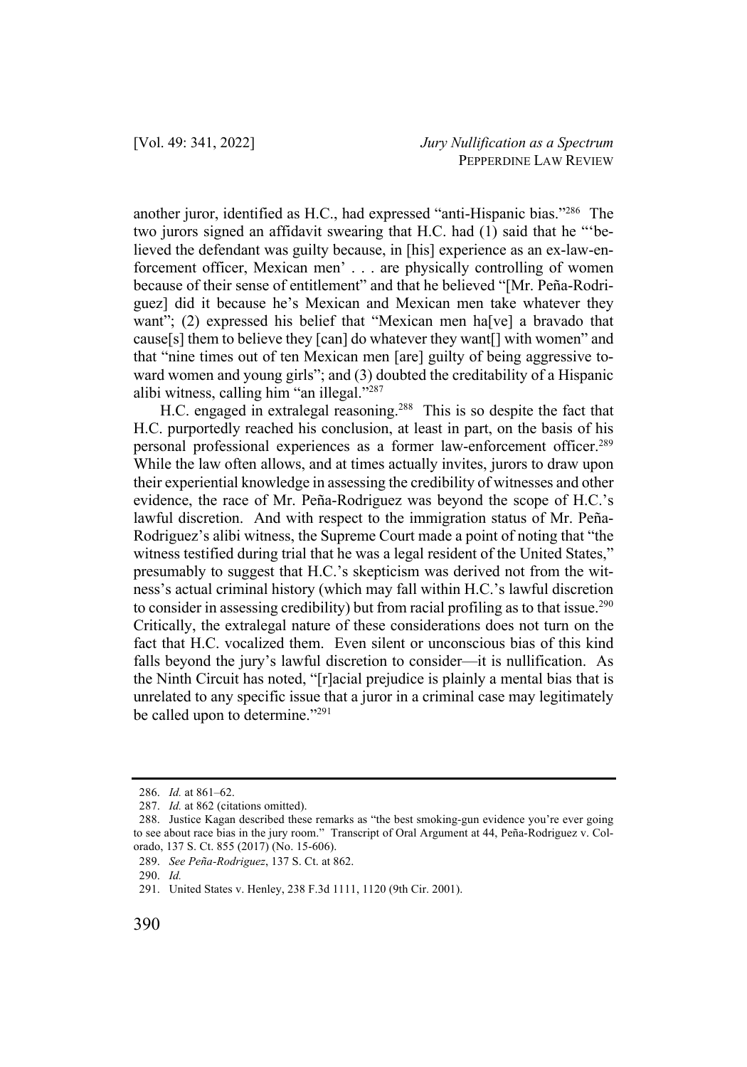another juror, identified as H.C., had expressed "anti-Hispanic bias."[286] The two jurors signed an affidavit swearing that H.C. had (1) said that he "'believed the defendant was guilty because, in [his] experience as an ex-law-enforcement officer, Mexican men' . . . are physically controlling of women because of their sense of entitlement" and that he believed "[Mr. Peña-Rodriguez] did it because he's Mexican and Mexican men take whatever they want"; (2) expressed his belief that "Mexican men ha[ve] a bravado that cause[s] them to believe they [can] do whatever they want[] with women" and that "nine times out of ten Mexican men [are] guilty of being aggressive toward women and young girls"; and (3) doubted the creditability of a Hispanic alibi witness, calling him "an illegal."[287]

H.C. engaged in extralegal reasoning.[288] This is so despite the fact that H.C. purportedly reached his conclusion, at least in part, on the basis of his personal professional experiences as a former law-enforcement officer.[289] While the law often allows, and at times actually invites, jurors to draw upon their experiential knowledge in assessing the credibility of witnesses and other evidence, the race of Mr. Peña-Rodriguez was beyond the scope of H.C.'s lawful discretion. And with respect to the immigration status of Mr. Peña-Rodriguez's alibi witness, the Supreme Court made a point of noting that "the witness testified during trial that he was a legal resident of the United States," presumably to suggest that H.C.'s skepticism was derived not from the witness's actual criminal history (which may fall within H.C.'s lawful discretion to consider in assessing credibility) but from racial profiling as to that issue.[290] Critically, the extralegal nature of these considerations does not turn on the fact that H.C. vocalized them. Even silent or unconscious bias of this kind falls beyond the jury's lawful discretion to consider—it is nullification. As the Ninth Circuit has noted, "[r]acial prejudice is plainly a mental bias that is unrelated to any specific issue that a juror in a criminal case may legitimately be called upon to determine."[291]

---

286. *Id.* at 861–62.

287. *Id.* at 862 (citations omitted).

288. Justice Kagan described these remarks as "the best smoking-gun evidence you're ever going to see about race bias in the jury room." Transcript of Oral Argument at 44, Peña-Rodriguez v. Colorado, 137 S. Ct. 855 (2017) (No. 15-606).

289. *See Peña-Rodriguez*, 137 S. Ct. at 862.

290. *Id.*

291. United States v. Henley, 238 F.3d 1111, 1120 (9th Cir. 2001).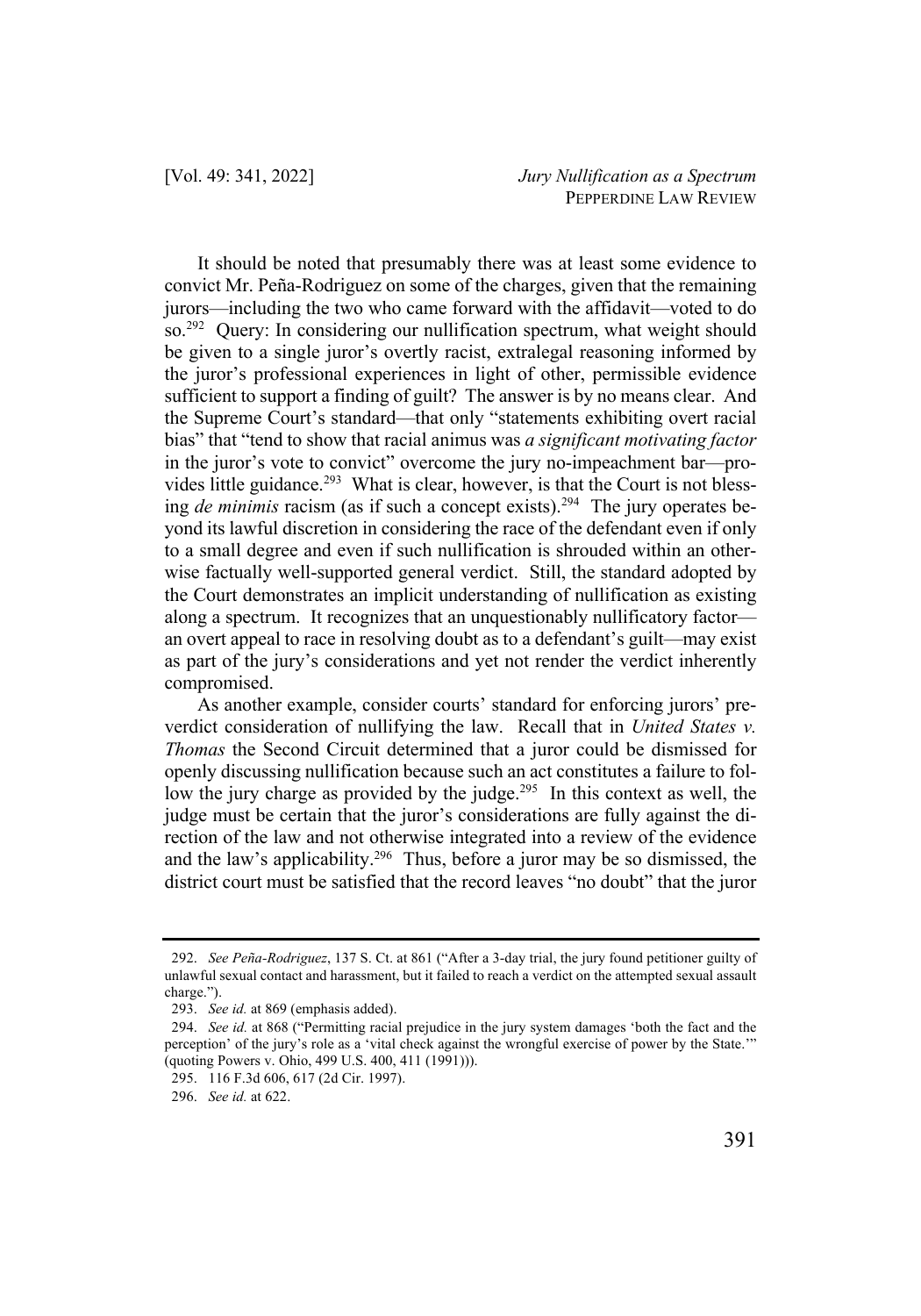It should be noted that presumably there was at least some evidence to convict Mr. Peña-Rodriguez on some of the charges, given that the remaining jurors—including the two who came forward with the affidavit—voted to do so.[292] Query: In considering our nullification spectrum, what weight should be given to a single juror's overtly racist, extralegal reasoning informed by the juror's professional experiences in light of other, permissible evidence sufficient to support a finding of guilt? The answer is by no means clear. And the Supreme Court's standard—that only "statements exhibiting overt racial bias" that "tend to show that racial animus was *a significant motivating factor* in the juror's vote to convict" overcome the jury no-impeachment bar—provides little guidance.[293] What is clear, however, is that the Court is not blessing *de minimis* racism (as if such a concept exists).[294] The jury operates beyond its lawful discretion in considering the race of the defendant even if only to a small degree and even if such nullification is shrouded within an otherwise factually well-supported general verdict. Still, the standard adopted by the Court demonstrates an implicit understanding of nullification as existing along a spectrum. It recognizes that an unquestionably nullificatory factor—an overt appeal to race in resolving doubt as to a defendant's guilt—may exist as part of the jury's considerations and yet not render the verdict inherently compromised.

As another example, consider courts' standard for enforcing jurors' pre-verdict consideration of nullifying the law. Recall that in *United States v. Thomas* the Second Circuit determined that a juror could be dismissed for openly discussing nullification because such an act constitutes a failure to follow the jury charge as provided by the judge.[295] In this context as well, the judge must be certain that the juror's considerations are fully against the direction of the law and not otherwise integrated into a review of the evidence and the law's applicability.[296] Thus, before a juror may be so dismissed, the district court must be satisfied that the record leaves "no doubt" that the juror

---

292. *See Peña-Rodriguez*, 137 S. Ct. at 861 ("After a 3-day trial, the jury found petitioner guilty of unlawful sexual contact and harassment, but it failed to reach a verdict on the attempted sexual assault charge.").

293. *See id.* at 869 (emphasis added).

294. *See id.* at 868 ("Permitting racial prejudice in the jury system damages 'both the fact and the perception' of the jury's role as a 'vital check against the wrongful exercise of power by the State.'" (quoting Powers v. Ohio, 499 U.S. 400, 411 (1991))).

295. 116 F.3d 606, 617 (2d Cir. 1997).

296. *See id.* at 622.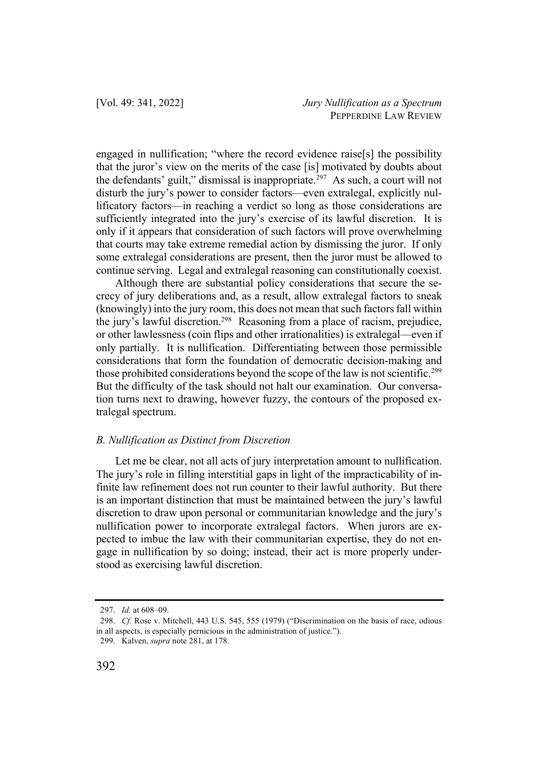engaged in nullification; "where the record evidence raise[s] the possibility that the juror's view on the merits of the case [is] motivated by doubts about the defendants' guilt," dismissal is inappropriate.[297] As such, a court will not disturb the jury's power to consider factors—even extralegal, explicitly nullificatory factors—in reaching a verdict so long as those considerations are sufficiently integrated into the jury's exercise of its lawful discretion. It is only if it appears that consideration of such factors will prove overwhelming that courts may take extreme remedial action by dismissing the juror. If only some extralegal considerations are present, then the juror must be allowed to continue serving. Legal and extralegal reasoning can constitutionally coexist.

Although there are substantial policy considerations that secure the secrecy of jury deliberations and, as a result, allow extralegal factors to sneak (knowingly) into the jury room, this does not mean that such factors fall within the jury's lawful discretion.[298] Reasoning from a place of racism, prejudice, or other lawlessness (coin flips and other irrationalities) is extralegal—even if only partially. It is nullification. Differentiating between those permissible considerations that form the foundation of democratic decision-making and those prohibited considerations beyond the scope of the law is not scientific.[299] But the difficulty of the task should not halt our examination. Our conversation turns next to drawing, however fuzzy, the contours of the proposed extralegal spectrum.

### *B. Nullification as Distinct from Discretion*

Let me be clear, not all acts of jury interpretation amount to nullification. The jury's role in filling interstitial gaps in light of the impracticability of infinite law refinement does not run counter to their lawful authority. But there is an important distinction that must be maintained between the jury's lawful discretion to draw upon personal or communitarian knowledge and the jury's nullification power to incorporate extralegal factors. When jurors are expected to imbue the law with their communitarian expertise, they do not engage in nullification by so doing; instead, their act is more properly understood as exercising lawful discretion.

---

297. *Id.* at 608–09.

298. *Cf.* Rose v. Mitchell, 443 U.S. 545, 555 (1979) ("Discrimination on the basis of race, odious in all aspects, is especially pernicious in the administration of justice.").

299. Kalven, *supra* note 281, at 178.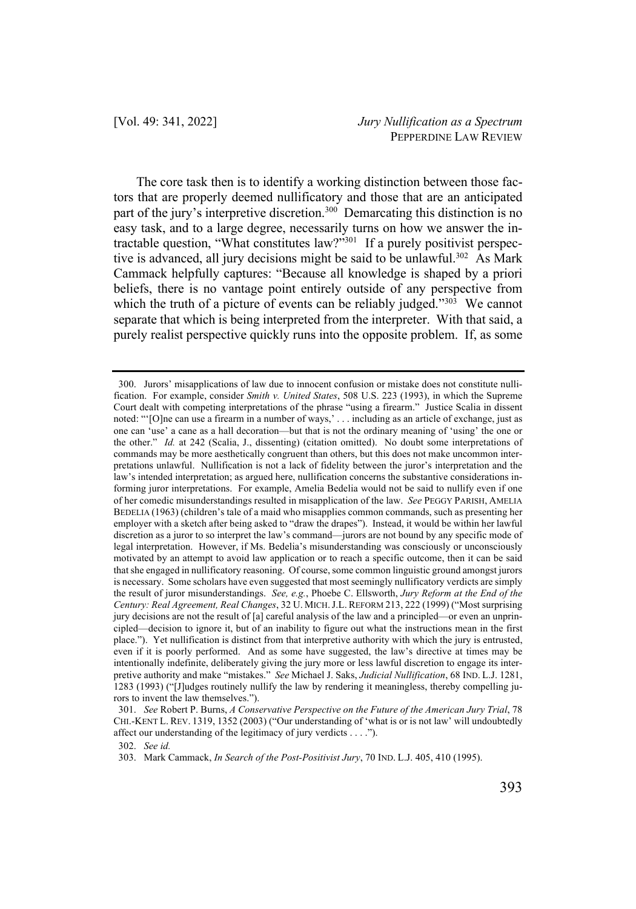The core task then is to identify a working distinction between those factors that are properly deemed nullificatory and those that are an anticipated part of the jury's interpretive discretion.[300] Demarcating this distinction is no easy task, and to a large degree, necessarily turns on how we answer the intractable question, "What constitutes law?"[301] If a purely positivist perspective is advanced, all jury decisions might be said to be unlawful.[302] As Mark Cammack helpfully captures: "Because all knowledge is shaped by a priori beliefs, there is no vantage point entirely outside of any perspective from which the truth of a picture of events can be reliably judged."[303] We cannot separate that which is being interpreted from the interpreter. With that said, a purely realist perspective quickly runs into the opposite problem. If, as some

---

300. Jurors' misapplications of law due to innocent confusion or mistake does not constitute nullification. For example, consider *Smith v. United States*, 508 U.S. 223 (1993), in which the Supreme Court dealt with competing interpretations of the phrase "using a firearm." Justice Scalia in dissent noted: "'[O]ne can use a firearm in a number of ways,' . . . including as an article of exchange, just as one can 'use' a cane as a hall decoration—but that is not the ordinary meaning of 'using' the one or the other." *Id.* at 242 (Scalia, J., dissenting) (citation omitted). No doubt some interpretations of commands may be more aesthetically congruent than others, but this does not make uncommon interpretations unlawful. Nullification is not a lack of fidelity between the juror's interpretation and the law's intended interpretation; as argued here, nullification concerns the substantive considerations informing juror interpretations. For example, Amelia Bedelia would not be said to nullify even if one of her comedic misunderstandings resulted in misapplication of the law. *See* PEGGY PARISH, AMELIA BEDELIA (1963) (children's tale of a maid who misapplies common commands, such as presenting her employer with a sketch after being asked to "draw the drapes"). Instead, it would be within her lawful discretion as a juror to so interpret the law's command—jurors are not bound by any specific mode of legal interpretation. However, if Ms. Bedelia's misunderstanding was consciously or unconsciously motivated by an attempt to avoid law application or to reach a specific outcome, then it can be said that she engaged in nullificatory reasoning. Of course, some common linguistic ground amongst jurors is necessary. Some scholars have even suggested that most seemingly nullificatory verdicts are simply the result of juror misunderstandings. *See, e.g.*, Phoebe C. Ellsworth, *Jury Reform at the End of the Century: Real Agreement, Real Changes*, 32 U. MICH. J.L. REFORM 213, 222 (1999) ("Most surprising jury decisions are not the result of [a] careful analysis of the law and a principled—or even an unprincipled—decision to ignore it, but of an inability to figure out what the instructions mean in the first place."). Yet nullification is distinct from that interpretive authority with which the jury is entrusted, even if it is poorly performed. And as some have suggested, the law's directive at times may be intentionally indefinite, deliberately giving the jury more or less lawful discretion to engage its interpretive authority and make "mistakes." *See* Michael J. Saks, *Judicial Nullification*, 68 IND. L.J. 1281, 1283 (1993) ("[J]udges routinely nullify the law by rendering it meaningless, thereby compelling jurors to invent the law themselves.").

301. *See* Robert P. Burns, *A Conservative Perspective on the Future of the American Jury Trial*, 78 CHI.-KENT L. REV. 1319, 1352 (2003) ("Our understanding of 'what is or is not law' will undoubtedly affect our understanding of the legitimacy of jury verdicts . . . .").

302. *See id.*

303. Mark Cammack, *In Search of the Post-Positivist Jury*, 70 IND. L.J. 405, 410 (1995).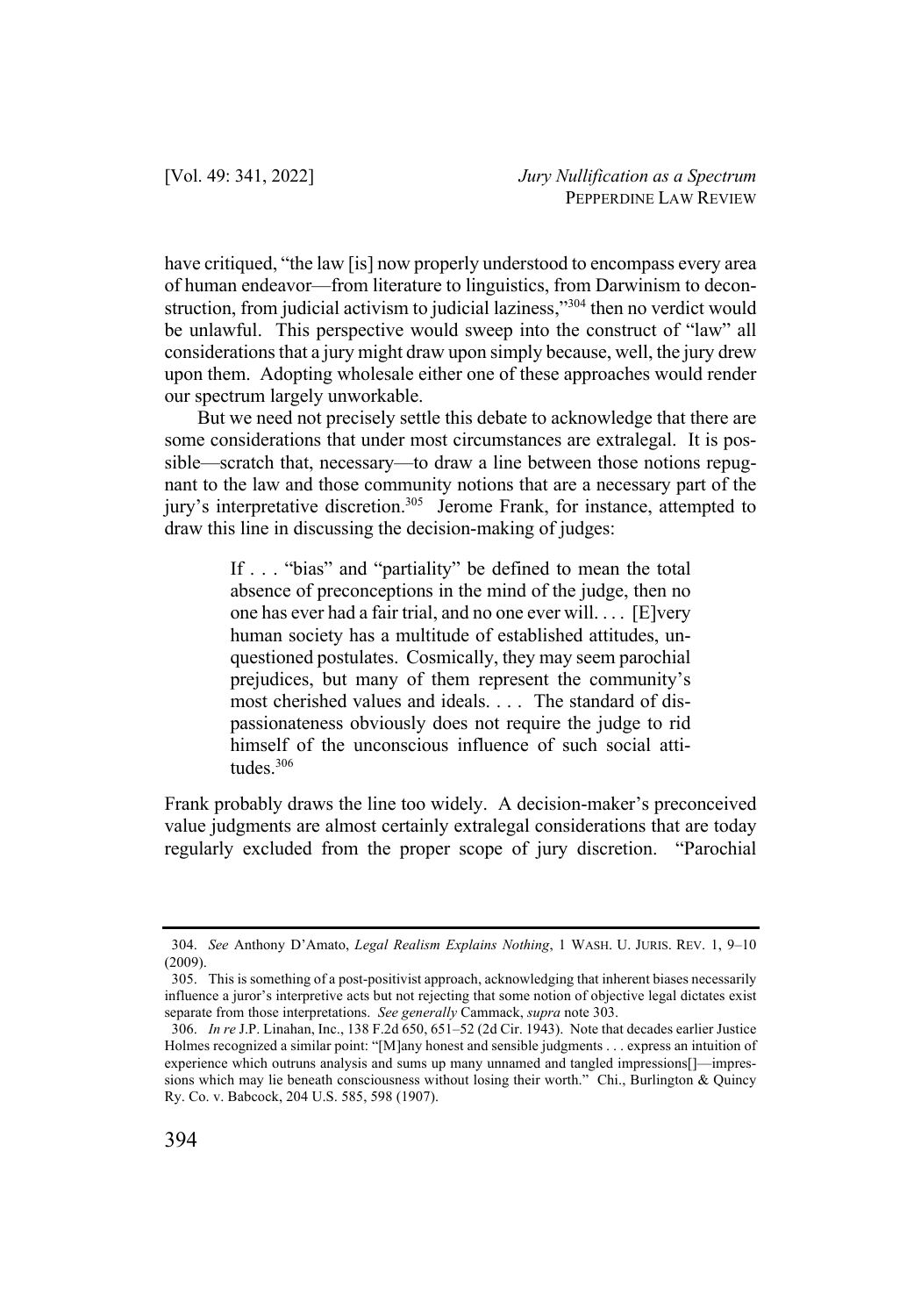have critiqued, "the law [is] now properly understood to encompass every area of human endeavor—from literature to linguistics, from Darwinism to deconstruction, from judicial activism to judicial laziness,"[304] then no verdict would be unlawful. This perspective would sweep into the construct of "law" all considerations that a jury might draw upon simply because, well, the jury drew upon them. Adopting wholesale either one of these approaches would render our spectrum largely unworkable.

But we need not precisely settle this debate to acknowledge that there are some considerations that under most circumstances are extralegal. It is possible—scratch that, necessary—to draw a line between those notions repugnant to the law and those community notions that are a necessary part of the jury's interpretative discretion.[305] Jerome Frank, for instance, attempted to draw this line in discussing the decision-making of judges:

> If . . . "bias" and "partiality" be defined to mean the total absence of preconceptions in the mind of the judge, then no one has ever had a fair trial, and no one ever will. . . . [E]very human society has a multitude of established attitudes, unquestioned postulates. Cosmically, they may seem parochial prejudices, but many of them represent the community's most cherished values and ideals. . . . The standard of dispassionateness obviously does not require the judge to rid himself of the unconscious influence of such social attitudes.[306]

Frank probably draws the line too widely. A decision-maker's preconceived value judgments are almost certainly extralegal considerations that are today regularly excluded from the proper scope of jury discretion. "Parochial

---

304. *See* Anthony D'Amato, *Legal Realism Explains Nothing*, 1 WASH. U. JURIS. REV. 1, 9–10 (2009).

305. This is something of a post-positivist approach, acknowledging that inherent biases necessarily influence a juror's interpretive acts but not rejecting that some notion of objective legal dictates exist separate from those interpretations. *See generally* Cammack, *supra* note 303.

306. *In re* J.P. Linahan, Inc., 138 F.2d 650, 651–52 (2d Cir. 1943). Note that decades earlier Justice Holmes recognized a similar point: "[M]any honest and sensible judgments . . . express an intuition of experience which outruns analysis and sums up many unnamed and tangled impressions[]—impressions which may lie beneath consciousness without losing their worth." Chi., Burlington & Quincy Ry. Co. v. Babcock, 204 U.S. 585, 598 (1907).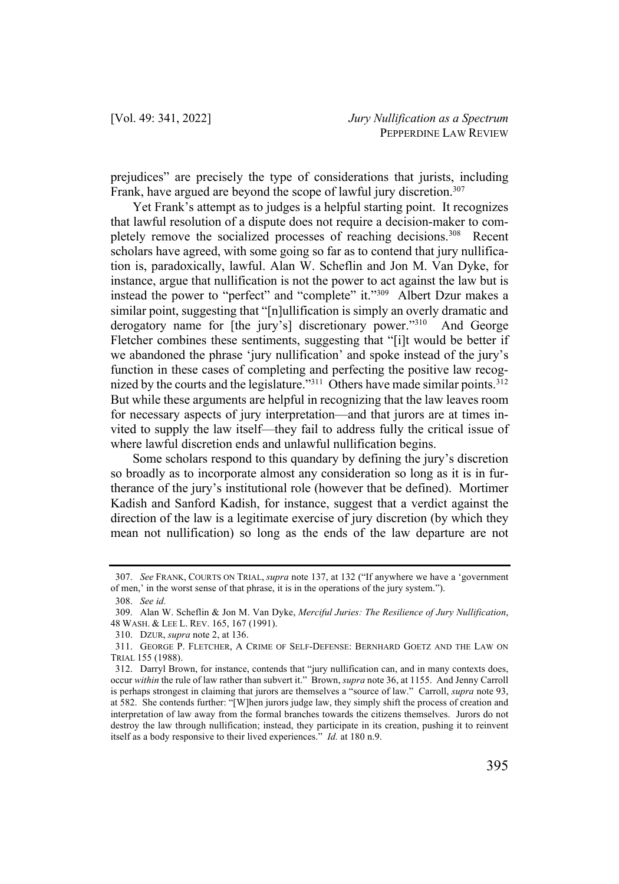prejudices" are precisely the type of considerations that jurists, including Frank, have argued are beyond the scope of lawful jury discretion.[307]

Yet Frank's attempt as to judges is a helpful starting point. It recognizes that lawful resolution of a dispute does not require a decision-maker to completely remove the socialized processes of reaching decisions.[308] Recent scholars have agreed, with some going so far as to contend that jury nullification is, paradoxically, lawful. Alan W. Scheflin and Jon M. Van Dyke, for instance, argue that nullification is not the power to act against the law but is instead the power to "perfect" and "complete" it."[309] Albert Dzur makes a similar point, suggesting that "[n]ullification is simply an overly dramatic and derogatory name for [the jury's] discretionary power."[310] And George Fletcher combines these sentiments, suggesting that "[i]t would be better if we abandoned the phrase 'jury nullification' and spoke instead of the jury's function in these cases of completing and perfecting the positive law recognized by the courts and the legislature."[311] Others have made similar points.[312] But while these arguments are helpful in recognizing that the law leaves room for necessary aspects of jury interpretation—and that jurors are at times invited to supply the law itself—they fail to address fully the critical issue of where lawful discretion ends and unlawful nullification begins.

Some scholars respond to this quandary by defining the jury's discretion so broadly as to incorporate almost any consideration so long as it is in furtherance of the jury's institutional role (however that be defined). Mortimer Kadish and Sanford Kadish, for instance, suggest that a verdict against the direction of the law is a legitimate exercise of jury discretion (by which they mean not nullification) so long as the ends of the law departure are not

---

307. *See* FRANK, COURTS ON TRIAL, *supra* note 137, at 132 ("If anywhere we have a 'government of men,' in the worst sense of that phrase, it is in the operations of the jury system.").

308. *See id.*

309. Alan W. Scheflin & Jon M. Van Dyke, *Merciful Juries: The Resilience of Jury Nullification*, 48 WASH. & LEE L. REV. 165, 167 (1991).

310. DZUR, *supra* note 2, at 136.

311. GEORGE P. FLETCHER, A CRIME OF SELF-DEFENSE: BERNHARD GOETZ AND THE LAW ON TRIAL 155 (1988).

312. Darryl Brown, for instance, contends that "jury nullification can, and in many contexts does, occur *within* the rule of law rather than subvert it." Brown, *supra* note 36, at 1155. And Jenny Carroll is perhaps strongest in claiming that jurors are themselves a "source of law." Carroll, *supra* note 93, at 582. She contends further: "[W]hen jurors judge law, they simply shift the process of creation and interpretation of law away from the formal branches towards the citizens themselves. Jurors do not destroy the law through nullification; instead, they participate in its creation, pushing it to reinvent itself as a body responsive to their lived experiences." *Id.* at 180 n.9.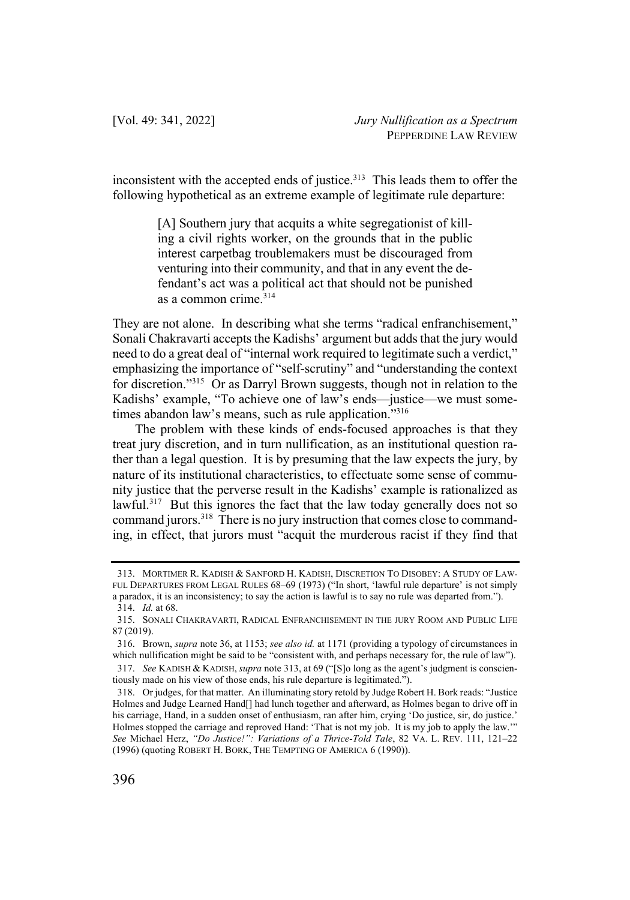inconsistent with the accepted ends of justice.[313] This leads them to offer the following hypothetical as an extreme example of legitimate rule departure:

> [A] Southern jury that acquits a white segregationist of killing a civil rights worker, on the grounds that in the public interest carpetbag troublemakers must be discouraged from venturing into their community, and that in any event the defendant's act was a political act that should not be punished as a common crime.[314]

They are not alone. In describing what she terms "radical enfranchisement," Sonali Chakravarti accepts the Kadishs' argument but adds that the jury would need to do a great deal of "internal work required to legitimate such a verdict," emphasizing the importance of "self-scrutiny" and "understanding the context for discretion."[315] Or as Darryl Brown suggests, though not in relation to the Kadishs' example, "To achieve one of law's ends—justice—we must sometimes abandon law's means, such as rule application."[316]

The problem with these kinds of ends-focused approaches is that they treat jury discretion, and in turn nullification, as an institutional question rather than a legal question. It is by presuming that the law expects the jury, by nature of its institutional characteristics, to effectuate some sense of community justice that the perverse result in the Kadishs' example is rationalized as lawful.[317] But this ignores the fact that the law today generally does not so command jurors.[318] There is no jury instruction that comes close to commanding, in effect, that jurors must "acquit the murderous racist if they find that

---

313. MORTIMER R. KADISH & SANFORD H. KADISH, DISCRETION TO DISOBEY: A STUDY OF LAWFUL DEPARTURES FROM LEGAL RULES 68–69 (1973) ("In short, 'lawful rule departure' is not simply a paradox, it is an inconsistency; to say the action is lawful is to say no rule was departed from.").

314. *Id.* at 68.

315. SONALI CHAKRAVARTI, RADICAL ENFRANCHISEMENT IN THE JURY ROOM AND PUBLIC LIFE 87 (2019).

316. Brown, *supra* note 36, at 1153; *see also id.* at 1171 (providing a typology of circumstances in which nullification might be said to be "consistent with, and perhaps necessary for, the rule of law").

317. *See* KADISH & KADISH, *supra* note 313, at 69 ("[S]o long as the agent's judgment is conscientiously made on his view of those ends, his rule departure is legitimated.").

318. Or judges, for that matter. An illuminating story retold by Judge Robert H. Bork reads: "Justice Holmes and Judge Learned Hand[] had lunch together and afterward, as Holmes began to drive off in his carriage, Hand, in a sudden onset of enthusiasm, ran after him, crying 'Do justice, sir, do justice.' Holmes stopped the carriage and reproved Hand: 'That is not my job. It is my job to apply the law.'" *See* Michael Herz, *"Do Justice!": Variations of a Thrice-Told Tale*, 82 VA. L. REV. 111, 121–22 (1996) (quoting ROBERT H. BORK, THE TEMPTING OF AMERICA 6 (1990)).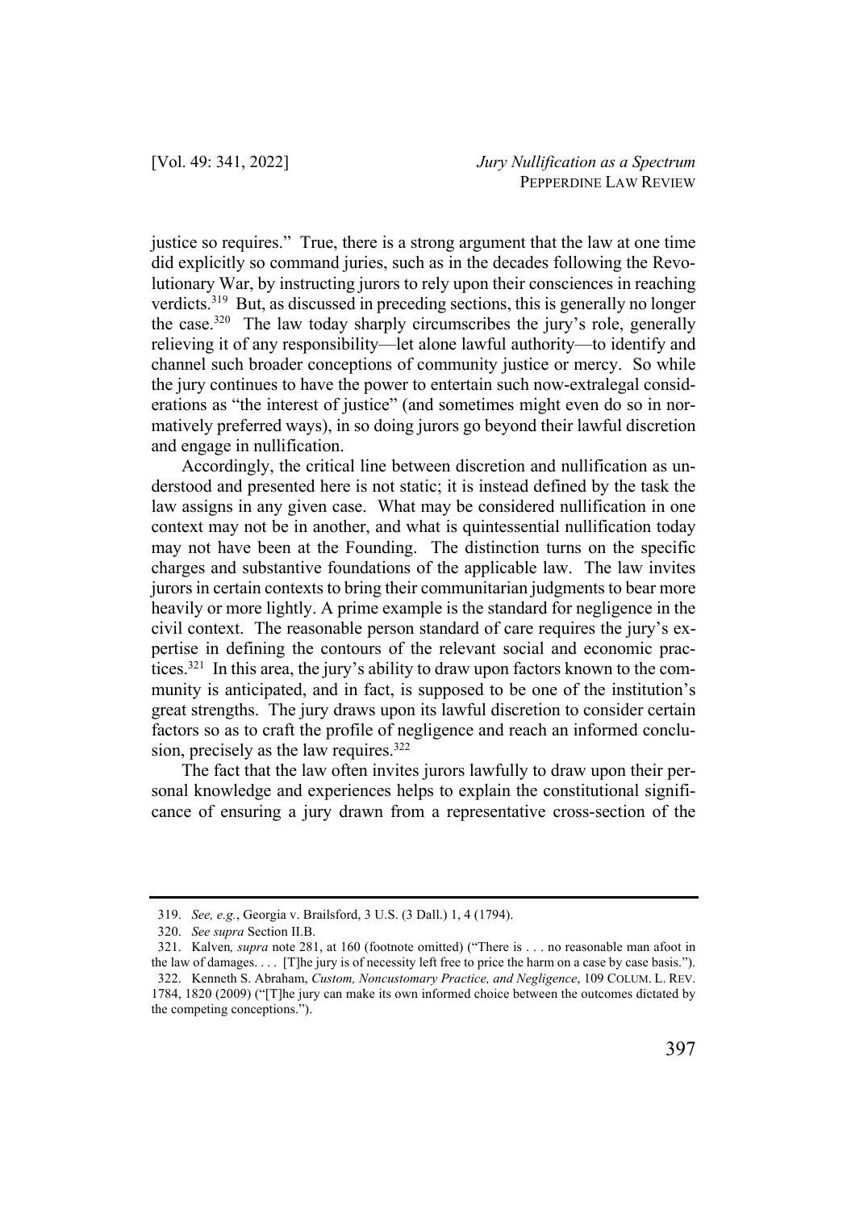justice so requires." True, there is a strong argument that the law at one time did explicitly so command juries, such as in the decades following the Revolutionary War, by instructing jurors to rely upon their consciences in reaching verdicts.[319] But, as discussed in preceding sections, this is generally no longer the case.[320] The law today sharply circumscribes the jury's role, generally relieving it of any responsibility—let alone lawful authority—to identify and channel such broader conceptions of community justice or mercy. So while the jury continues to have the power to entertain such now-extralegal considerations as "the interest of justice" (and sometimes might even do so in normatively preferred ways), in so doing jurors go beyond their lawful discretion and engage in nullification.

Accordingly, the critical line between discretion and nullification as understood and presented here is not static; it is instead defined by the task the law assigns in any given case. What may be considered nullification in one context may not be in another, and what is quintessential nullification today may not have been at the Founding. The distinction turns on the specific charges and substantive foundations of the applicable law. The law invites jurors in certain contexts to bring their communitarian judgments to bear more heavily or more lightly. A prime example is the standard for negligence in the civil context. The reasonable person standard of care requires the jury's expertise in defining the contours of the relevant social and economic practices.[321] In this area, the jury's ability to draw upon factors known to the community is anticipated, and in fact, is supposed to be one of the institution's great strengths. The jury draws upon its lawful discretion to consider certain factors so as to craft the profile of negligence and reach an informed conclusion, precisely as the law requires.[322]

The fact that the law often invites jurors lawfully to draw upon their personal knowledge and experiences helps to explain the constitutional significance of ensuring a jury drawn from a representative cross-section of the

---

319. *See, e.g.*, Georgia v. Brailsford, 3 U.S. (3 Dall.) 1, 4 (1794).

320. *See supra* Section II.B.

321. Kalven*, supra* note 281, at 160 (footnote omitted) ("There is . . . no reasonable man afoot in the law of damages. . . . [T]he jury is of necessity left free to price the harm on a case by case basis.").

322. Kenneth S. Abraham, *Custom, Noncustomary Practice, and Negligence*, 109 COLUM. L. REV. 1784, 1820 (2009) ("[T]he jury can make its own informed choice between the outcomes dictated by the competing conceptions.").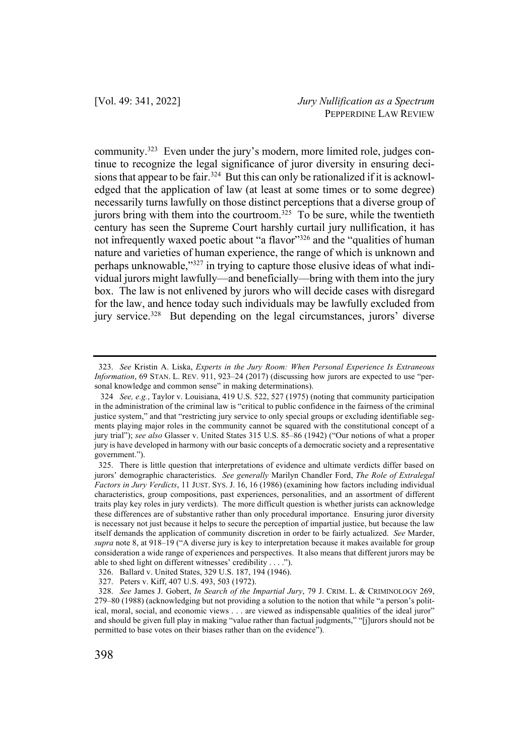community.[323] Even under the jury's modern, more limited role, judges continue to recognize the legal significance of juror diversity in ensuring decisions that appear to be fair.[324] But this can only be rationalized if it is acknowledged that the application of law (at least at some times or to some degree) necessarily turns lawfully on those distinct perceptions that a diverse group of jurors bring with them into the courtroom.[325] To be sure, while the twentieth century has seen the Supreme Court harshly curtail jury nullification, it has not infrequently waxed poetic about "a flavor"[326] and the "qualities of human nature and varieties of human experience, the range of which is unknown and perhaps unknowable,"[327] in trying to capture those elusive ideas of what individual jurors might lawfully—and beneficially—bring with them into the jury box. The law is not enlivened by jurors who will decide cases with disregard for the law, and hence today such individuals may be lawfully excluded from jury service.[328] But depending on the legal circumstances, jurors' diverse

---

323. *See* Kristin A. Liska, *Experts in the Jury Room: When Personal Experience Is Extraneous Information*, 69 STAN. L. REV. 911, 923–24 (2017) (discussing how jurors are expected to use "personal knowledge and common sense" in making determinations).

324 *See, e.g.*, Taylor v. Louisiana, 419 U.S. 522, 527 (1975) (noting that community participation in the administration of the criminal law is "critical to public confidence in the fairness of the criminal justice system," and that "restricting jury service to only special groups or excluding identifiable segments playing major roles in the community cannot be squared with the constitutional concept of a jury trial"); *see also* Glasser v. United States 315 U.S. 85–86 (1942) ("Our notions of what a proper jury is have developed in harmony with our basic concepts of a democratic society and a representative government.").

325. There is little question that interpretations of evidence and ultimate verdicts differ based on jurors' demographic characteristics. *See generally* Marilyn Chandler Ford, *The Role of Extralegal Factors in Jury Verdicts*, 11 JUST. SYS. J. 16, 16 (1986) (examining how factors including individual characteristics, group compositions, past experiences, personalities, and an assortment of different traits play key roles in jury verdicts). The more difficult question is whether jurists can acknowledge these differences are of substantive rather than only procedural importance. Ensuring juror diversity is necessary not just because it helps to secure the perception of impartial justice, but because the law itself demands the application of community discretion in order to be fairly actualized. *See* Marder, *supra* note 8, at 918–19 ("A diverse jury is key to interpretation because it makes available for group consideration a wide range of experiences and perspectives. It also means that different jurors may be able to shed light on different witnesses' credibility . . . .").

326. Ballard v. United States, 329 U.S. 187, 194 (1946).

327. Peters v. Kiff, 407 U.S. 493, 503 (1972).

328. *See* James J. Gobert, *In Search of the Impartial Jury*, 79 J. CRIM. L. & CRIMINOLOGY 269, 279–80 (1988) (acknowledging but not providing a solution to the notion that while "a person's political, moral, social, and economic views . . . are viewed as indispensable qualities of the ideal juror" and should be given full play in making "value rather than factual judgments," "[j]urors should not be permitted to base votes on their biases rather than on the evidence").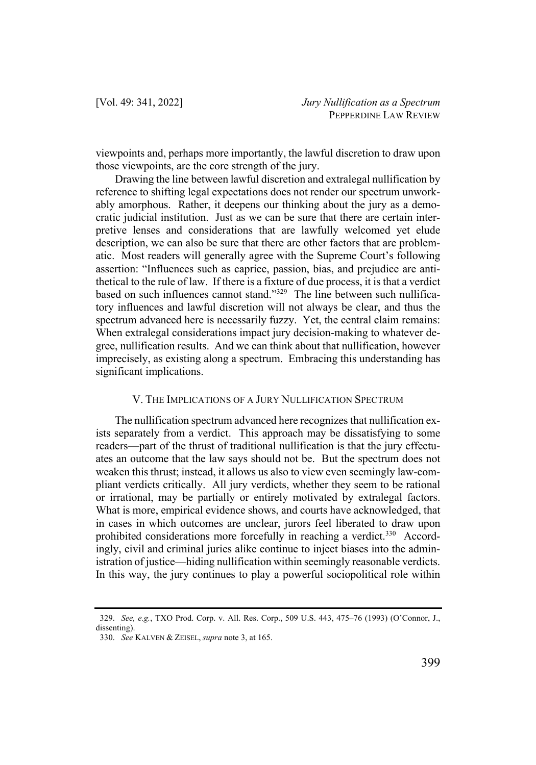viewpoints and, perhaps more importantly, the lawful discretion to draw upon those viewpoints, are the core strength of the jury.

Drawing the line between lawful discretion and extralegal nullification by reference to shifting legal expectations does not render our spectrum unworkably amorphous. Rather, it deepens our thinking about the jury as a democratic judicial institution. Just as we can be sure that there are certain interpretive lenses and considerations that are lawfully welcomed yet elude description, we can also be sure that there are other factors that are problematic. Most readers will generally agree with the Supreme Court's following assertion: "Influences such as caprice, passion, bias, and prejudice are antithetical to the rule of law. If there is a fixture of due process, it is that a verdict based on such influences cannot stand."[329] The line between such nullificatory influences and lawful discretion will not always be clear, and thus the spectrum advanced here is necessarily fuzzy. Yet, the central claim remains: When extralegal considerations impact jury decision-making to whatever degree, nullification results. And we can think about that nullification, however imprecisely, as existing along a spectrum. Embracing this understanding has significant implications.

## V. The Implications of a Jury Nullification Spectrum

The nullification spectrum advanced here recognizes that nullification exists separately from a verdict. This approach may be dissatisfying to some readers—part of the thrust of traditional nullification is that the jury effectuates an outcome that the law says should not be. But the spectrum does not weaken this thrust; instead, it allows us also to view even seemingly law-compliant verdicts critically. All jury verdicts, whether they seem to be rational or irrational, may be partially or entirely motivated by extralegal factors. What is more, empirical evidence shows, and courts have acknowledged, that in cases in which outcomes are unclear, jurors feel liberated to draw upon prohibited considerations more forcefully in reaching a verdict.[330] Accordingly, civil and criminal juries alike continue to inject biases into the administration of justice—hiding nullification within seemingly reasonable verdicts. In this way, the jury continues to play a powerful sociopolitical role within

---

329. *See, e.g.*, TXO Prod. Corp. v. All. Res. Corp., 509 U.S. 443, 475–76 (1993) (O'Connor, J., dissenting).

330. *See* KALVEN & ZEISEL, *supra* note 3, at 165.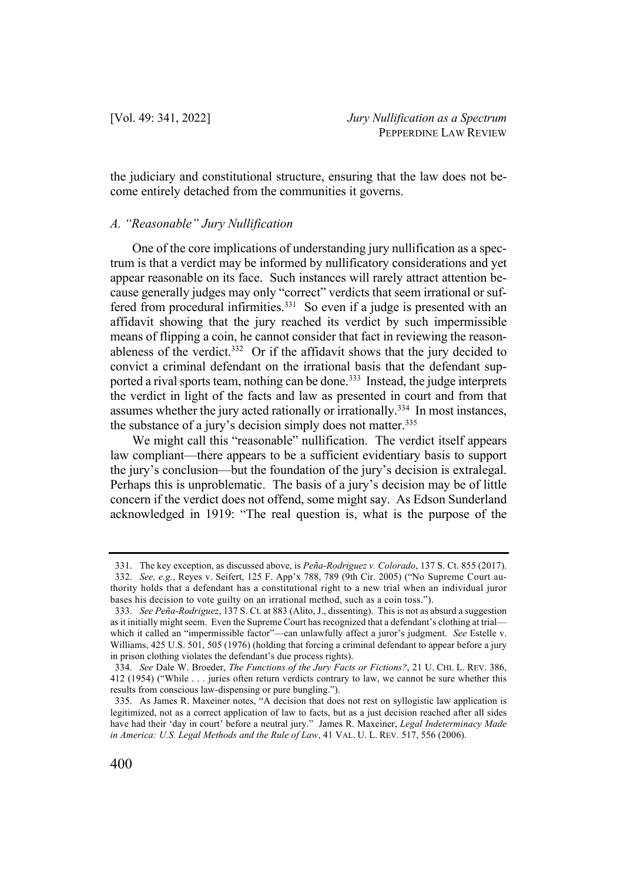the judiciary and constitutional structure, ensuring that the law does not become entirely detached from the communities it governs.

### *A. "Reasonable" Jury Nullification*

One of the core implications of understanding jury nullification as a spectrum is that a verdict may be informed by nullificatory considerations and yet appear reasonable on its face. Such instances will rarely attract attention because generally judges may only "correct" verdicts that seem irrational or suffered from procedural infirmities.[331] So even if a judge is presented with an affidavit showing that the jury reached its verdict by such impermissible means of flipping a coin, he cannot consider that fact in reviewing the reasonableness of the verdict.[332] Or if the affidavit shows that the jury decided to convict a criminal defendant on the irrational basis that the defendant supported a rival sports team, nothing can be done.[333] Instead, the judge interprets the verdict in light of the facts and law as presented in court and from that assumes whether the jury acted rationally or irrationally.[334] In most instances, the substance of a jury's decision simply does not matter.[335]

We might call this "reasonable" nullification. The verdict itself appears law compliant—there appears to be a sufficient evidentiary basis to support the jury's conclusion—but the foundation of the jury's decision is extralegal. Perhaps this is unproblematic. The basis of a jury's decision may be of little concern if the verdict does not offend, some might say. As Edson Sunderland acknowledged in 1919: "The real question is, what is the purpose of the

---

331. The key exception, as discussed above, is *Peña-Rodriguez v. Colorado*, 137 S. Ct. 855 (2017).

332. *See, e.g.*, Reyes v. Seifert, 125 F. App'x 788, 789 (9th Cir. 2005) ("No Supreme Court authority holds that a defendant has a constitutional right to a new trial when an individual juror bases his decision to vote guilty on an irrational method, such as a coin toss.").

333. *See Peña-Rodriguez*, 137 S. Ct. at 883 (Alito, J., dissenting). This is not as absurd a suggestion as it initially might seem. Even the Supreme Court has recognized that a defendant's clothing at trial—which it called an "impermissible factor"—can unlawfully affect a juror's judgment. *See* Estelle v. Williams, 425 U.S. 501, 505 (1976) (holding that forcing a criminal defendant to appear before a jury in prison clothing violates the defendant's due process rights).

334. *See* Dale W. Broeder, *The Functions of the Jury Facts or Fictions?*, 21 U. CHI. L. REV. 386, 412 (1954) ("While . . . juries often return verdicts contrary to law, we cannot be sure whether this results from conscious law-dispensing or pure bungling.").

335. As James R. Maxeiner notes, "A decision that does not rest on syllogistic law application is legitimized, not as a correct application of law to facts, but as a just decision reached after all sides have had their 'day in court' before a neutral jury." James R. Maxeiner, *Legal Indeterminacy Made in America: U.S. Legal Methods and the Rule of Law*, 41 VAL. U. L. REV. 517, 556 (2006).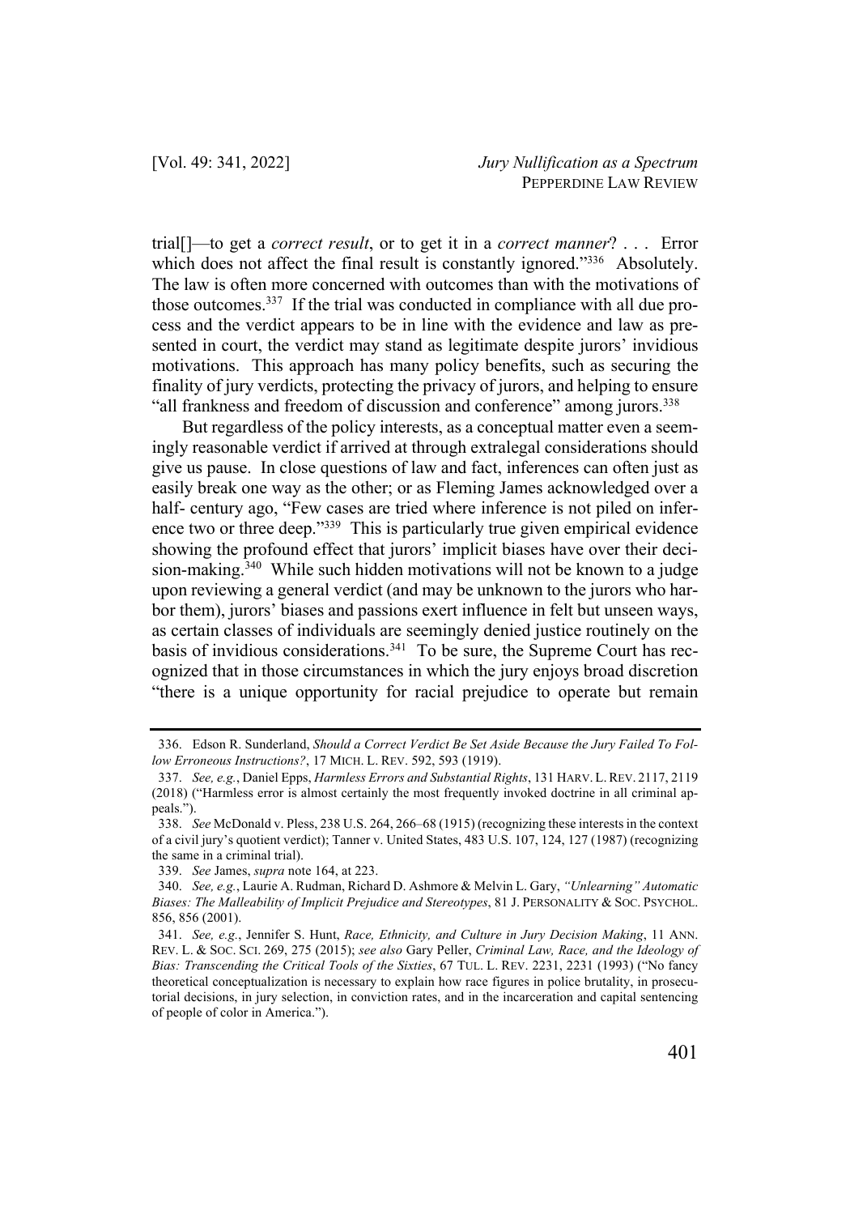trial[]—to get a *correct result*, or to get it in a *correct manner*? . . . Error which does not affect the final result is constantly ignored."[336] Absolutely. The law is often more concerned with outcomes than with the motivations of those outcomes.[337] If the trial was conducted in compliance with all due process and the verdict appears to be in line with the evidence and law as presented in court, the verdict may stand as legitimate despite jurors' invidious motivations. This approach has many policy benefits, such as securing the finality of jury verdicts, protecting the privacy of jurors, and helping to ensure "all frankness and freedom of discussion and conference" among jurors.[338]

But regardless of the policy interests, as a conceptual matter even a seemingly reasonable verdict if arrived at through extralegal considerations should give us pause. In close questions of law and fact, inferences can often just as easily break one way as the other; or as Fleming James acknowledged over a half- century ago, "Few cases are tried where inference is not piled on inference two or three deep."[339] This is particularly true given empirical evidence showing the profound effect that jurors' implicit biases have over their decision-making.[340] While such hidden motivations will not be known to a judge upon reviewing a general verdict (and may be unknown to the jurors who harbor them), jurors' biases and passions exert influence in felt but unseen ways, as certain classes of individuals are seemingly denied justice routinely on the basis of invidious considerations.[341] To be sure, the Supreme Court has recognized that in those circumstances in which the jury enjoys broad discretion "there is a unique opportunity for racial prejudice to operate but remain

---

336. Edson R. Sunderland, *Should a Correct Verdict Be Set Aside Because the Jury Failed To Follow Erroneous Instructions?*, 17 MICH. L. REV. 592, 593 (1919).

337. *See, e.g.*, Daniel Epps, *Harmless Errors and Substantial Rights*, 131 HARV. L. REV. 2117, 2119 (2018) ("Harmless error is almost certainly the most frequently invoked doctrine in all criminal appeals.").

338. *See* McDonald v. Pless, 238 U.S. 264, 266–68 (1915) (recognizing these interests in the context of a civil jury's quotient verdict); Tanner v. United States, 483 U.S. 107, 124, 127 (1987) (recognizing the same in a criminal trial).

339. *See* James, *supra* note 164, at 223.

340. *See, e.g.*, Laurie A. Rudman, Richard D. Ashmore & Melvin L. Gary, *"Unlearning" Automatic Biases: The Malleability of Implicit Prejudice and Stereotypes*, 81 J. PERSONALITY & SOC. PSYCHOL. 856, 856 (2001).

341. *See, e.g.*, Jennifer S. Hunt, *Race, Ethnicity, and Culture in Jury Decision Making*, 11 ANN. REV. L. & SOC. SCI. 269, 275 (2015); *see also* Gary Peller, *Criminal Law, Race, and the Ideology of Bias: Transcending the Critical Tools of the Sixties*, 67 TUL. L. REV. 2231, 2231 (1993) ("No fancy theoretical conceptualization is necessary to explain how race figures in police brutality, in prosecutorial decisions, in jury selection, in conviction rates, and in the incarceration and capital sentencing of people of color in America.").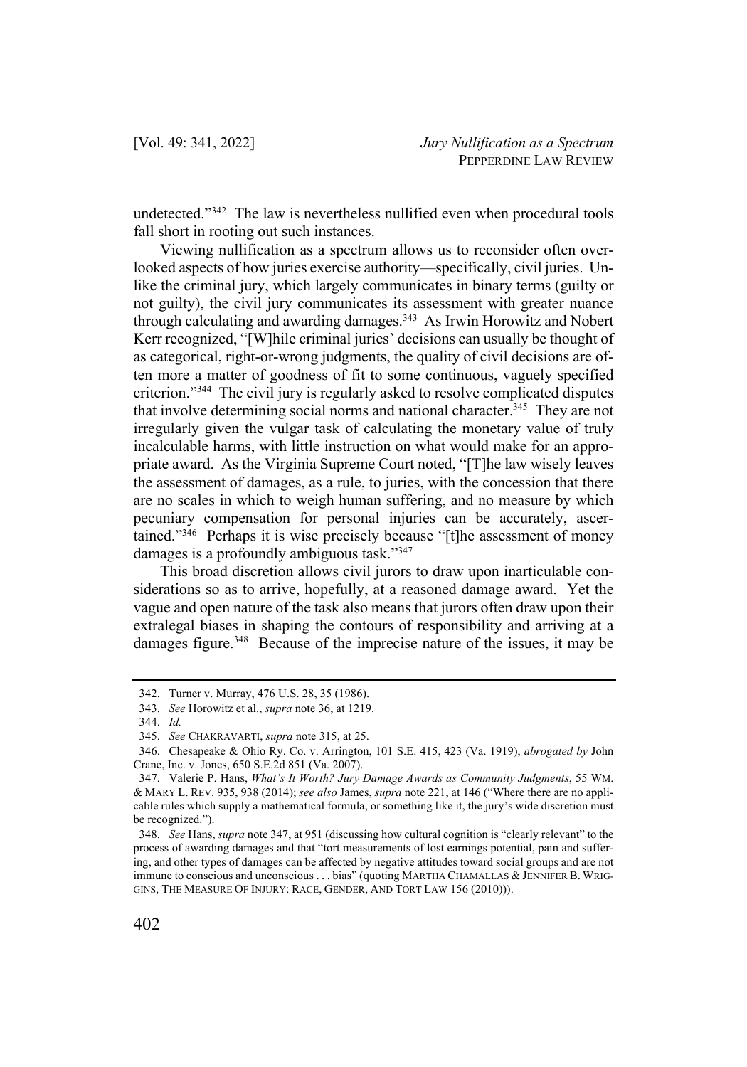undetected."[342] The law is nevertheless nullified even when procedural tools fall short in rooting out such instances.

Viewing nullification as a spectrum allows us to reconsider often overlooked aspects of how juries exercise authority—specifically, civil juries. Unlike the criminal jury, which largely communicates in binary terms (guilty or not guilty), the civil jury communicates its assessment with greater nuance through calculating and awarding damages.[343] As Irwin Horowitz and Nobert Kerr recognized, "[W]hile criminal juries' decisions can usually be thought of as categorical, right-or-wrong judgments, the quality of civil decisions are often more a matter of goodness of fit to some continuous, vaguely specified criterion."[344] The civil jury is regularly asked to resolve complicated disputes that involve determining social norms and national character.[345] They are not irregularly given the vulgar task of calculating the monetary value of truly incalculable harms, with little instruction on what would make for an appropriate award. As the Virginia Supreme Court noted, "[T]he law wisely leaves the assessment of damages, as a rule, to juries, with the concession that there are no scales in which to weigh human suffering, and no measure by which pecuniary compensation for personal injuries can be accurately, ascertained."[346] Perhaps it is wise precisely because "[t]he assessment of money damages is a profoundly ambiguous task."[347]

This broad discretion allows civil jurors to draw upon inarticulable considerations so as to arrive, hopefully, at a reasoned damage award. Yet the vague and open nature of the task also means that jurors often draw upon their extralegal biases in shaping the contours of responsibility and arriving at a damages figure.[348] Because of the imprecise nature of the issues, it may be

---

342. Turner v. Murray, 476 U.S. 28, 35 (1986).

343. *See* Horowitz et al., *supra* note 36, at 1219.

344. *Id.*

345. *See* CHAKRAVARTI, *supra* note 315, at 25.

346. Chesapeake & Ohio Ry. Co. v. Arrington, 101 S.E. 415, 423 (Va. 1919), *abrogated by* John Crane, Inc. v. Jones, 650 S.E.2d 851 (Va. 2007).

347. Valerie P. Hans, *What's It Worth? Jury Damage Awards as Community Judgments*, 55 WM. & MARY L. REV. 935, 938 (2014); *see also* James, *supra* note 221, at 146 ("Where there are no applicable rules which supply a mathematical formula, or something like it, the jury's wide discretion must be recognized.").

348. *See* Hans, *supra* note 347, at 951 (discussing how cultural cognition is "clearly relevant" to the process of awarding damages and that "tort measurements of lost earnings potential, pain and suffering, and other types of damages can be affected by negative attitudes toward social groups and are not immune to conscious and unconscious . . . bias" (quoting MARTHA CHAMALLAS & JENNIFER B. WRIGGINS, THE MEASURE OF INJURY: RACE, GENDER, AND TORT LAW 156 (2010))).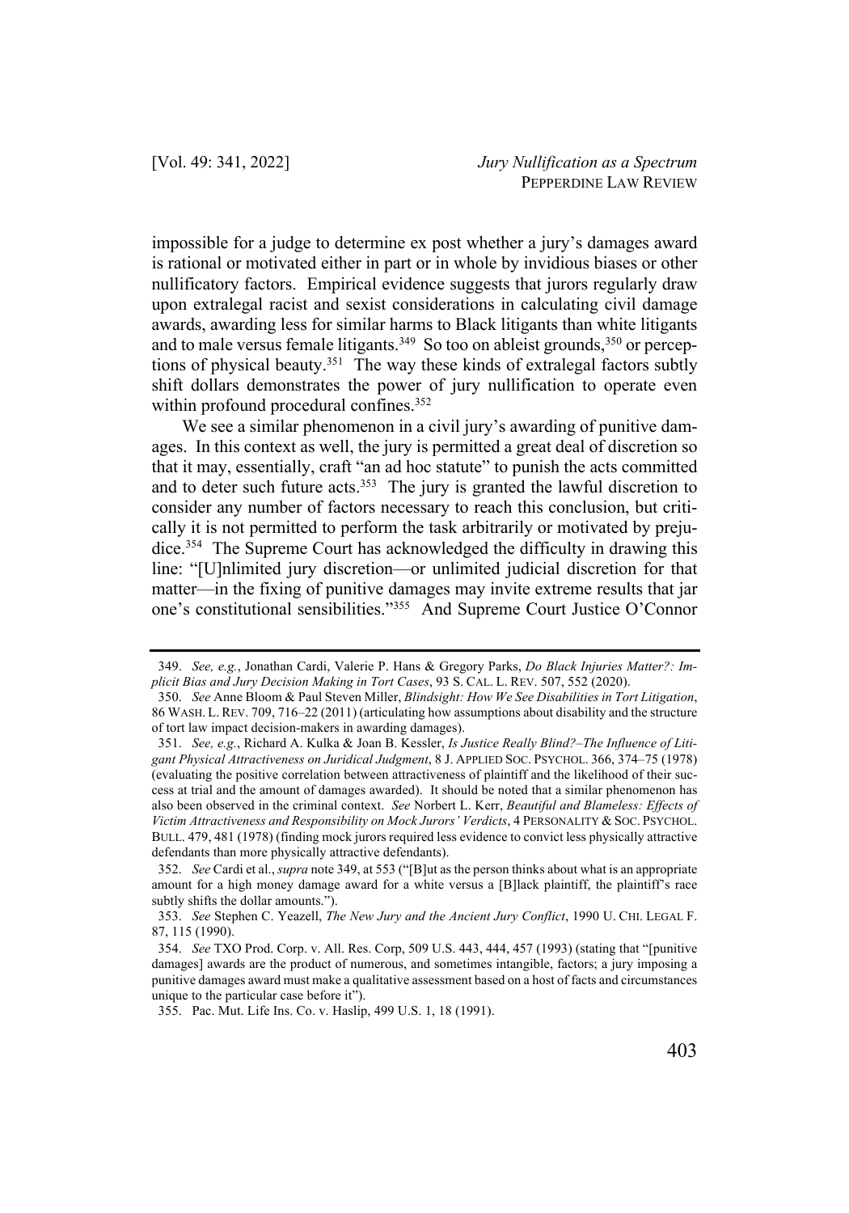impossible for a judge to determine ex post whether a jury's damages award is rational or motivated either in part or in whole by invidious biases or other nullificatory factors. Empirical evidence suggests that jurors regularly draw upon extralegal racist and sexist considerations in calculating civil damage awards, awarding less for similar harms to Black litigants than white litigants and to male versus female litigants.[349] So too on ableist grounds,[350] or perceptions of physical beauty.[351] The way these kinds of extralegal factors subtly shift dollars demonstrates the power of jury nullification to operate even within profound procedural confines.[352]

We see a similar phenomenon in a civil jury's awarding of punitive damages. In this context as well, the jury is permitted a great deal of discretion so that it may, essentially, craft "an ad hoc statute" to punish the acts committed and to deter such future acts.[353] The jury is granted the lawful discretion to consider any number of factors necessary to reach this conclusion, but critically it is not permitted to perform the task arbitrarily or motivated by prejudice.[354] The Supreme Court has acknowledged the difficulty in drawing this line: "[U]nlimited jury discretion—or unlimited judicial discretion for that matter—in the fixing of punitive damages may invite extreme results that jar one's constitutional sensibilities."[355] And Supreme Court Justice O'Connor

---

349. *See, e.g.*, Jonathan Cardi, Valerie P. Hans & Gregory Parks, *Do Black Injuries Matter?: Implicit Bias and Jury Decision Making in Tort Cases*, 93 S. CAL. L. REV. 507, 552 (2020).

350. *See* Anne Bloom & Paul Steven Miller, *Blindsight: How We See Disabilities in Tort Litigation*, 86 WASH. L. REV. 709, 716–22 (2011) (articulating how assumptions about disability and the structure of tort law impact decision-makers in awarding damages).

351. *See, e.g.*, Richard A. Kulka & Joan B. Kessler, *Is Justice Really Blind?–The Influence of Litigant Physical Attractiveness on Juridical Judgment*, 8 J. APPLIED SOC. PSYCHOL. 366, 374–75 (1978) (evaluating the positive correlation between attractiveness of plaintiff and the likelihood of their success at trial and the amount of damages awarded). It should be noted that a similar phenomenon has also been observed in the criminal context. *See* Norbert L. Kerr, *Beautiful and Blameless: Effects of Victim Attractiveness and Responsibility on Mock Jurors' Verdicts*, 4 PERSONALITY & SOC. PSYCHOL. BULL. 479, 481 (1978) (finding mock jurors required less evidence to convict less physically attractive defendants than more physically attractive defendants).

352. *See* Cardi et al., *supra* note 349, at 553 ("[B]ut as the person thinks about what is an appropriate amount for a high money damage award for a white versus a [B]lack plaintiff, the plaintiff's race subtly shifts the dollar amounts.").

353. *See* Stephen C. Yeazell, *The New Jury and the Ancient Jury Conflict*, 1990 U. CHI. LEGAL F. 87, 115 (1990).

354. *See* TXO Prod. Corp. v. All. Res. Corp, 509 U.S. 443, 444, 457 (1993) (stating that "[punitive damages] awards are the product of numerous, and sometimes intangible, factors; a jury imposing a punitive damages award must make a qualitative assessment based on a host of facts and circumstances unique to the particular case before it").

355. Pac. Mut. Life Ins. Co. v. Haslip, 499 U.S. 1, 18 (1991).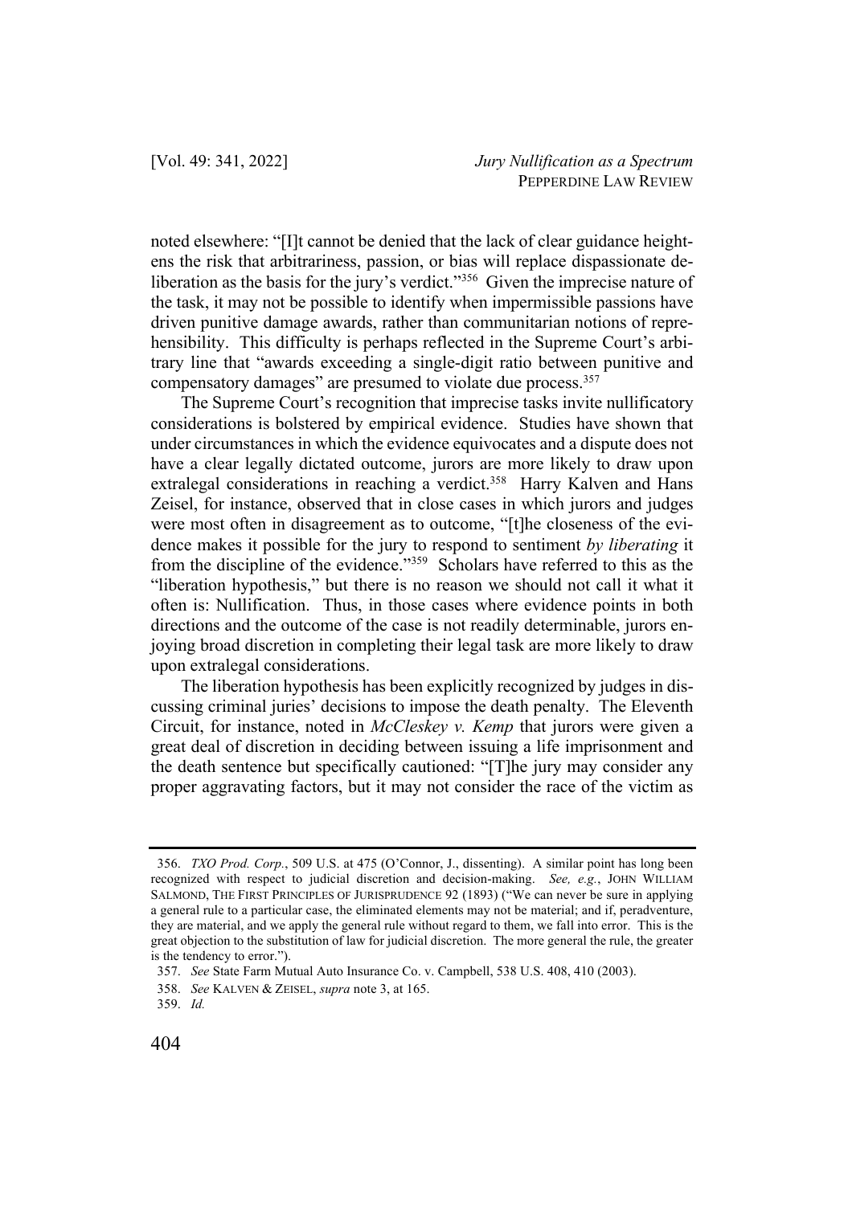noted elsewhere: "[I]t cannot be denied that the lack of clear guidance heightens the risk that arbitrariness, passion, or bias will replace dispassionate deliberation as the basis for the jury's verdict."[356] Given the imprecise nature of the task, it may not be possible to identify when impermissible passions have driven punitive damage awards, rather than communitarian notions of reprehensibility. This difficulty is perhaps reflected in the Supreme Court's arbitrary line that "awards exceeding a single-digit ratio between punitive and compensatory damages" are presumed to violate due process.[357]

The Supreme Court's recognition that imprecise tasks invite nullificatory considerations is bolstered by empirical evidence. Studies have shown that under circumstances in which the evidence equivocates and a dispute does not have a clear legally dictated outcome, jurors are more likely to draw upon extralegal considerations in reaching a verdict.[358] Harry Kalven and Hans Zeisel, for instance, observed that in close cases in which jurors and judges were most often in disagreement as to outcome, "[t]he closeness of the evidence makes it possible for the jury to respond to sentiment *by liberating* it from the discipline of the evidence."[359] Scholars have referred to this as the "liberation hypothesis," but there is no reason we should not call it what it often is: Nullification. Thus, in those cases where evidence points in both directions and the outcome of the case is not readily determinable, jurors enjoying broad discretion in completing their legal task are more likely to draw upon extralegal considerations.

The liberation hypothesis has been explicitly recognized by judges in discussing criminal juries' decisions to impose the death penalty. The Eleventh Circuit, for instance, noted in *McCleskey v. Kemp* that jurors were given a great deal of discretion in deciding between issuing a life imprisonment and the death sentence but specifically cautioned: "[T]he jury may consider any proper aggravating factors, but it may not consider the race of the victim as

---

356. *TXO Prod. Corp.*, 509 U.S. at 475 (O'Connor, J., dissenting). A similar point has long been recognized with respect to judicial discretion and decision-making. *See, e.g.*, JOHN WILLIAM SALMOND, THE FIRST PRINCIPLES OF JURISPRUDENCE 92 (1893) ("We can never be sure in applying a general rule to a particular case, the eliminated elements may not be material; and if, peradventure, they are material, and we apply the general rule without regard to them, we fall into error. This is the great objection to the substitution of law for judicial discretion. The more general the rule, the greater is the tendency to error.").

357. *See* State Farm Mutual Auto Insurance Co. v. Campbell, 538 U.S. 408, 410 (2003).

358. *See* KALVEN & ZEISEL, *supra* note 3, at 165.

359. *Id.*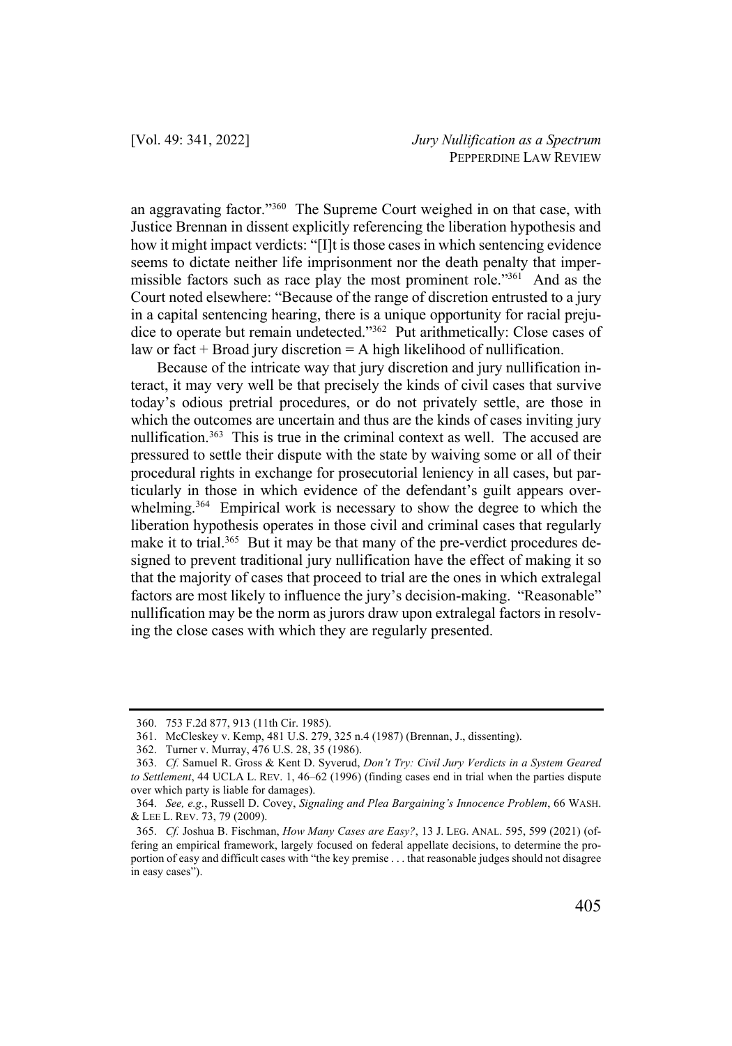an aggravating factor."[360] The Supreme Court weighed in on that case, with Justice Brennan in dissent explicitly referencing the liberation hypothesis and how it might impact verdicts: "[I]t is those cases in which sentencing evidence seems to dictate neither life imprisonment nor the death penalty that impermissible factors such as race play the most prominent role."[361] And as the Court noted elsewhere: "Because of the range of discretion entrusted to a jury in a capital sentencing hearing, there is a unique opportunity for racial prejudice to operate but remain undetected."[362] Put arithmetically: Close cases of law or fact + Broad jury discretion = A high likelihood of nullification.

Because of the intricate way that jury discretion and jury nullification interact, it may very well be that precisely the kinds of civil cases that survive today's odious pretrial procedures, or do not privately settle, are those in which the outcomes are uncertain and thus are the kinds of cases inviting jury nullification.[363] This is true in the criminal context as well. The accused are pressured to settle their dispute with the state by waiving some or all of their procedural rights in exchange for prosecutorial leniency in all cases, but particularly in those in which evidence of the defendant's guilt appears overwhelming.[364] Empirical work is necessary to show the degree to which the liberation hypothesis operates in those civil and criminal cases that regularly make it to trial.[365] But it may be that many of the pre-verdict procedures designed to prevent traditional jury nullification have the effect of making it so that the majority of cases that proceed to trial are the ones in which extralegal factors are most likely to influence the jury's decision-making. "Reasonable" nullification may be the norm as jurors draw upon extralegal factors in resolving the close cases with which they are regularly presented.

---

360. 753 F.2d 877, 913 (11th Cir. 1985).

361. McCleskey v. Kemp, 481 U.S. 279, 325 n.4 (1987) (Brennan, J., dissenting).

362. Turner v. Murray, 476 U.S. 28, 35 (1986).

363. *Cf.* Samuel R. Gross & Kent D. Syverud, *Don't Try: Civil Jury Verdicts in a System Geared to Settlement*, 44 UCLA L. REV. 1, 46–62 (1996) (finding cases end in trial when the parties dispute over which party is liable for damages).

364. *See, e.g.*, Russell D. Covey, *Signaling and Plea Bargaining's Innocence Problem*, 66 WASH. & LEE L. REV. 73, 79 (2009).

365. *Cf.* Joshua B. Fischman, *How Many Cases are Easy?*, 13 J. LEG. ANAL. 595, 599 (2021) (offering an empirical framework, largely focused on federal appellate decisions, to determine the proportion of easy and difficult cases with "the key premise . . . that reasonable judges should not disagree in easy cases").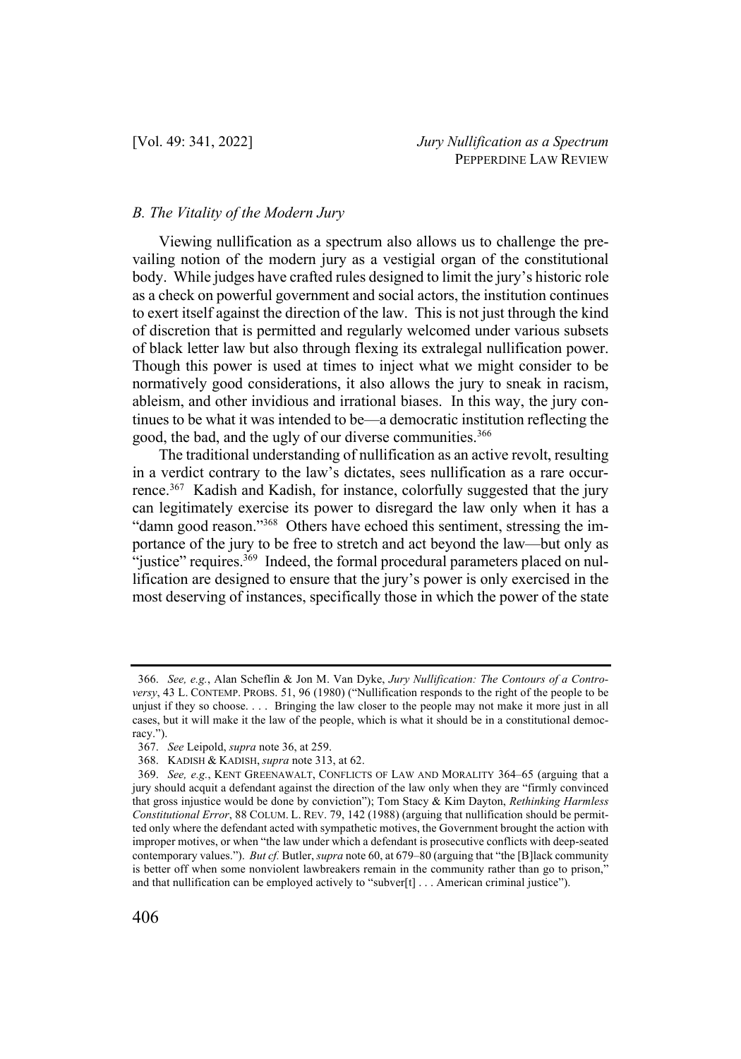### *B. The Vitality of the Modern Jury*

Viewing nullification as a spectrum also allows us to challenge the prevailing notion of the modern jury as a vestigial organ of the constitutional body. While judges have crafted rules designed to limit the jury's historic role as a check on powerful government and social actors, the institution continues to exert itself against the direction of the law. This is not just through the kind of discretion that is permitted and regularly welcomed under various subsets of black letter law but also through flexing its extralegal nullification power. Though this power is used at times to inject what we might consider to be normatively good considerations, it also allows the jury to sneak in racism, ableism, and other invidious and irrational biases. In this way, the jury continues to be what it was intended to be—a democratic institution reflecting the good, the bad, and the ugly of our diverse communities.[366]

The traditional understanding of nullification as an active revolt, resulting in a verdict contrary to the law's dictates, sees nullification as a rare occurrence.[367] Kadish and Kadish, for instance, colorfully suggested that the jury can legitimately exercise its power to disregard the law only when it has a "damn good reason."[368] Others have echoed this sentiment, stressing the importance of the jury to be free to stretch and act beyond the law—but only as "justice" requires.[369] Indeed, the formal procedural parameters placed on nullification are designed to ensure that the jury's power is only exercised in the most deserving of instances, specifically those in which the power of the state

---

366. *See, e.g.*, Alan Scheflin & Jon M. Van Dyke, *Jury Nullification: The Contours of a Controversy*, 43 L. CONTEMP. PROBS. 51, 96 (1980) ("Nullification responds to the right of the people to be unjust if they so choose. . . . Bringing the law closer to the people may not make it more just in all cases, but it will make it the law of the people, which is what it should be in a constitutional democracy.").

367. *See* Leipold, *supra* note 36, at 259.

368. KADISH & KADISH, *supra* note 313, at 62.

369. *See, e.g.*, KENT GREENAWALT, CONFLICTS OF LAW AND MORALITY 364–65 (arguing that a jury should acquit a defendant against the direction of the law only when they are "firmly convinced that gross injustice would be done by conviction"); Tom Stacy & Kim Dayton, *Rethinking Harmless Constitutional Error*, 88 COLUM. L. REV. 79, 142 (1988) (arguing that nullification should be permitted only where the defendant acted with sympathetic motives, the Government brought the action with improper motives, or when "the law under which a defendant is prosecutive conflicts with deep-seated contemporary values."). *But cf.* Butler, *supra* note 60, at 679–80 (arguing that "the [B]lack community is better off when some nonviolent lawbreakers remain in the community rather than go to prison," and that nullification can be employed actively to "subver[t] . . . American criminal justice").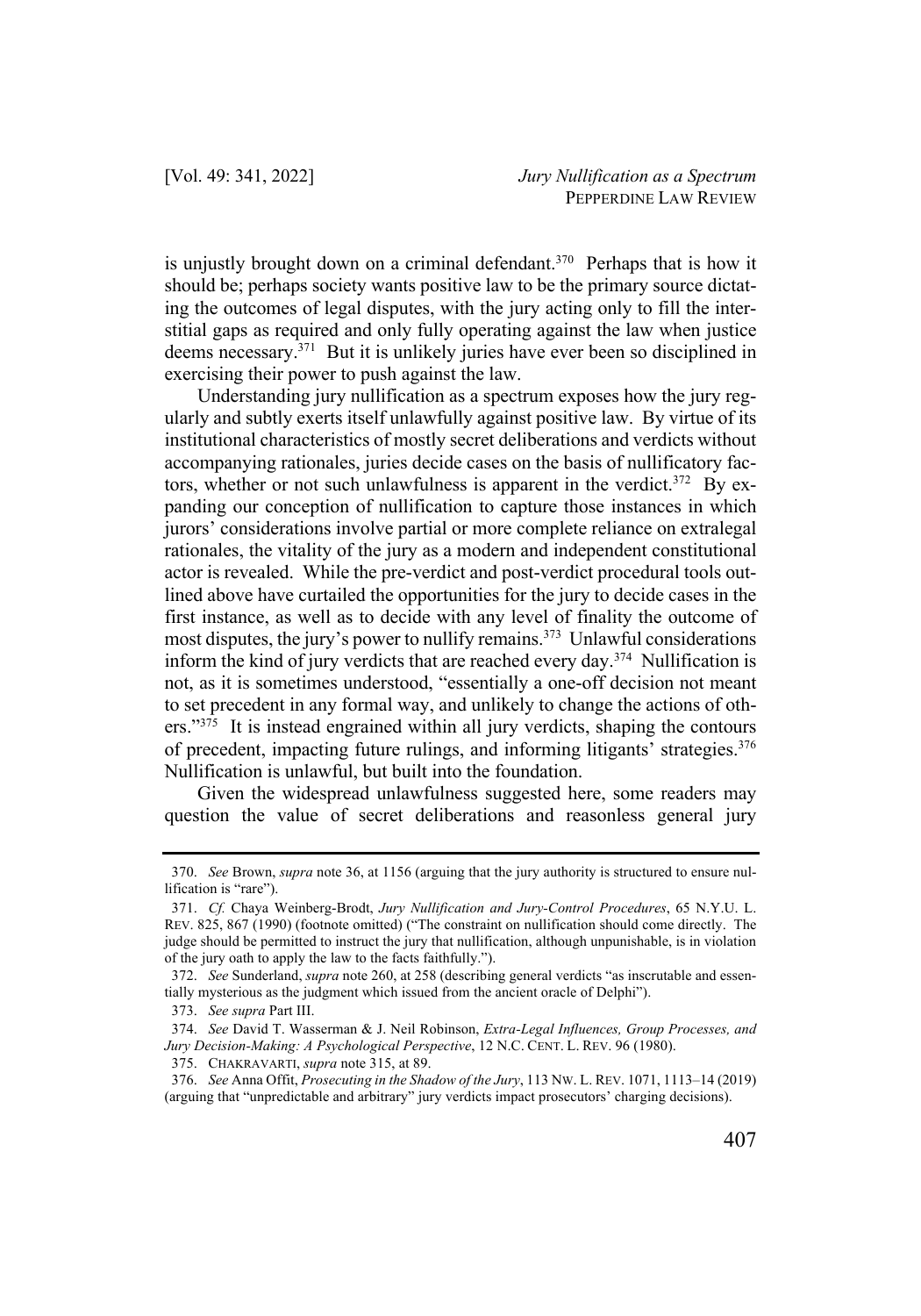is unjustly brought down on a criminal defendant.[370] Perhaps that is how it should be; perhaps society wants positive law to be the primary source dictating the outcomes of legal disputes, with the jury acting only to fill the interstitial gaps as required and only fully operating against the law when justice deems necessary.[371] But it is unlikely juries have ever been so disciplined in exercising their power to push against the law.

Understanding jury nullification as a spectrum exposes how the jury regularly and subtly exerts itself unlawfully against positive law. By virtue of its institutional characteristics of mostly secret deliberations and verdicts without accompanying rationales, juries decide cases on the basis of nullificatory factors, whether or not such unlawfulness is apparent in the verdict.[372] By expanding our conception of nullification to capture those instances in which jurors' considerations involve partial or more complete reliance on extralegal rationales, the vitality of the jury as a modern and independent constitutional actor is revealed. While the pre-verdict and post-verdict procedural tools outlined above have curtailed the opportunities for the jury to decide cases in the first instance, as well as to decide with any level of finality the outcome of most disputes, the jury's power to nullify remains.[373] Unlawful considerations inform the kind of jury verdicts that are reached every day.[374] Nullification is not, as it is sometimes understood, "essentially a one-off decision not meant to set precedent in any formal way, and unlikely to change the actions of others."[375] It is instead engrained within all jury verdicts, shaping the contours of precedent, impacting future rulings, and informing litigants' strategies.[376] Nullification is unlawful, but built into the foundation.

Given the widespread unlawfulness suggested here, some readers may question the value of secret deliberations and reasonless general jury

---

370. *See* Brown, *supra* note 36, at 1156 (arguing that the jury authority is structured to ensure nullification is "rare").

371. *Cf.* Chaya Weinberg-Brodt, *Jury Nullification and Jury-Control Procedures*, 65 N.Y.U. L. REV. 825, 867 (1990) (footnote omitted) ("The constraint on nullification should come directly. The judge should be permitted to instruct the jury that nullification, although unpunishable, is in violation of the jury oath to apply the law to the facts faithfully.").

372. *See* Sunderland, *supra* note 260, at 258 (describing general verdicts "as inscrutable and essentially mysterious as the judgment which issued from the ancient oracle of Delphi").

373. *See supra* Part III.

374. *See* David T. Wasserman & J. Neil Robinson, *Extra-Legal Influences, Group Processes, and Jury Decision-Making: A Psychological Perspective*, 12 N.C. CENT. L. REV. 96 (1980).

375. CHAKRAVARTI, *supra* note 315, at 89.

376. *See* Anna Offit, *Prosecuting in the Shadow of the Jury*, 113 NW. L. REV. 1071, 1113–14 (2019) (arguing that "unpredictable and arbitrary" jury verdicts impact prosecutors' charging decisions).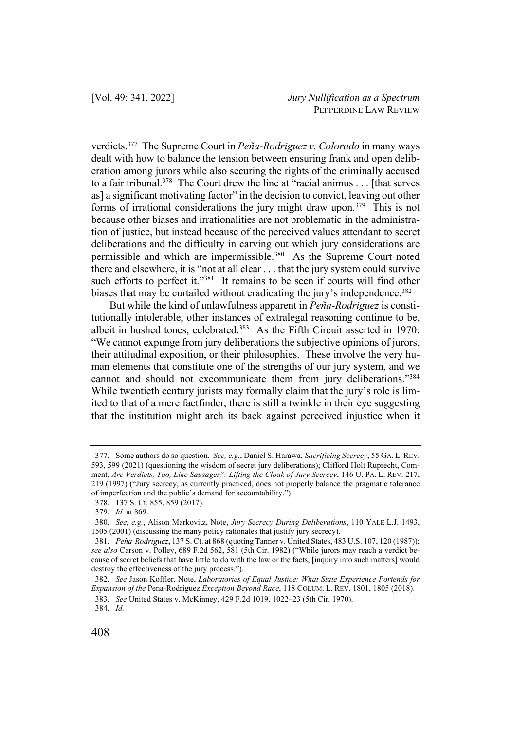verdicts.[377] The Supreme Court in *Peña-Rodriguez v. Colorado* in many ways dealt with how to balance the tension between ensuring frank and open deliberation among jurors while also securing the rights of the criminally accused to a fair tribunal.[378] The Court drew the line at "racial animus . . . [that serves as] a significant motivating factor" in the decision to convict, leaving out other forms of irrational considerations the jury might draw upon.[379] This is not because other biases and irrationalities are not problematic in the administration of justice, but instead because of the perceived values attendant to secret deliberations and the difficulty in carving out which jury considerations are permissible and which are impermissible.[380] As the Supreme Court noted there and elsewhere, it is "not at all clear . . . that the jury system could survive such efforts to perfect it."[381] It remains to be seen if courts will find other biases that may be curtailed without eradicating the jury's independence.[382]

But while the kind of unlawfulness apparent in *Peña-Rodriguez* is constitutionally intolerable, other instances of extralegal reasoning continue to be, albeit in hushed tones, celebrated.[383] As the Fifth Circuit asserted in 1970: "We cannot expunge from jury deliberations the subjective opinions of jurors, their attitudinal exposition, or their philosophies. These involve the very human elements that constitute one of the strengths of our jury system, and we cannot and should not excommunicate them from jury deliberations."[384] While twentieth century jurists may formally claim that the jury's role is limited to that of a mere factfinder, there is still a twinkle in their eye suggesting that the institution might arch its back against perceived injustice when it

---

377. Some authors do so question. *See, e.g.*, Daniel S. Harawa, *Sacrificing Secrecy*, 55 GA. L. REV. 593, 599 (2021) (questioning the wisdom of secret jury deliberations); Clifford Holt Ruprecht, Comment, *Are Verdicts, Too, Like Sausages?: Lifting the Cloak of Jury Secrecy*, 146 U. PA. L. REV. 217, 219 (1997) ("Jury secrecy, as currently practiced, does not properly balance the pragmatic tolerance of imperfection and the public's demand for accountability.").

378. 137 S. Ct. 855, 859 (2017).

379. *Id.* at 869.

380. *See, e.g.*, Alison Markovitz, Note, *Jury Secrecy During Deliberations*, 110 YALE L.J. 1493, 1505 (2001) (discussing the many policy rationales that justify jury secrecy).

381. *Peña-Rodriguez*, 137 S. Ct. at 868 (quoting Tanner v. United States, 483 U.S. 107, 120 (1987)); *see also* Carson v. Polley, 689 F.2d 562, 581 (5th Cir. 1982) ("While jurors may reach a verdict because of secret beliefs that have little to do with the law or the facts, [inquiry into such matters] would destroy the effectiveness of the jury process.").

382. *See* Jason Koffler, Note, *Laboratories of Equal Justice: What State Experience Portends for Expansion of the* Pena-Rodriguez *Exception Beyond Race*, 118 COLUM. L. REV. 1801, 1805 (2018).

383. *See* United States v. McKinney, 429 F.2d 1019, 1022–23 (5th Cir. 1970).

384. *Id.*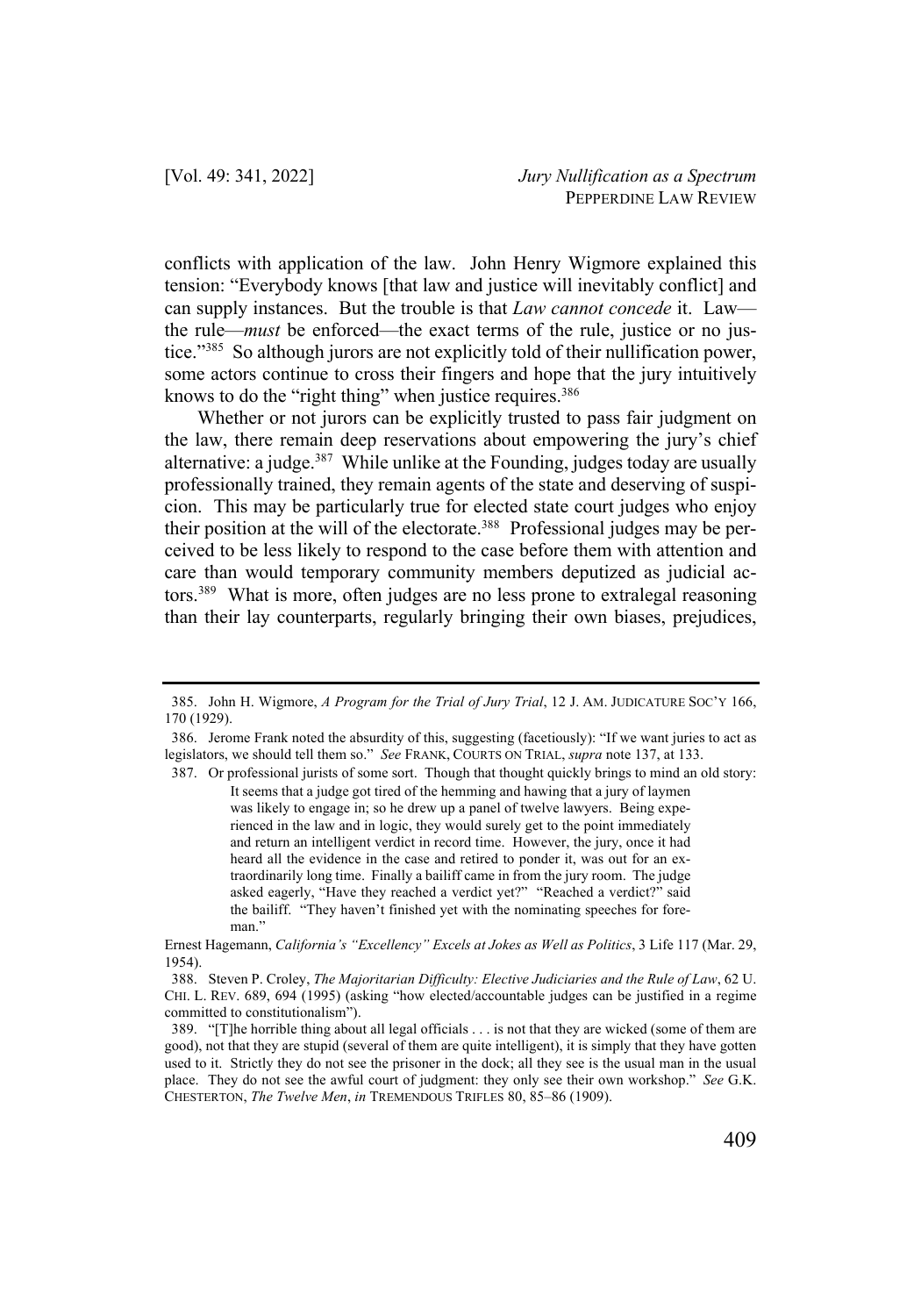conflicts with application of the law. John Henry Wigmore explained this tension: "Everybody knows [that law and justice will inevitably conflict] and can supply instances. But the trouble is that *Law cannot concede* it. Law—the rule—*must* be enforced—the exact terms of the rule, justice or no justice."[385] So although jurors are not explicitly told of their nullification power, some actors continue to cross their fingers and hope that the jury intuitively knows to do the "right thing" when justice requires.[386]

Whether or not jurors can be explicitly trusted to pass fair judgment on the law, there remain deep reservations about empowering the jury's chief alternative: a judge.[387] While unlike at the Founding, judges today are usually professionally trained, they remain agents of the state and deserving of suspicion. This may be particularly true for elected state court judges who enjoy their position at the will of the electorate.[388] Professional judges may be perceived to be less likely to respond to the case before them with attention and care than would temporary community members deputized as judicial actors.[389] What is more, often judges are no less prone to extralegal reasoning than their lay counterparts, regularly bringing their own biases, prejudices,

---

385. John H. Wigmore, *A Program for the Trial of Jury Trial*, 12 J. AM. JUDICATURE SOC'Y 166, 170 (1929).

386. Jerome Frank noted the absurdity of this, suggesting (facetiously): "If we want juries to act as legislators, we should tell them so." *See* FRANK, COURTS ON TRIAL, *supra* note 137, at 133.

387. Or professional jurists of some sort. Though that thought quickly brings to mind an old story:

> It seems that a judge got tired of the hemming and hawing that a jury of laymen was likely to engage in; so he drew up a panel of twelve lawyers. Being experienced in the law and in logic, they would surely get to the point immediately and return an intelligent verdict in record time. However, the jury, once it had heard all the evidence in the case and retired to ponder it, was out for an extraordinarily long time. Finally a bailiff came in from the jury room. The judge asked eagerly, "Have they reached a verdict yet?" "Reached a verdict?" said the bailiff. "They haven't finished yet with the nominating speeches for foreman."

Ernest Hagemann, *California's "Excellency" Excels at Jokes as Well as Politics*, 3 Life 117 (Mar. 29, 1954).

388. Steven P. Croley, *The Majoritarian Difficulty: Elective Judiciaries and the Rule of Law*, 62 U. CHI. L. REV. 689, 694 (1995) (asking "how elected/accountable judges can be justified in a regime committed to constitutionalism").

389. "[T]he horrible thing about all legal officials . . . is not that they are wicked (some of them are good), not that they are stupid (several of them are quite intelligent), it is simply that they have gotten used to it. Strictly they do not see the prisoner in the dock; all they see is the usual man in the usual place. They do not see the awful court of judgment: they only see their own workshop." *See* G.K. CHESTERTON, *The Twelve Men*, *in* TREMENDOUS TRIFLES 80, 85–86 (1909).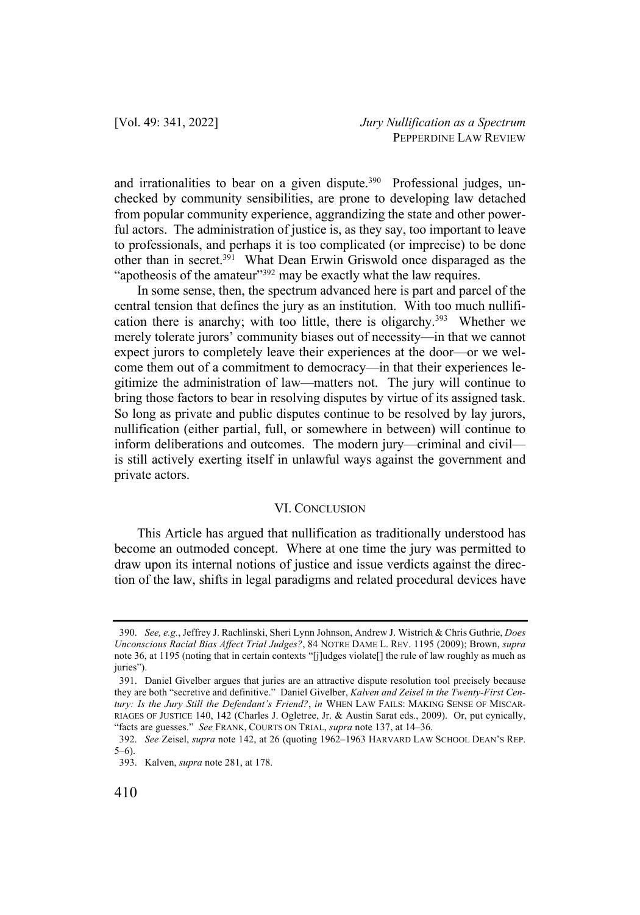and irrationalities to bear on a given dispute.[390] Professional judges, unchecked by community sensibilities, are prone to developing law detached from popular community experience, aggrandizing the state and other powerful actors. The administration of justice is, as they say, too important to leave to professionals, and perhaps it is too complicated (or imprecise) to be done other than in secret.[391] What Dean Erwin Griswold once disparaged as the "apotheosis of the amateur"[392] may be exactly what the law requires.

In some sense, then, the spectrum advanced here is part and parcel of the central tension that defines the jury as an institution. With too much nullification there is anarchy; with too little, there is oligarchy.[393] Whether we merely tolerate jurors' community biases out of necessity—in that we cannot expect jurors to completely leave their experiences at the door—or we welcome them out of a commitment to democracy—in that their experiences legitimize the administration of law—matters not. The jury will continue to bring those factors to bear in resolving disputes by virtue of its assigned task. So long as private and public disputes continue to be resolved by lay jurors, nullification (either partial, full, or somewhere in between) will continue to inform deliberations and outcomes. The modern jury—criminal and civil—is still actively exerting itself in unlawful ways against the government and private actors.

## VI. Conclusion

This Article has argued that nullification as traditionally understood has become an outmoded concept. Where at one time the jury was permitted to draw upon its internal notions of justice and issue verdicts against the direction of the law, shifts in legal paradigms and related procedural devices have

---

390. *See, e.g.*, Jeffrey J. Rachlinski, Sheri Lynn Johnson, Andrew J. Wistrich & Chris Guthrie, *Does Unconscious Racial Bias Affect Trial Judges?*, 84 NOTRE DAME L. REV. 1195 (2009); Brown, *supra* note 36, at 1195 (noting that in certain contexts "[j]udges violate[] the rule of law roughly as much as juries").

391. Daniel Givelber argues that juries are an attractive dispute resolution tool precisely because they are both "secretive and definitive." Daniel Givelber, *Kalven and Zeisel in the Twenty-First Century: Is the Jury Still the Defendant's Friend?*, *in* WHEN LAW FAILS: MAKING SENSE OF MISCARRIAGES OF JUSTICE 140, 142 (Charles J. Ogletree, Jr. & Austin Sarat eds., 2009). Or, put cynically, "facts are guesses." *See* FRANK, COURTS ON TRIAL, *supra* note 137, at 14–36.

392. *See* Zeisel, *supra* note 142, at 26 (quoting 1962–1963 HARVARD LAW SCHOOL DEAN'S REP. 5–6).

393. Kalven, *supra* note 281, at 178.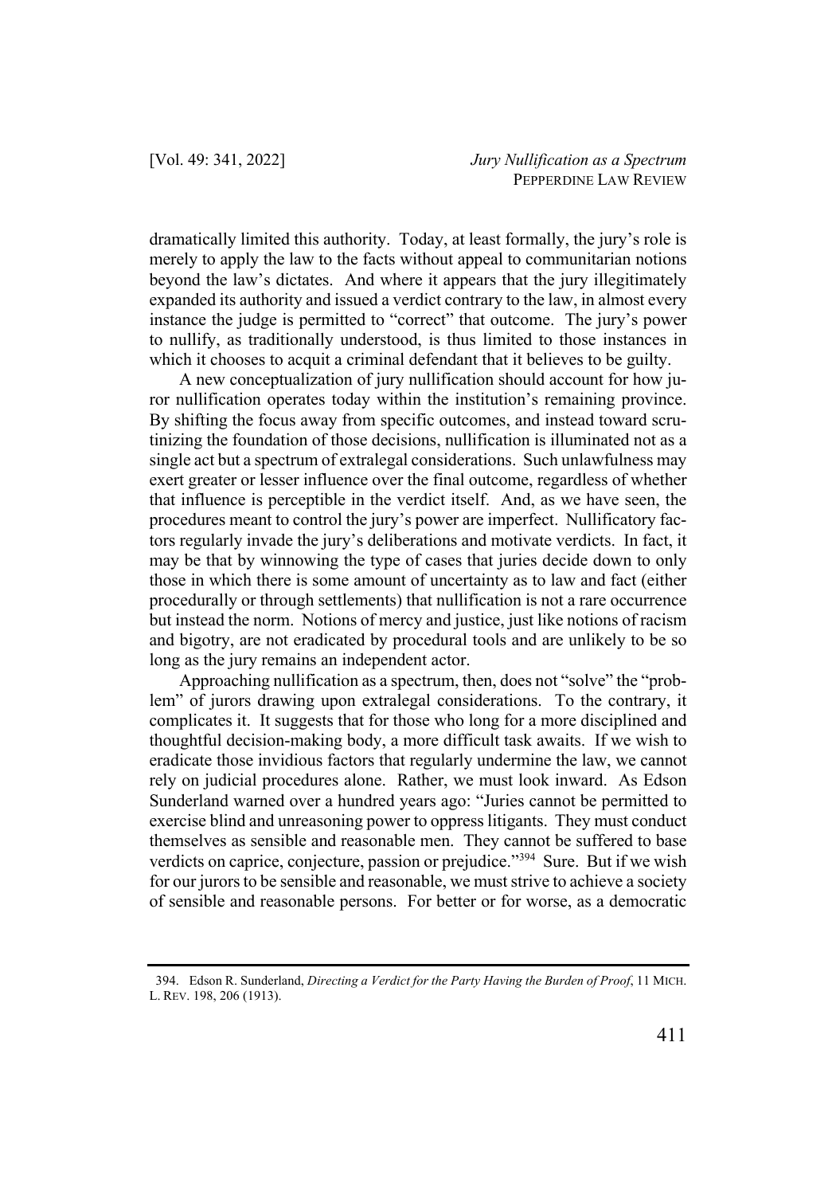dramatically limited this authority. Today, at least formally, the jury's role is merely to apply the law to the facts without appeal to communitarian notions beyond the law's dictates. And where it appears that the jury illegitimately expanded its authority and issued a verdict contrary to the law, in almost every instance the judge is permitted to "correct" that outcome. The jury's power to nullify, as traditionally understood, is thus limited to those instances in which it chooses to acquit a criminal defendant that it believes to be guilty.

A new conceptualization of jury nullification should account for how juror nullification operates today within the institution's remaining province. By shifting the focus away from specific outcomes, and instead toward scrutinizing the foundation of those decisions, nullification is illuminated not as a single act but a spectrum of extralegal considerations. Such unlawfulness may exert greater or lesser influence over the final outcome, regardless of whether that influence is perceptible in the verdict itself. And, as we have seen, the procedures meant to control the jury's power are imperfect. Nullificatory factors regularly invade the jury's deliberations and motivate verdicts. In fact, it may be that by winnowing the type of cases that juries decide down to only those in which there is some amount of uncertainty as to law and fact (either procedurally or through settlements) that nullification is not a rare occurrence but instead the norm. Notions of mercy and justice, just like notions of racism and bigotry, are not eradicated by procedural tools and are unlikely to be so long as the jury remains an independent actor.

Approaching nullification as a spectrum, then, does not "solve" the "problem" of jurors drawing upon extralegal considerations. To the contrary, it complicates it. It suggests that for those who long for a more disciplined and thoughtful decision-making body, a more difficult task awaits. If we wish to eradicate those invidious factors that regularly undermine the law, we cannot rely on judicial procedures alone. Rather, we must look inward. As Edson Sunderland warned over a hundred years ago: "Juries cannot be permitted to exercise blind and unreasoning power to oppress litigants. They must conduct themselves as sensible and reasonable men. They cannot be suffered to base verdicts on caprice, conjecture, passion or prejudice."[394] Sure. But if we wish for our jurors to be sensible and reasonable, we must strive to achieve a society of sensible and reasonable persons. For better or for worse, as a democratic

394. Edson R. Sunderland, *Directing a Verdict for the Party Having the Burden of Proof*, 11 MICH. L. REV. 198, 206 (1913).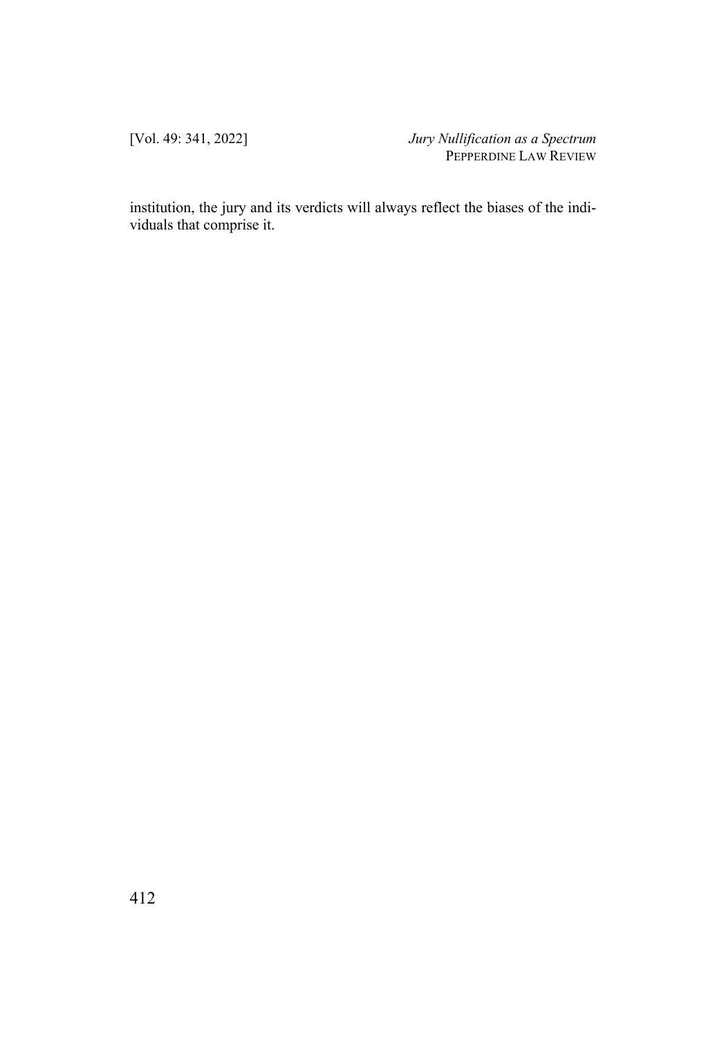institution, the jury and its verdicts will always reflect the biases of the individuals that comprise it.